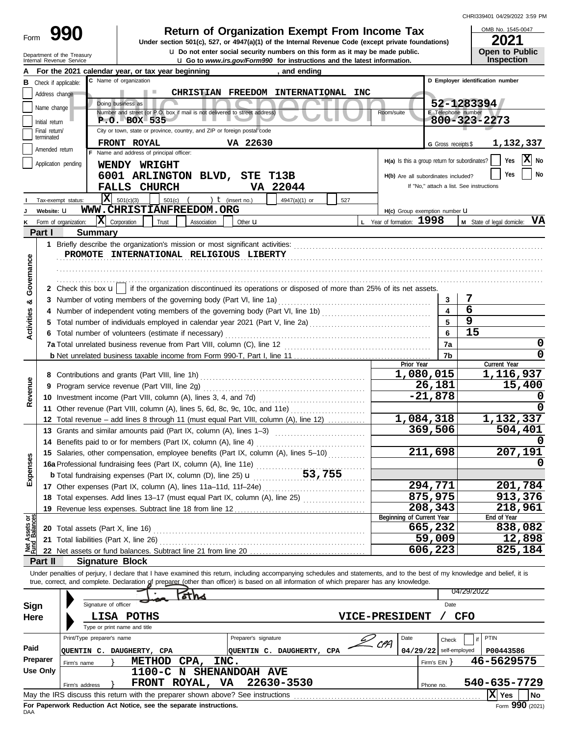Form **990**

# Return of Organization Exempt From Income Tax

**Under section 501(c), 527, or 4947(a)(1) of the Internal Revenue Code (except private foundations)**

u Do not enter social security numbers on this form as it may be made public.

u Go to *www.irs.gov/Form990* for instructions and the latest information.

Department of the Treasury
Internal Revenue Service

OMB No. 1545-0047

**2021**

**Open to Public Inspection**

CHRI339401 04/29/2022 3:59 PM

**A** For the 2021 calendar year, or tax year beginning , and ending

**B** Check if applicable: Address change / Name change / Initial return / Final return/terminated / Amended return / Application pending

**C** Name of organization: CHRISTIAN FREEDOM INTERNATIONAL INC

Doing business as

Number and street (or P.O. box if mail is not delivered to street address): P.O. BOX 535 — Room/suite

City or town, state or province, country, and ZIP or foreign postal code: FRONT ROYAL VA 22630

**D** Employer identification number: 52-1283394

**E** Telephone number: 800-323-2273

**G** Gross receipts $ 1,132,337

**F** Name and address of principal officer:
WENDY WRIGHT
6001 ARLINGTON BLVD, STE T13B
FALLS CHURCH VA 22044

H(a) Is this a group return for subordinates? Yes [ ] No [X]

H(b) Are all subordinates included? Yes [ ] No [ ]
If "No," attach a list. See instructions

**I** Tax-exempt status: [X] 501(c)(3) [ ] 501(c) ( ) t (insert no.) [ ] 4947(a)(1) or [ ] 527

**J** Website: u WWW.CHRISTIANFREEDOM.ORG

H(c) Group exemption number u

**K** Form of organization: [X] Corporation [ ] Trust [ ] Association [ ] Other u

**L** Year of formation: 1998

**M** State of legal domicile: VA

## Part I Summary

**Activities & Governance**

1 Briefly describe the organization's mission or most significant activities:
PROMOTE INTERNATIONAL RELIGIOUS LIBERTY

2 Check this box u [ ] if the organization discontinued its operations or disposed of more than 25% of its net assets.

| | | | |
|---|---|---|---|
| 3 | Number of voting members of the governing body (Part VI, line 1a) | 3 | 7 |
| 4 | Number of independent voting members of the governing body (Part VI, line 1b) | 4 | 6 |
| 5 | Total number of individuals employed in calendar year 2021 (Part V, line 2a) | 5 | 9 |
| 6 | Total number of volunteers (estimate if necessary) | 6 | 15 |
| 7a | Total unrelated business revenue from Part VIII, column (C), line 12 | 7a | 0 |
| b | Net unrelated business taxable income from Form 990-T, Part I, line 11 | 7b | 0 |

| | | Prior Year | Current Year |
|---|---|---|---|
| **Revenue** | | | |
| 8 | Contributions and grants (Part VIII, line 1h) | 1,080,015 | 1,116,937 |
| 9 | Program service revenue (Part VIII, line 2g) | 26,181 | 15,400 |
| 10 | Investment income (Part VIII, column (A), lines 3, 4, and 7d) | -21,878 | 0 |
| 11 | Other revenue (Part VIII, column (A), lines 5, 6d, 8c, 9c, 10c, and 11e) | | 0 |
| 12 | Total revenue – add lines 8 through 11 (must equal Part VIII, column (A), line 12) | 1,084,318 | 1,132,337 |
| **Expenses** | | | |
| 13 | Grants and similar amounts paid (Part IX, column (A), lines 1–3) | 369,506 | 504,401 |
| 14 | Benefits paid to or for members (Part IX, column (A), line 4) | | 0 |
| 15 | Salaries, other compensation, employee benefits (Part IX, column (A), lines 5–10) | 211,698 | 207,191 |
| 16a | Professional fundraising fees (Part IX, column (A), line 11e) | | 0 |
| b | Total fundraising expenses (Part IX, column (D), line 25) u 53,755 | | |
| 17 | Other expenses (Part IX, column (A), lines 11a–11d, 11f–24e) | 294,771 | 201,784 |
| 18 | Total expenses. Add lines 13–17 (must equal Part IX, column (A), line 25) | 875,975 | 913,376 |
| 19 | Revenue less expenses. Subtract line 18 from line 12 | 208,343 | 218,961 |

| **Net Assets or Fund Balances** | | Beginning of Current Year | End of Year |
|---|---|---|---|
| 20 | Total assets (Part X, line 16) | 665,232 | 838,082 |
| 21 | Total liabilities (Part X, line 26) | 59,009 | 12,898 |
| 22 | Net assets or fund balances. Subtract line 21 from line 20 | 606,223 | 825,184 |

## Part II Signature Block

Under penalties of perjury, I declare that I have examined this return, including accompanying schedules and statements, and to the best of my knowledge and belief, it is true, correct, and complete. Declaration of preparer (other than officer) is based on all information of which preparer has any knowledge.

**Sign Here**

Signature of officer — Date: 04/29/2022

LISA POTHS VICE-PRESIDENT / CFO

Type or print name and title

**Paid Preparer Use Only**

| Print/Type preparer's name | Preparer's signature | Date | Check [ ] if self-employed | PTIN |
|---|---|---|---|---|
| QUENTIN C. DAUGHERTY, CPA | QUENTIN C. DAUGHERTY, CPA | 04/29/22 | | P00443586 |

Firm's name } METHOD CPA, INC. — Firm's EIN } 46-5629575

Firm's address } 1100-C N SHENANDOAH AVE, FRONT ROYAL, VA 22630-3530 — Phone no. 540-635-7729

May the IRS discuss this return with the preparer shown above? See instructions [X] Yes [ ] No

**For Paperwork Reduction Act Notice, see the separate instructions.**

DAA

Form **990** (2021)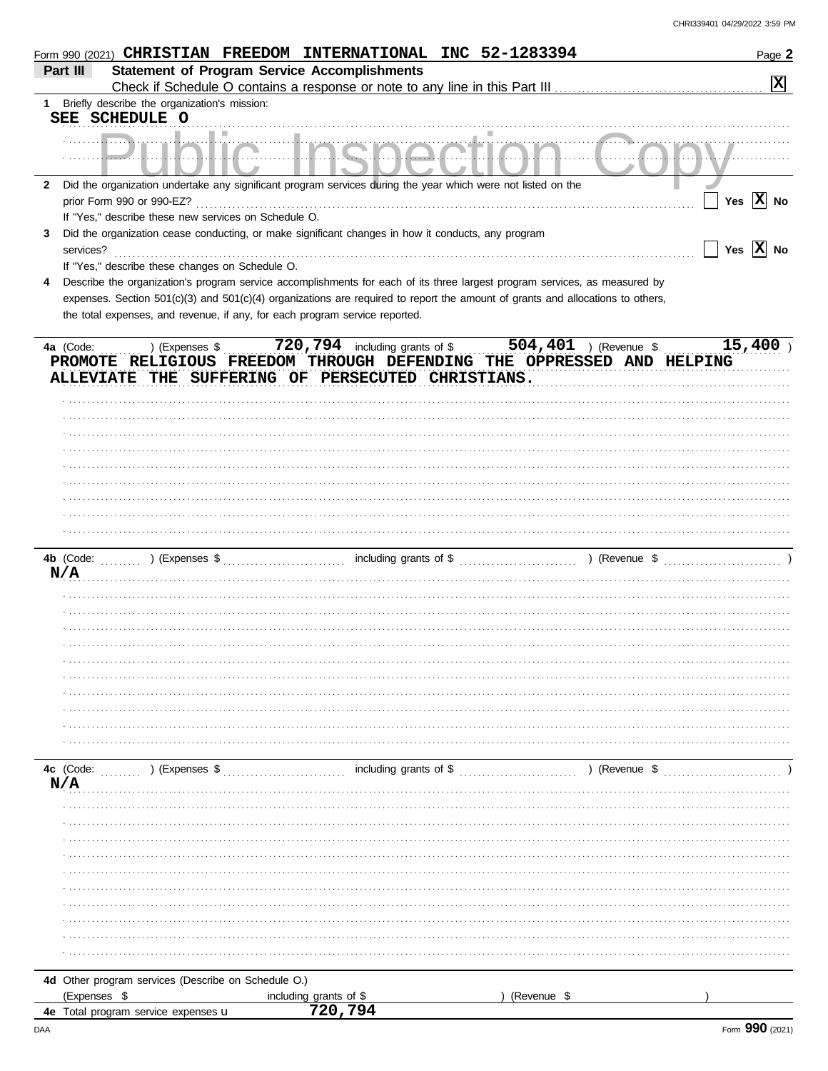Form 990 (2021) **CHRISTIAN FREEDOM INTERNATIONAL INC 52-1283394**

## Part III Statement of Program Service Accomplishments

Check if Schedule O contains a response or note to any line in this Part III . . . . . . [X]

**1** Briefly describe the organization's mission:

SEE SCHEDULE O

Public Inspection Copy

**2** Did the organization undertake any significant program services during the year which were not listed on the prior Form 990 or 990-EZ? . . . . . . [ ] Yes [X] No

If "Yes," describe these new services on Schedule O.

**3** Did the organization cease conducting, or make significant changes in how it conducts, any program services? . . . . . . [ ] Yes [X] No

If "Yes," describe these changes on Schedule O.

**4** Describe the organization's program service accomplishments for each of its three largest program services, as measured by expenses. Section 501(c)(3) and 501(c)(4) organizations are required to report the amount of grants and allocations to others, the total expenses, and revenue, if any, for each program service reported.

**4a** (Code: ) (Expenses $ 720,794 including grants of $ 504,401 ) (Revenue $ 15,400 )

PROMOTE RELIGIOUS FREEDOM THROUGH DEFENDING THE OPPRESSED AND HELPING ALLEVIATE THE SUFFERING OF PERSECUTED CHRISTIANS.

**4b** (Code: ) (Expenses $ including grants of $ ) (Revenue $ )

N/A

**4c** (Code: ) (Expenses $ including grants of $ ) (Revenue $ )

N/A

**4d** Other program services (Describe on Schedule O.)

(Expenses $ including grants of $ ) (Revenue $ )

**4e** Total program service expenses u 720,794

Form **990** (2021)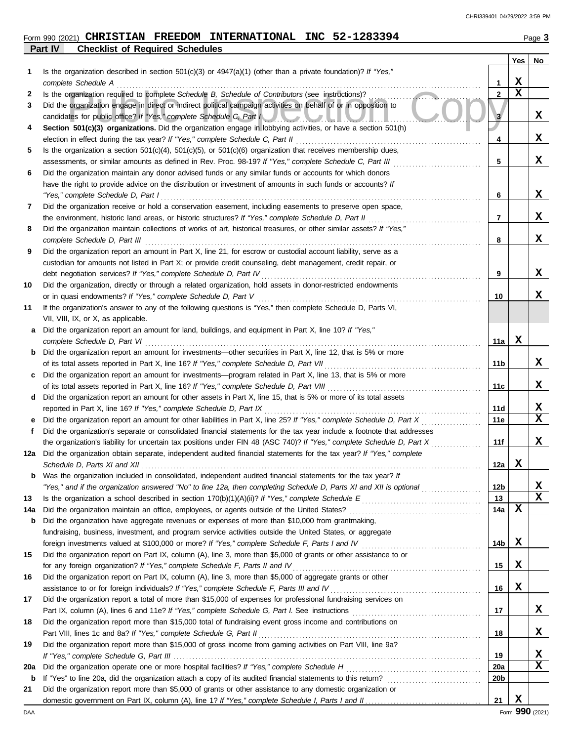Form 990 (2021) **CHRISTIAN FREEDOM INTERNATIONAL INC 52-1283394**

## Part IV Checklist of Required Schedules

| | | | Yes | No |
|---|---|---|---|---|
| **1** | Is the organization described in section 501(c)(3) or 4947(a)(1) (other than a private foundation)? *If "Yes," complete Schedule A* | 1 | X | |
| **2** | Is the organization required to complete *Schedule B, Schedule of Contributors* (see instructions)? | 2 | X | |
| **3** | Did the organization engage in direct or indirect political campaign activities on behalf of or in opposition to candidates for public office? *If "Yes," complete Schedule C, Part I* | 3 | | X |
| **4** | **Section 501(c)(3) organizations.** Did the organization engage in lobbying activities, or have a section 501(h) election in effect during the tax year? *If "Yes," complete Schedule C, Part II* | 4 | | X |
| **5** | Is the organization a section 501(c)(4), 501(c)(5), or 501(c)(6) organization that receives membership dues, assessments, or similar amounts as defined in Rev. Proc. 98-19? *If "Yes," complete Schedule C, Part III* | 5 | | X |
| **6** | Did the organization maintain any donor advised funds or any similar funds or accounts for which donors have the right to provide advice on the distribution or investment of amounts in such funds or accounts? *If "Yes," complete Schedule D, Part I* | 6 | | X |
| **7** | Did the organization receive or hold a conservation easement, including easements to preserve open space, the environment, historic land areas, or historic structures? *If "Yes," complete Schedule D, Part II* | 7 | | X |
| **8** | Did the organization maintain collections of works of art, historical treasures, or other similar assets? *If "Yes," complete Schedule D, Part III* | 8 | | X |
| **9** | Did the organization report an amount in Part X, line 21, for escrow or custodial account liability, serve as a custodian for amounts not listed in Part X; or provide credit counseling, debt management, credit repair, or debt negotiation services? *If "Yes," complete Schedule D, Part IV* | 9 | | X |
| **10** | Did the organization, directly or through a related organization, hold assets in donor-restricted endowments or in quasi endowments? *If "Yes," complete Schedule D, Part V* | 10 | | X |
| **11** | If the organization's answer to any of the following questions is "Yes," then complete Schedule D, Parts VI, VII, VIII, IX, or X, as applicable. | | | |
| **a** | Did the organization report an amount for land, buildings, and equipment in Part X, line 10? *If "Yes," complete Schedule D, Part VI* | 11a | X | |
| **b** | Did the organization report an amount for investments—other securities in Part X, line 12, that is 5% or more of its total assets reported in Part X, line 16? *If "Yes," complete Schedule D, Part VII* | 11b | | X |
| **c** | Did the organization report an amount for investments—program related in Part X, line 13, that is 5% or more of its total assets reported in Part X, line 16? *If "Yes," complete Schedule D, Part VIII* | 11c | | X |
| **d** | Did the organization report an amount for other assets in Part X, line 15, that is 5% or more of its total assets reported in Part X, line 16? *If "Yes," complete Schedule D, Part IX* | 11d | | X |
| **e** | Did the organization report an amount for other liabilities in Part X, line 25? *If "Yes," complete Schedule D, Part X* | 11e | | X |
| **f** | Did the organization's separate or consolidated financial statements for the tax year include a footnote that addresses the organization's liability for uncertain tax positions under FIN 48 (ASC 740)? *If "Yes," complete Schedule D, Part X* | 11f | | X |
| **12a** | Did the organization obtain separate, independent audited financial statements for the tax year? *If "Yes," complete Schedule D, Parts XI and XII* | 12a | X | |
| **b** | Was the organization included in consolidated, independent audited financial statements for the tax year? *If "Yes," and if the organization answered "No" to line 12a, then completing Schedule D, Parts XI and XII is optional* | 12b | | X |
| **13** | Is the organization a school described in section 170(b)(1)(A)(ii)? *If "Yes," complete Schedule E* | 13 | | X |
| **14a** | Did the organization maintain an office, employees, or agents outside of the United States? | 14a | X | |
| **b** | Did the organization have aggregate revenues or expenses of more than $10,000 from grantmaking, fundraising, business, investment, and program service activities outside the United States, or aggregate foreign investments valued at $100,000 or more? *If "Yes," complete Schedule F, Parts I and IV* | 14b | X | |
| **15** | Did the organization report on Part IX, column (A), line 3, more than $5,000 of grants or other assistance to or for any foreign organization? *If "Yes," complete Schedule F, Parts II and IV* | 15 | X | |
| **16** | Did the organization report on Part IX, column (A), line 3, more than $5,000 of aggregate grants or other assistance to or for foreign individuals? *If "Yes," complete Schedule F, Parts III and IV* | 16 | X | |
| **17** | Did the organization report a total of more than $15,000 of expenses for professional fundraising services on Part IX, column (A), lines 6 and 11e? *If "Yes," complete Schedule G, Part I.* See instructions | 17 | | X |
| **18** | Did the organization report more than $15,000 total of fundraising event gross income and contributions on Part VIII, lines 1c and 8a? *If "Yes," complete Schedule G, Part II* | 18 | | X |
| **19** | Did the organization report more than $15,000 of gross income from gaming activities on Part VIII, line 9a? *If "Yes," complete Schedule G, Part III* | 19 | | X |
| **20a** | Did the organization operate one or more hospital facilities? *If "Yes," complete Schedule H* | 20a | | X |
| **b** | If "Yes" to line 20a, did the organization attach a copy of its audited financial statements to this return? | 20b | | |
| **21** | Did the organization report more than $5,000 of grants or other assistance to any domestic organization or domestic government on Part IX, column (A), line 1? *If "Yes," complete Schedule I, Parts I and II* | 21 | X | |

Form **990** (2021)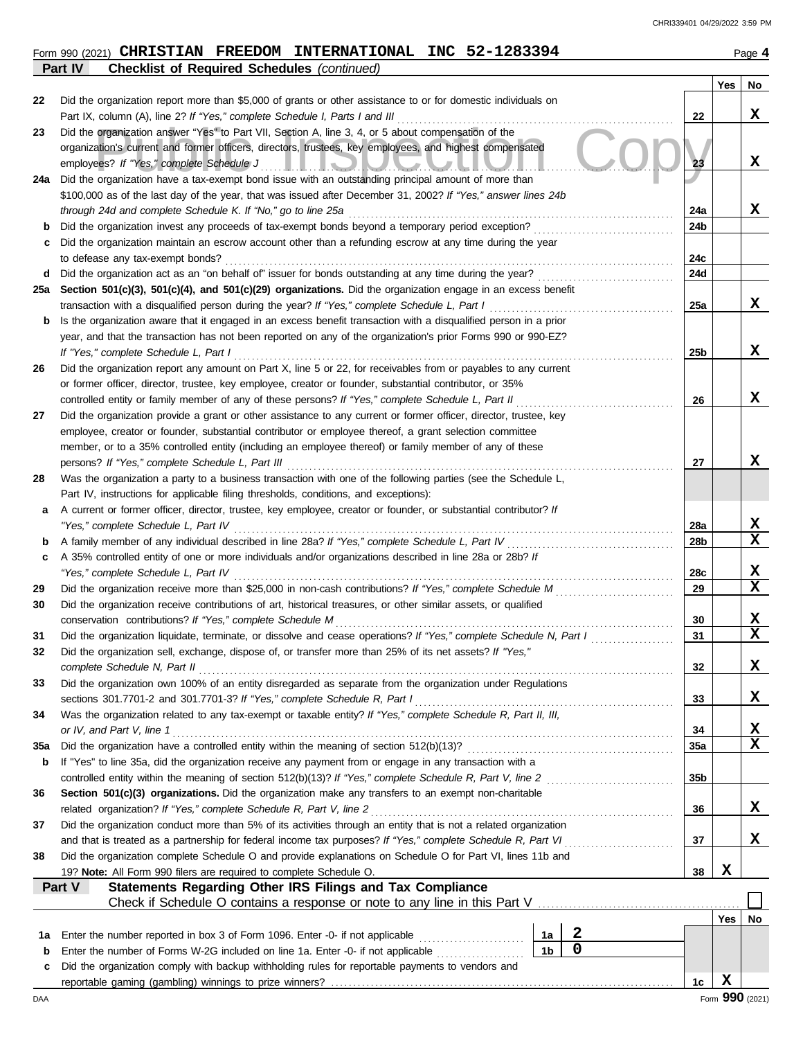Form 990 (2021) **CHRISTIAN FREEDOM INTERNATIONAL INC 52-1283394** Page **4**

**Part IV Checklist of Required Schedules** *(continued)*

| | | | Yes | No |
|---|---|---|---|---|
| 22 | Did the organization report more than $5,000 of grants or other assistance to or for domestic individuals on Part IX, column (A), line 2? *If "Yes," complete Schedule I, Parts I and III* | 22 | | X |
| 23 | Did the organization answer "Yes" to Part VII, Section A, line 3, 4, or 5 about compensation of the organization's current and former officers, directors, trustees, key employees, and highest compensated employees? *If "Yes," complete Schedule J* | 23 | | X |
| 24a | Did the organization have a tax-exempt bond issue with an outstanding principal amount of more than $100,000 as of the last day of the year, that was issued after December 31, 2002? *If "Yes," answer lines 24b through 24d and complete Schedule K. If "No," go to line 25a* | 24a | | X |
| b | Did the organization invest any proceeds of tax-exempt bonds beyond a temporary period exception? | 24b | | |
| c | Did the organization maintain an escrow account other than a refunding escrow at any time during the year to defease any tax-exempt bonds? | 24c | | |
| d | Did the organization act as an "on behalf of" issuer for bonds outstanding at any time during the year? | 24d | | |
| 25a | **Section 501(c)(3), 501(c)(4), and 501(c)(29) organizations.** Did the organization engage in an excess benefit transaction with a disqualified person during the year? *If "Yes," complete Schedule L, Part I* | 25a | | X |
| b | Is the organization aware that it engaged in an excess benefit transaction with a disqualified person in a prior year, and that the transaction has not been reported on any of the organization's prior Forms 990 or 990-EZ? *If "Yes," complete Schedule L, Part I* | 25b | | X |
| 26 | Did the organization report any amount on Part X, line 5 or 22, for receivables from or payables to any current or former officer, director, trustee, key employee, creator or founder, substantial contributor, or 35% controlled entity or family member of any of these persons? *If "Yes," complete Schedule L, Part II* | 26 | | X |
| 27 | Did the organization provide a grant or other assistance to any current or former officer, director, trustee, key employee, creator or founder, substantial contributor or employee thereof, a grant selection committee member, or to a 35% controlled entity (including an employee thereof) or family member of any of these persons? *If "Yes," complete Schedule L, Part III* | 27 | | X |
| 28 | Was the organization a party to a business transaction with one of the following parties (see the Schedule L, Part IV, instructions for applicable filing thresholds, conditions, and exceptions): | | | |
| a | A current or former officer, director, trustee, key employee, creator or founder, or substantial contributor? *If "Yes," complete Schedule L, Part IV* | 28a | | X |
| b | A family member of any individual described in line 28a? *If "Yes," complete Schedule L, Part IV* | 28b | | X |
| c | A 35% controlled entity of one or more individuals and/or organizations described in line 28a or 28b? *If "Yes," complete Schedule L, Part IV* | 28c | | X |
| 29 | Did the organization receive more than $25,000 in non-cash contributions? *If "Yes," complete Schedule M* | 29 | | X |
| 30 | Did the organization receive contributions of art, historical treasures, or other similar assets, or qualified conservation contributions? *If "Yes," complete Schedule M* | 30 | | X |
| 31 | Did the organization liquidate, terminate, or dissolve and cease operations? *If "Yes," complete Schedule N, Part I* | 31 | | X |
| 32 | Did the organization sell, exchange, dispose of, or transfer more than 25% of its net assets? *If "Yes," complete Schedule N, Part II* | 32 | | X |
| 33 | Did the organization own 100% of an entity disregarded as separate from the organization under Regulations sections 301.7701-2 and 301.7701-3? *If "Yes," complete Schedule R, Part I* | 33 | | X |
| 34 | Was the organization related to any tax-exempt or taxable entity? *If "Yes," complete Schedule R, Part II, III, or IV, and Part V, line 1* | 34 | | X |
| 35a | Did the organization have a controlled entity within the meaning of section 512(b)(13)? | 35a | | X |
| b | If "Yes" to line 35a, did the organization receive any payment from or engage in any transaction with a controlled entity within the meaning of section 512(b)(13)? *If "Yes," complete Schedule R, Part V, line 2* | 35b | | |
| 36 | **Section 501(c)(3) organizations.** Did the organization make any transfers to an exempt non-charitable related organization? *If "Yes," complete Schedule R, Part V, line 2* | 36 | | X |
| 37 | Did the organization conduct more than 5% of its activities through an entity that is not a related organization and that is treated as a partnership for federal income tax purposes? *If "Yes," complete Schedule R, Part VI* | 37 | | X |
| 38 | Did the organization complete Schedule O and provide explanations on Schedule O for Part VI, lines 11b and 19? **Note:** All Form 990 filers are required to complete Schedule O. | 38 | X | |

**Part V Statements Regarding Other IRS Filings and Tax Compliance**

Check if Schedule O contains a response or note to any line in this Part V ☐

| | | | | | Yes | No |
|---|---|---|---|---|---|---|
| 1a | Enter the number reported in box 3 of Form 1096. Enter -0- if not applicable | 1a | 2 | | | |
| b | Enter the number of Forms W-2G included on line 1a. Enter -0- if not applicable | 1b | 0 | | | |
| c | Did the organization comply with backup withholding rules for reportable payments to vendors and reportable gaming (gambling) winnings to prize winners? | | | 1c | X | |

Form **990** (2021)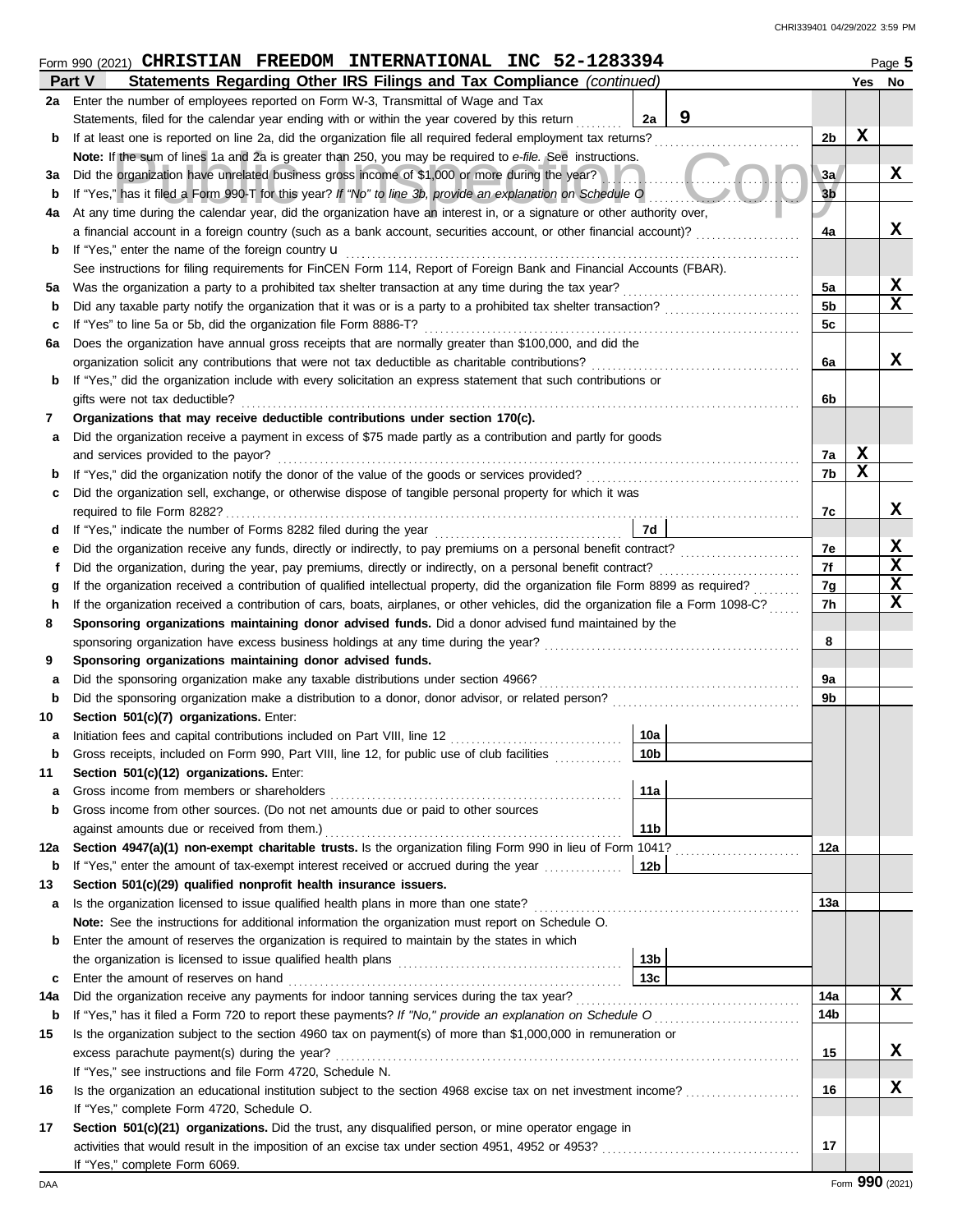Form 990 (2021) **CHRISTIAN FREEDOM INTERNATIONAL INC 52-1283394** Page 5

## Part V Statements Regarding Other IRS Filings and Tax Compliance *(continued)*

| | | | Yes | No |
|---|---|---|---|---|
| **2a** | Enter the number of employees reported on Form W-3, Transmittal of Wage and Tax Statements, filed for the calendar year ending with or within the year covered by this return ... 2a **9** | | | |
| **b** | If at least one is reported on line 2a, did the organization file all required federal employment tax returns? | 2b | X | |
| | **Note:** If the sum of lines 1a and 2a is greater than 250, you may be required to *e-file.* See instructions. | | | |
| **3a** | Did the organization have unrelated business gross income of $1,000 or more during the year? | 3a | | X |
| **b** | If "Yes," has it filed a Form 990-T for this year? *If "No" to line 3b, provide an explanation on Schedule O* | 3b | | |
| **4a** | At any time during the calendar year, did the organization have an interest in, or a signature or other authority over, a financial account in a foreign country (such as a bank account, securities account, or other financial account)? | 4a | | X |
| **b** | If "Yes," enter the name of the foreign country u | | | |
| | See instructions for filing requirements for FinCEN Form 114, Report of Foreign Bank and Financial Accounts (FBAR). | | | |
| **5a** | Was the organization a party to a prohibited tax shelter transaction at any time during the tax year? | 5a | | X |
| **b** | Did any taxable party notify the organization that it was or is a party to a prohibited tax shelter transaction? | 5b | | X |
| **c** | If "Yes" to line 5a or 5b, did the organization file Form 8886-T? | 5c | | |
| **6a** | Does the organization have annual gross receipts that are normally greater than $100,000, and did the organization solicit any contributions that were not tax deductible as charitable contributions? | 6a | | X |
| **b** | If "Yes," did the organization include with every solicitation an express statement that such contributions or gifts were not tax deductible? | 6b | | |
| **7** | **Organizations that may receive deductible contributions under section 170(c).** | | | |
| **a** | Did the organization receive a payment in excess of $75 made partly as a contribution and partly for goods and services provided to the payor? | 7a | X | |
| **b** | If "Yes," did the organization notify the donor of the value of the goods or services provided? | 7b | X | |
| **c** | Did the organization sell, exchange, or otherwise dispose of tangible personal property for which it was required to file Form 8282? | 7c | | X |
| **d** | If "Yes," indicate the number of Forms 8282 filed during the year ... 7d | | | |
| **e** | Did the organization receive any funds, directly or indirectly, to pay premiums on a personal benefit contract? | 7e | | X |
| **f** | Did the organization, during the year, pay premiums, directly or indirectly, on a personal benefit contract? | 7f | | X |
| **g** | If the organization received a contribution of qualified intellectual property, did the organization file Form 8899 as required? | 7g | | X |
| **h** | If the organization received a contribution of cars, boats, airplanes, or other vehicles, did the organization file a Form 1098-C? | 7h | | X |
| **8** | **Sponsoring organizations maintaining donor advised funds.** Did a donor advised fund maintained by the sponsoring organization have excess business holdings at any time during the year? | 8 | | |
| **9** | **Sponsoring organizations maintaining donor advised funds.** | | | |
| **a** | Did the sponsoring organization make any taxable distributions under section 4966? | 9a | | |
| **b** | Did the sponsoring organization make a distribution to a donor, donor advisor, or related person? | 9b | | |
| **10** | **Section 501(c)(7) organizations.** Enter: | | | |
| **a** | Initiation fees and capital contributions included on Part VIII, line 12 ... 10a | | | |
| **b** | Gross receipts, included on Form 990, Part VIII, line 12, for public use of club facilities ... 10b | | | |
| **11** | **Section 501(c)(12) organizations.** Enter: | | | |
| **a** | Gross income from members or shareholders ... 11a | | | |
| **b** | Gross income from other sources. (Do not net amounts due or paid to other sources against amounts due or received from them.) ... 11b | | | |
| **12a** | **Section 4947(a)(1) non-exempt charitable trusts.** Is the organization filing Form 990 in lieu of Form 1041? | 12a | | |
| **b** | If "Yes," enter the amount of tax-exempt interest received or accrued during the year ... 12b | | | |
| **13** | **Section 501(c)(29) qualified nonprofit health insurance issuers.** | | | |
| **a** | Is the organization licensed to issue qualified health plans in more than one state? | 13a | | |
| | **Note:** See the instructions for additional information the organization must report on Schedule O. | | | |
| **b** | Enter the amount of reserves the organization is required to maintain by the states in which the organization is licensed to issue qualified health plans ... 13b | | | |
| **c** | Enter the amount of reserves on hand ... 13c | | | |
| **14a** | Did the organization receive any payments for indoor tanning services during the tax year? | 14a | | X |
| **b** | If "Yes," has it filed a Form 720 to report these payments? *If "No," provide an explanation on Schedule O* | 14b | | |
| **15** | Is the organization subject to the section 4960 tax on payment(s) of more than $1,000,000 in remuneration or excess parachute payment(s) during the year? | 15 | | X |
| | If "Yes," see instructions and file Form 4720, Schedule N. | | | |
| **16** | Is the organization an educational institution subject to the section 4968 excise tax on net investment income? | 16 | | X |
| | If "Yes," complete Form 4720, Schedule O. | | | |
| **17** | **Section 501(c)(21) organizations.** Did the trust, any disqualified person, or mine operator engage in activities that would result in the imposition of an excise tax under section 4951, 4952 or 4953? | 17 | | |
| | If "Yes," complete Form 6069. | | | |

Form **990** (2021)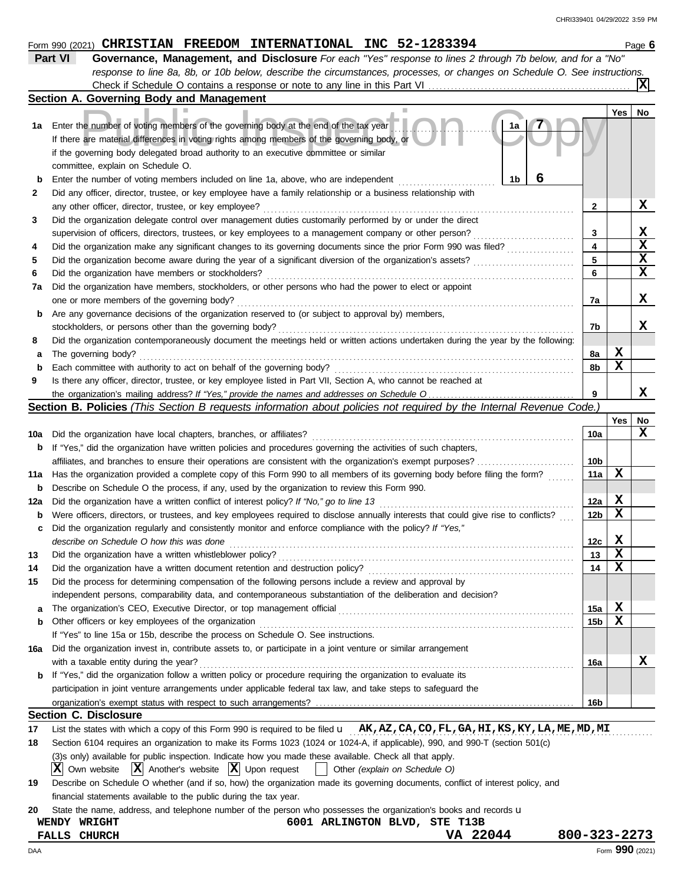Form 990 (2021) **CHRISTIAN FREEDOM INTERNATIONAL INC 52-1283394** Page **6**

## Part VI Governance, Management, and Disclosure

*For each "Yes" response to lines 2 through 7b below, and for a "No" response to line 8a, 8b, or 10b below, describe the circumstances, processes, or changes on Schedule O. See instructions.*

Check if Schedule O contains a response or note to any line in this Part VI ... [X]

### Section A. Governing Body and Management

| | | | | Yes | No |
|---|---|---|---|---|---|
| 1a | Enter the number of voting members of the governing body at the end of the tax year. If there are material differences in voting rights among members of the governing body, or if the governing body delegated broad authority to an executive committee or similar committee, explain on Schedule O. | 1a: 7 | | | |
| b | Enter the number of voting members included on line 1a, above, who are independent | 1b: 6 | | | |
| 2 | Did any officer, director, trustee, or key employee have a family relationship or a business relationship with any other officer, director, trustee, or key employee? | | 2 | | X |
| 3 | Did the organization delegate control over management duties customarily performed by or under the direct supervision of officers, directors, trustees, or key employees to a management company or other person? | | 3 | | X |
| 4 | Did the organization make any significant changes to its governing documents since the prior Form 990 was filed? | | 4 | | X |
| 5 | Did the organization become aware during the year of a significant diversion of the organization's assets? | | 5 | | X |
| 6 | Did the organization have members or stockholders? | | 6 | | X |
| 7a | Did the organization have members, stockholders, or other persons who had the power to elect or appoint one or more members of the governing body? | | 7a | | X |
| b | Are any governance decisions of the organization reserved to (or subject to approval by) members, stockholders, or persons other than the governing body? | | 7b | | X |
| 8 | Did the organization contemporaneously document the meetings held or written actions undertaken during the year by the following: | | | | |
| a | The governing body? | | 8a | X | |
| b | Each committee with authority to act on behalf of the governing body? | | 8b | X | |
| 9 | Is there any officer, director, trustee, or key employee listed in Part VII, Section A, who cannot be reached at the organization's mailing address? *If "Yes," provide the names and addresses on Schedule O* | | 9 | | X |

### Section B. Policies *(This Section B requests information about policies not required by the Internal Revenue Code.)*

| | | | Yes | No |
|---|---|---|---|---|
| 10a | Did the organization have local chapters, branches, or affiliates? | 10a | | X |
| b | If "Yes," did the organization have written policies and procedures governing the activities of such chapters, affiliates, and branches to ensure their operations are consistent with the organization's exempt purposes? | 10b | | |
| 11a | Has the organization provided a complete copy of this Form 990 to all members of its governing body before filing the form? | 11a | X | |
| b | Describe on Schedule O the process, if any, used by the organization to review this Form 990. | | | |
| 12a | Did the organization have a written conflict of interest policy? *If "No," go to line 13* | 12a | X | |
| b | Were officers, directors, or trustees, and key employees required to disclose annually interests that could give rise to conflicts? | 12b | X | |
| c | Did the organization regularly and consistently monitor and enforce compliance with the policy? *If "Yes," describe on Schedule O how this was done* | 12c | X | |
| 13 | Did the organization have a written whistleblower policy? | 13 | X | |
| 14 | Did the organization have a written document retention and destruction policy? | 14 | X | |
| 15 | Did the process for determining compensation of the following persons include a review and approval by independent persons, comparability data, and contemporaneous substantiation of the deliberation and decision? | | | |
| a | The organization's CEO, Executive Director, or top management official | 15a | X | |
| b | Other officers or key employees of the organization | 15b | X | |
| | If "Yes" to line 15a or 15b, describe the process on Schedule O. See instructions. | | | |
| 16a | Did the organization invest in, contribute assets to, or participate in a joint venture or similar arrangement with a taxable entity during the year? | 16a | | X |
| b | If "Yes," did the organization follow a written policy or procedure requiring the organization to evaluate its participation in joint venture arrangements under applicable federal tax law, and take steps to safeguard the organization's exempt status with respect to such arrangements? | 16b | | |

### Section C. Disclosure

17 List the states with which a copy of this Form 990 is required to be filed u **AK,AZ,CA,CO,FL,GA,HI,KS,KY,LA,ME,MD,MI**

18 Section 6104 requires an organization to make its Forms 1023 (1024 or 1024-A, if applicable), 990, and 990-T (section 501(c)(3)s only) available for public inspection. Indicate how you made these available. Check all that apply.

[X] Own website [X] Another's website [X] Upon request [ ] Other *(explain on Schedule O)*

19 Describe on Schedule O whether (and if so, how) the organization made its governing documents, conflict of interest policy, and financial statements available to the public during the tax year.

20 State the name, address, and telephone number of the person who possesses the organization's books and records u

**WENDY WRIGHT**
**6001 ARLINGTON BLVD, STE T13B**
**FALLS CHURCH VA 22044 800-323-2273**

Form **990** (2021)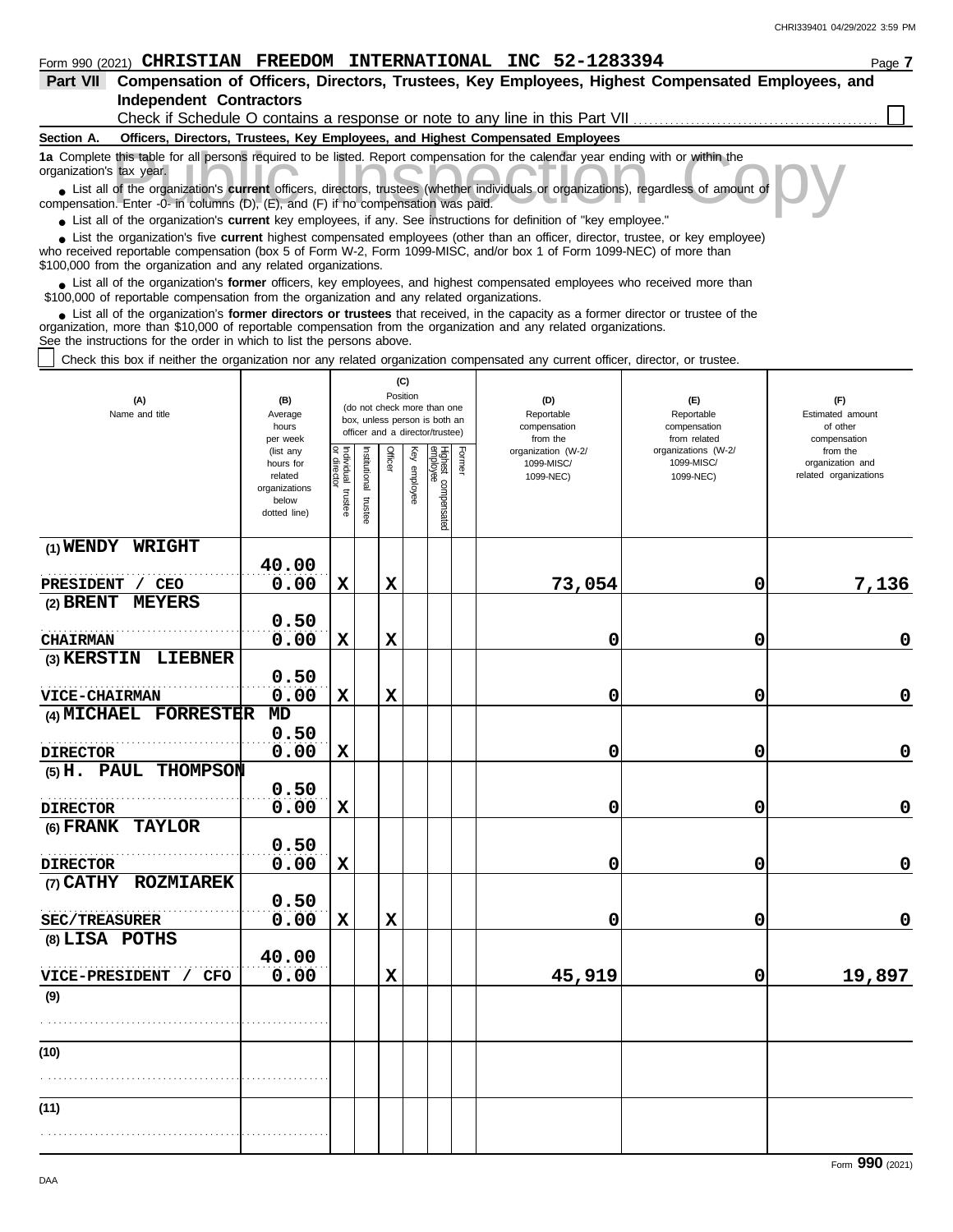Form 990 (2021) **CHRISTIAN FREEDOM INTERNATIONAL INC 52-1283394** Page **7**

## Part VII Compensation of Officers, Directors, Trustees, Key Employees, Highest Compensated Employees, and Independent Contractors

Check if Schedule O contains a response or note to any line in this Part VII ☐

**Section A. Officers, Directors, Trustees, Key Employees, and Highest Compensated Employees**

**1a** Complete this table for all persons required to be listed. Report compensation for the calendar year ending with or within the organization's tax year.

- List all of the organization's **current** officers, directors, trustees (whether individuals or organizations), regardless of amount of compensation. Enter -0- in columns (D), (E), and (F) if no compensation was paid.
- List all of the organization's **current** key employees, if any. See instructions for definition of "key employee."
- List the organization's five **current** highest compensated employees (other than an officer, director, trustee, or key employee) who received reportable compensation (box 5 of Form W-2, Form 1099-MISC, and/or box 1 of Form 1099-NEC) of more than $100,000 from the organization and any related organizations.
- List all of the organization's **former** officers, key employees, and highest compensated employees who received more than $100,000 of reportable compensation from the organization and any related organizations.
- List all of the organization's **former directors or trustees** that received, in the capacity as a former director or trustee of the organization, more than $10,000 of reportable compensation from the organization and any related organizations.

See the instructions for the order in which to list the persons above.

☐ Check this box if neither the organization nor any related organization compensated any current officer, director, or trustee.

| (A) Name and title | (B) Average hours per week (list any hours for related organizations below dotted line) | (C) Position: Individual trustee or director | Institutional trustee | Officer | Key employee | Highest compensated employee | Former | (D) Reportable compensation from the organization (W-2/1099-MISC/1099-NEC) | (E) Reportable compensation from related organizations (W-2/1099-MISC/1099-NEC) | (F) Estimated amount of other compensation from the organization and related organizations |
|---|---|---|---|---|---|---|---|---|---|---|
| (1) WENDY WRIGHT<br>PRESIDENT / CEO | 40.00<br>0.00 | X | | X | | | | 73,054 | 0 | 7,136 |
| (2) BRENT MEYERS<br>CHAIRMAN | 0.50<br>0.00 | X | | X | | | | 0 | 0 | 0 |
| (3) KERSTIN LIEBNER<br>VICE-CHAIRMAN | 0.50<br>0.00 | X | | X | | | | 0 | 0 | 0 |
| (4) MICHAEL FORRESTER MD<br>DIRECTOR | 0.50<br>0.00 | X | | | | | | 0 | 0 | 0 |
| (5) H. PAUL THOMPSON<br>DIRECTOR | 0.50<br>0.00 | X | | | | | | 0 | 0 | 0 |
| (6) FRANK TAYLOR<br>DIRECTOR | 0.50<br>0.00 | X | | | | | | 0 | 0 | 0 |
| (7) CATHY ROZMIAREK<br>SEC/TREASURER | 0.50<br>0.00 | X | | X | | | | 0 | 0 | 0 |
| (8) LISA POTHS<br>VICE-PRESIDENT / CFO | 40.00<br>0.00 | | | X | | | | 45,919 | 0 | 19,897 |
| (9) | | | | | | | | | | |
| (10) | | | | | | | | | | |
| (11) | | | | | | | | | | |

Form **990** (2021)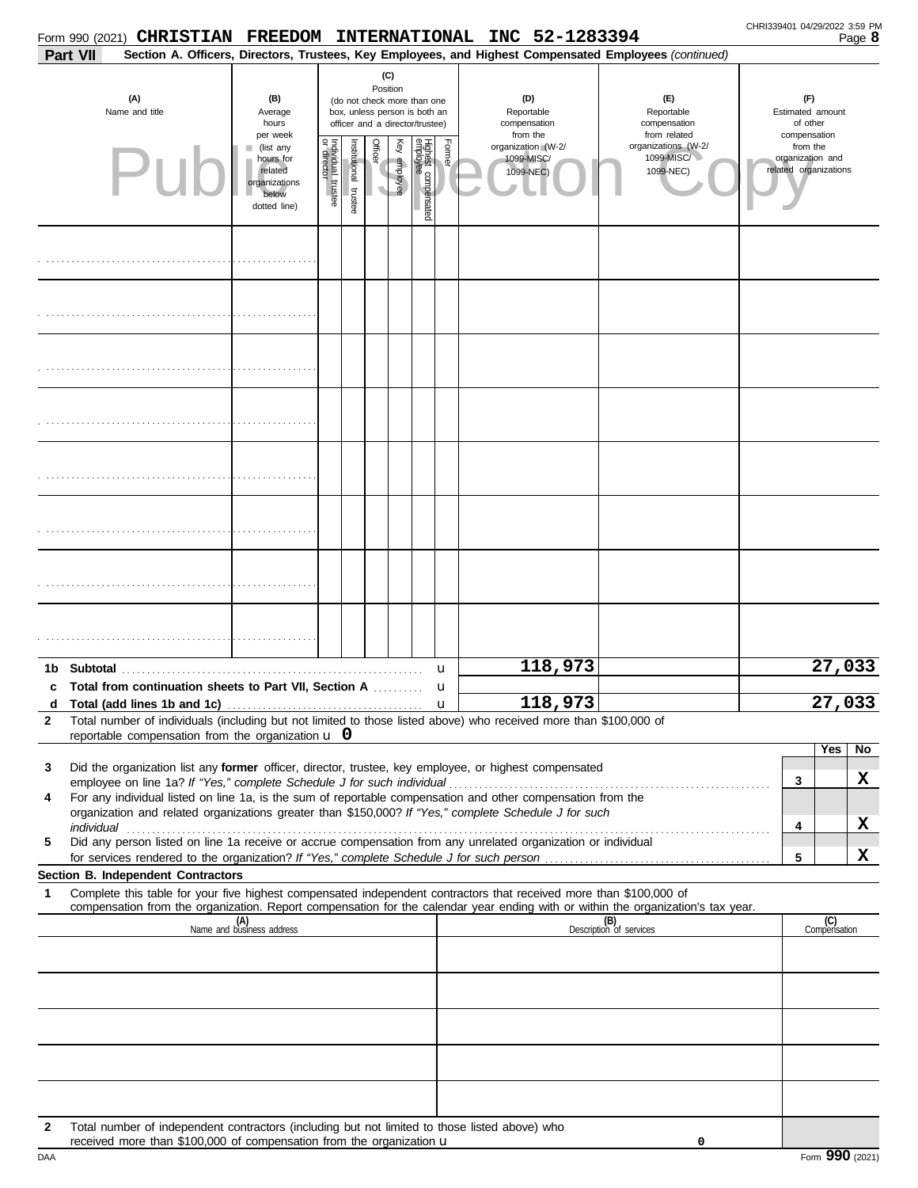Form 990 (2021) **CHRISTIAN FREEDOM INTERNATIONAL INC 52-1283394**

**Part VII** **Section A. Officers, Directors, Trustees, Key Employees, and Highest Compensated Employees** *(continued)*

| (A) Name and title | (B) Average hours per week (list any hours for related organizations below dotted line) | (C) Position (do not check more than one box, unless person is both an officer and a director/trustee): Individual trustee or director | Institutional trustee | Officer | Key employee | Highest compensated employee | Former | (D) Reportable compensation from the organization (W-2/ 1099-MISC/ 1099-NEC) | (E) Reportable compensation from related organizations (W-2/ 1099-MISC/ 1099-NEC) | (F) Estimated amount of other compensation from the organization and related organizations |
|---|---|---|---|---|---|---|---|---|---|---|
| | | | | | | | | | | |
| | | | | | | | | | | |
| | | | | | | | | | | |
| | | | | | | | | | | |
| | | | | | | | | | | |
| | | | | | | | | | | |
| | | | | | | | | | | |
| | | | | | | | | | | |

| | | (D) | (E) | (F) |
|---|---|---|---|---|
| **1b** | **Subtotal** | 118,973 | | 27,033 |
| **c** | **Total from continuation sheets to Part VII, Section A** | | | |
| **d** | **Total (add lines 1b and 1c)** | 118,973 | | 27,033 |

**2** Total number of individuals (including but not limited to those listed above) who received more than $100,000 of reportable compensation from the organization u 0

| | | | Yes | No |
|---|---|---|---|---|
| **3** | Did the organization list any **former** officer, director, trustee, key employee, or highest compensated employee on line 1a? *If "Yes," complete Schedule J for such individual* | 3 | | X |
| **4** | For any individual listed on line 1a, is the sum of reportable compensation and other compensation from the organization and related organizations greater than $150,000? *If "Yes," complete Schedule J for such individual* | 4 | | X |
| **5** | Did any person listed on line 1a receive or accrue compensation from any unrelated organization or individual for services rendered to the organization? *If "Yes," complete Schedule J for such person* | 5 | | X |

**Section B. Independent Contractors**

**1** Complete this table for your five highest compensated independent contractors that received more than $100,000 of compensation from the organization. Report compensation for the calendar year ending with or within the organization's tax year.

| (A) Name and business address | (B) Description of services | (C) Compensation |
|---|---|---|
| | | |
| | | |
| | | |
| | | |
| | | |

**2** Total number of independent contractors (including but not limited to those listed above) who received more than $100,000 of compensation from the organization u 0

Form **990** (2021)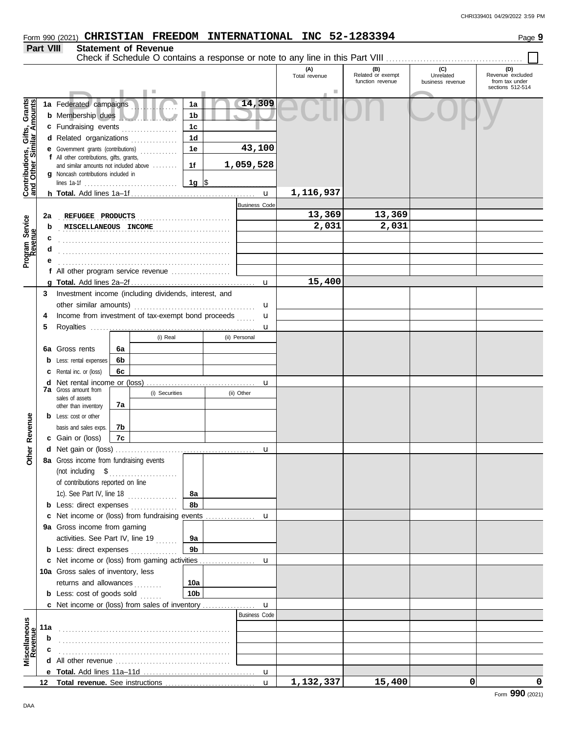Form 990 (2021) **CHRISTIAN FREEDOM INTERNATIONAL INC 52-1283394** Page **9**

## Part VIII Statement of Revenue

Check if Schedule O contains a response or note to any line in this Part VIII ☐

Public Inspection Copy

| | | | | (A) Total revenue | (B) Related or exempt function revenue | (C) Unrelated business revenue | (D) Revenue excluded from tax under sections 512-514 |
|---|---|---|---|---|---|---|---|
| **Contributions, Gifts, Grants and Other Similar Amounts** | 1a Federated campaigns | 1a | 14,309 | | | | |
| | b Membership dues | 1b | | | | | |
| | c Fundraising events | 1c | | | | | |
| | d Related organizations | 1d | | | | | |
| | e Government grants (contributions) | 1e | 43,100 | | | | |
| | f All other contributions, gifts, grants, and similar amounts not included above | 1f | 1,059,528 | | | | |
| | g Noncash contributions included in lines 1a-1f | 1g | $ | | | | |
| | h **Total.** Add lines 1a–1f | | u | 1,116,937 | | | |
| **Program Service Revenue** | | | Business Code | | | | |
| | 2a REFUGEE PRODUCTS | | | 13,369 | 13,369 | | |
| | b MISCELLANEOUS INCOME | | | 2,031 | 2,031 | | |
| | c | | | | | | |
| | d | | | | | | |
| | e | | | | | | |
| | f All other program service revenue | | | | | | |
| | g **Total.** Add lines 2a–2f | | u | 15,400 | | | |
| **Other Revenue** | 3 Investment income (including dividends, interest, and other similar amounts) | | u | | | | |
| | 4 Income from investment of tax-exempt bond proceeds | | u | | | | |
| | 5 Royalties | | u | | | | |
| | | (i) Real | (ii) Personal | | | | |
| | 6a Gross rents — 6a | | | | | | |
| | b Less: rental expenses — 6b | | | | | | |
| | c Rental inc. or (loss) — 6c | | | | | | |
| | d Net rental income or (loss) | | u | | | | |
| | 7a Gross amount from sales of assets other than inventory — 7a | (i) Securities | (ii) Other | | | | |
| | b Less: cost or other basis and sales exps. — 7b | | | | | | |
| | c Gain or (loss) — 7c | | | | | | |
| | d Net gain or (loss) | | u | | | | |
| | 8a Gross income from fundraising events (not including $ of contributions reported on line 1c). See Part IV, line 18 | 8a | | | | | |
| | b Less: direct expenses | 8b | | | | | |
| | c Net income or (loss) from fundraising events | | u | | | | |
| | 9a Gross income from gaming activities. See Part IV, line 19 | 9a | | | | | |
| | b Less: direct expenses | 9b | | | | | |
| | c Net income or (loss) from gaming activities | | u | | | | |
| | 10a Gross sales of inventory, less returns and allowances | 10a | | | | | |
| | b Less: cost of goods sold | 10b | | | | | |
| | c Net income or (loss) from sales of inventory | | u | | | | |
| **Miscellaneous Revenue** | | | Business Code | | | | |
| | 11a | | | | | | |
| | b | | | | | | |
| | c | | | | | | |
| | d All other revenue | | | | | | |
| | e **Total.** Add lines 11a–11d | | u | | | | |
| | 12 **Total revenue.** See instructions | | u | 1,132,337 | 15,400 | 0 | 0 |

Form **990** (2021)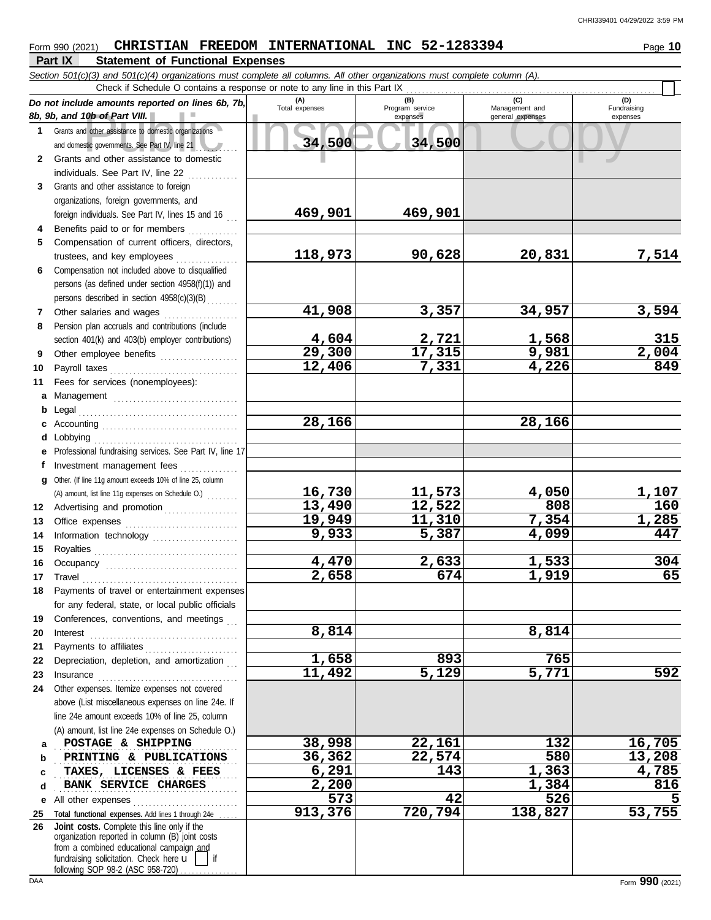Form 990 (2021) **CHRISTIAN FREEDOM INTERNATIONAL INC 52-1283394**

## Part IX Statement of Functional Expenses

*Section 501(c)(3) and 501(c)(4) organizations must complete all columns. All other organizations must complete column (A).*

Check if Schedule O contains a response or note to any line in this Part IX ☐

| | *Do not include amounts reported on lines 6b, 7b, 8b, 9b, and 10b of Part VIII.* | (A) Total expenses | (B) Program service expenses | (C) Management and general expenses | (D) Fundraising expenses |
|---|---|---|---|---|---|
| 1 | Grants and other assistance to domestic organizations and domestic governments. See Part IV, line 21 | 34,500 | 34,500 | | |
| 2 | Grants and other assistance to domestic individuals. See Part IV, line 22 | | | | |
| 3 | Grants and other assistance to foreign organizations, foreign governments, and foreign individuals. See Part IV, lines 15 and 16 | 469,901 | 469,901 | | |
| 4 | Benefits paid to or for members | | | | |
| 5 | Compensation of current officers, directors, trustees, and key employees | 118,973 | 90,628 | 20,831 | 7,514 |
| 6 | Compensation not included above to disqualified persons (as defined under section 4958(f)(1)) and persons described in section 4958(c)(3)(B) | | | | |
| 7 | Other salaries and wages | 41,908 | 3,357 | 34,957 | 3,594 |
| 8 | Pension plan accruals and contributions (include section 401(k) and 403(b) employer contributions) | 4,604 | 2,721 | 1,568 | 315 |
| 9 | Other employee benefits | 29,300 | 17,315 | 9,981 | 2,004 |
| 10 | Payroll taxes | 12,406 | 7,331 | 4,226 | 849 |
| 11 | Fees for services (nonemployees): | | | | |
| a | Management | | | | |
| b | Legal | | | | |
| c | Accounting | 28,166 | | 28,166 | |
| d | Lobbying | | | | |
| e | Professional fundraising services. See Part IV, line 17 | | | | |
| f | Investment management fees | | | | |
| g | Other. (If line 11g amount exceeds 10% of line 25, column (A) amount, list line 11g expenses on Schedule O.) | 16,730 | 11,573 | 4,050 | 1,107 |
| 12 | Advertising and promotion | 13,490 | 12,522 | 808 | 160 |
| 13 | Office expenses | 19,949 | 11,310 | 7,354 | 1,285 |
| 14 | Information technology | 9,933 | 5,387 | 4,099 | 447 |
| 15 | Royalties | | | | |
| 16 | Occupancy | 4,470 | 2,633 | 1,533 | 304 |
| 17 | Travel | 2,658 | 674 | 1,919 | 65 |
| 18 | Payments of travel or entertainment expenses for any federal, state, or local public officials | | | | |
| 19 | Conferences, conventions, and meetings | | | | |
| 20 | Interest | 8,814 | | 8,814 | |
| 21 | Payments to affiliates | | | | |
| 22 | Depreciation, depletion, and amortization | 1,658 | 893 | 765 | |
| 23 | Insurance | 11,492 | 5,129 | 5,771 | 592 |
| 24 | Other expenses. Itemize expenses not covered above (List miscellaneous expenses on line 24e. If line 24e amount exceeds 10% of line 25, column (A) amount, list line 24e expenses on Schedule O.) | | | | |
| a | POSTAGE & SHIPPING | 38,998 | 22,161 | 132 | 16,705 |
| b | PRINTING & PUBLICATIONS | 36,362 | 22,574 | 580 | 13,208 |
| c | TAXES, LICENSES & FEES | 6,291 | 143 | 1,363 | 4,785 |
| d | BANK SERVICE CHARGES | 2,200 | | 1,384 | 816 |
| e | All other expenses | 573 | 42 | 526 | 5 |
| 25 | **Total functional expenses.** Add lines 1 through 24e | 913,376 | 720,794 | 138,827 | 53,755 |
| 26 | **Joint costs.** Complete this line only if the organization reported in column (B) joint costs from a combined educational campaign and fundraising solicitation. Check here ☐ if following SOP 98-2 (ASC 958-720) | | | | |

Form **990** (2021)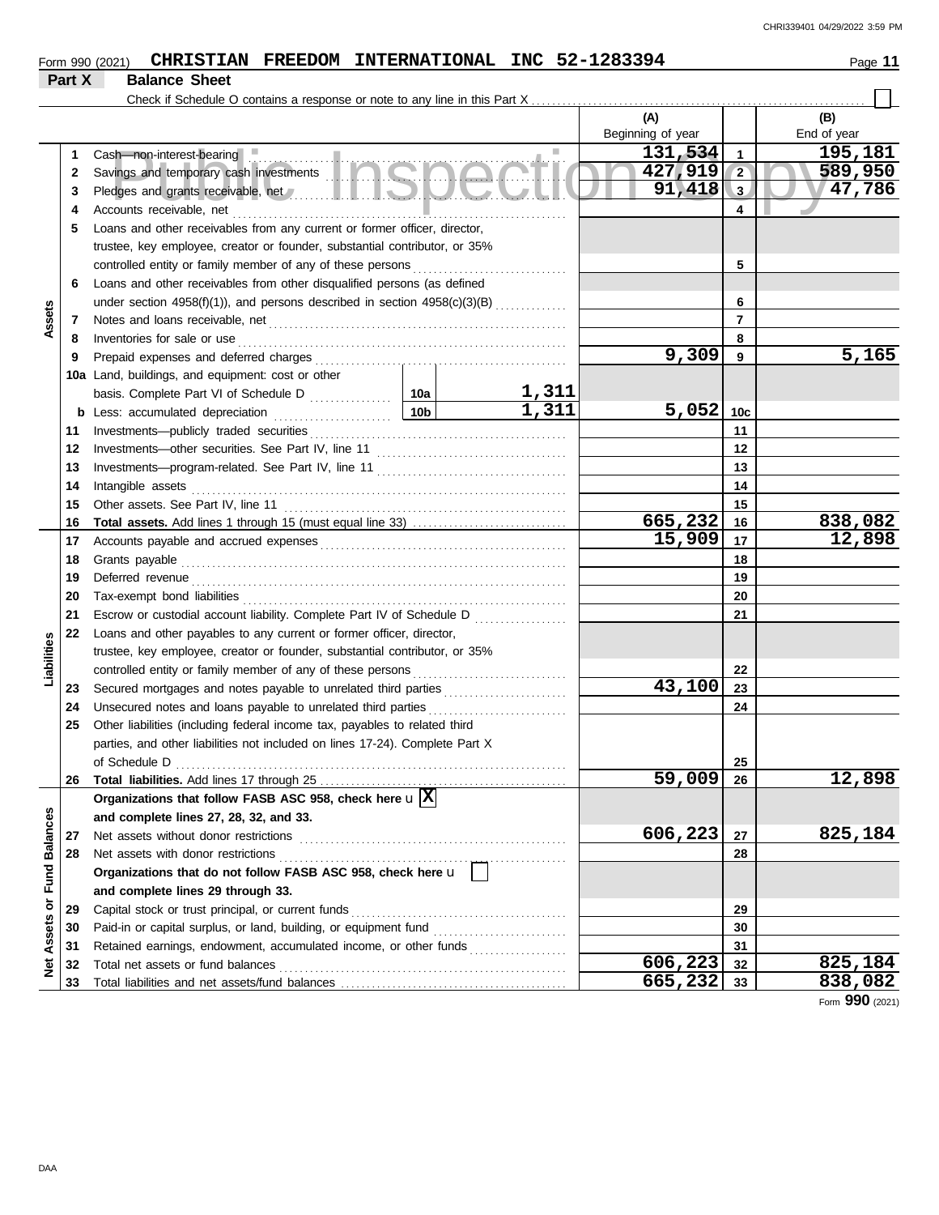Form 990 (2021) **CHRISTIAN FREEDOM INTERNATIONAL INC 52-1283394**

## Part X Balance Sheet

Check if Schedule O contains a response or note to any line in this Part X ☐

| | | | | (A) Beginning of year | | (B) End of year |
|---|---|---|---|---|---|---|
| **Assets** | 1 | Cash—non-interest-bearing | | 131,534 | 1 | 195,181 |
| | 2 | Savings and temporary cash investments | | 427,919 | 2 | 589,950 |
| | 3 | Pledges and grants receivable, net | | 91,418 | 3 | 47,786 |
| | 4 | Accounts receivable, net | | | 4 | |
| | 5 | Loans and other receivables from any current or former officer, director, trustee, key employee, creator or founder, substantial contributor, or 35% controlled entity or family member of any of these persons | | | 5 | |
| | 6 | Loans and other receivables from other disqualified persons (as defined under section 4958(f)(1)), and persons described in section 4958(c)(3)(B) | | | 6 | |
| | 7 | Notes and loans receivable, net | | | 7 | |
| | 8 | Inventories for sale or use | | | 8 | |
| | 9 | Prepaid expenses and deferred charges | | 9,309 | 9 | 5,165 |
| | 10a | Land, buildings, and equipment: cost or other basis. Complete Part VI of Schedule D | 10a 1,311 | | | |
| | b | Less: accumulated depreciation | 10b 1,311 | 5,052 | 10c | |
| | 11 | Investments—publicly traded securities | | | 11 | |
| | 12 | Investments—other securities. See Part IV, line 11 | | | 12 | |
| | 13 | Investments—program-related. See Part IV, line 11 | | | 13 | |
| | 14 | Intangible assets | | | 14 | |
| | 15 | Other assets. See Part IV, line 11 | | | 15 | |
| | 16 | **Total assets.** Add lines 1 through 15 (must equal line 33) | | 665,232 | 16 | 838,082 |
| **Liabilities** | 17 | Accounts payable and accrued expenses | | 15,909 | 17 | 12,898 |
| | 18 | Grants payable | | | 18 | |
| | 19 | Deferred revenue | | | 19 | |
| | 20 | Tax-exempt bond liabilities | | | 20 | |
| | 21 | Escrow or custodial account liability. Complete Part IV of Schedule D | | | 21 | |
| | 22 | Loans and other payables to any current or former officer, director, trustee, key employee, creator or founder, substantial contributor, or 35% controlled entity or family member of any of these persons | | | 22 | |
| | 23 | Secured mortgages and notes payable to unrelated third parties | | 43,100 | 23 | |
| | 24 | Unsecured notes and loans payable to unrelated third parties | | | 24 | |
| | 25 | Other liabilities (including federal income tax, payables to related third parties, and other liabilities not included on lines 17-24). Complete Part X of Schedule D | | | 25 | |
| | 26 | **Total liabilities.** Add lines 17 through 25 | | 59,009 | 26 | 12,898 |
| **Net Assets or Fund Balances** | | **Organizations that follow FASB ASC 958, check here** ☒ **and complete lines 27, 28, 32, and 33.** | | | | |
| | 27 | Net assets without donor restrictions | | 606,223 | 27 | 825,184 |
| | 28 | Net assets with donor restrictions | | | 28 | |
| | | **Organizations that do not follow FASB ASC 958, check here** ☐ **and complete lines 29 through 33.** | | | | |
| | 29 | Capital stock or trust principal, or current funds | | | 29 | |
| | 30 | Paid-in or capital surplus, or land, building, or equipment fund | | | 30 | |
| | 31 | Retained earnings, endowment, accumulated income, or other funds | | | 31 | |
| | 32 | Total net assets or fund balances | | 606,223 | 32 | 825,184 |
| | 33 | Total liabilities and net assets/fund balances | | 665,232 | 33 | 838,082 |

Form **990** (2021)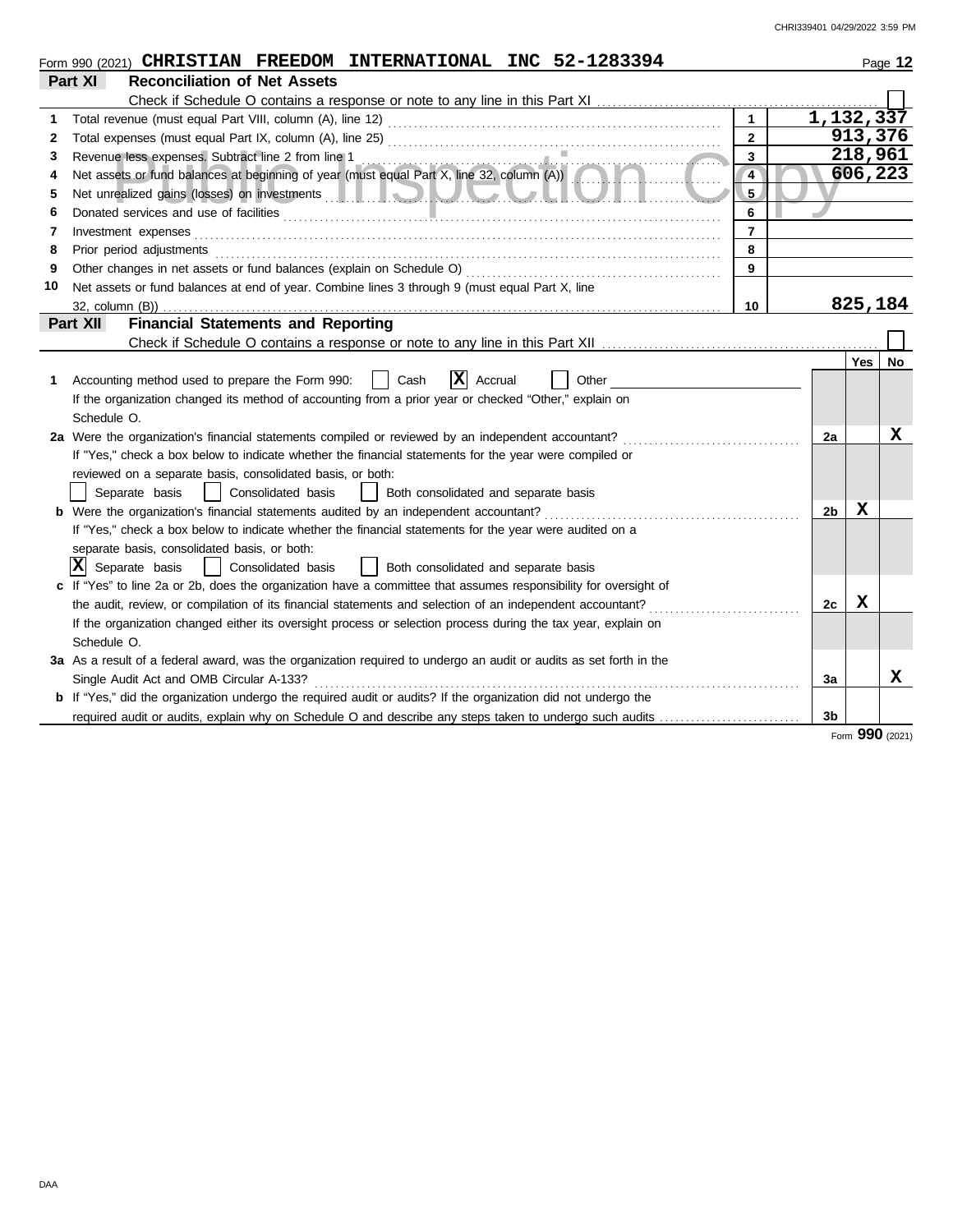Form 990 (2021) **CHRISTIAN FREEDOM INTERNATIONAL INC 52-1283394** Page **12**

## Part XI Reconciliation of Net Assets

Check if Schedule O contains a response or note to any line in this Part XI ☐

| | | Line | Amount |
|---|---|---|---|
| 1 | Total revenue (must equal Part VIII, column (A), line 12) | 1 | 1,132,337 |
| 2 | Total expenses (must equal Part IX, column (A), line 25) | 2 | 913,376 |
| 3 | Revenue less expenses. Subtract line 2 from line 1 | 3 | 218,961 |
| 4 | Net assets or fund balances at beginning of year (must equal Part X, line 32, column (A)) | 4 | 606,223 |
| 5 | Net unrealized gains (losses) on investments | 5 | |
| 6 | Donated services and use of facilities | 6 | |
| 7 | Investment expenses | 7 | |
| 8 | Prior period adjustments | 8 | |
| 9 | Other changes in net assets or fund balances (explain on Schedule O) | 9 | |
| 10 | Net assets or fund balances at end of year. Combine lines 3 through 9 (must equal Part X, line 32, column (B)) | 10 | 825,184 |

## Part XII Financial Statements and Reporting

Check if Schedule O contains a response or note to any line in this Part XII ☐

| | | Line | Yes | No |
|---|---|---|---|---|
| 1 | Accounting method used to prepare the Form 990: ☐ Cash ☒ Accrual ☐ Other<br>If the organization changed its method of accounting from a prior year or checked "Other," explain on Schedule O. | | | |
| 2a | Were the organization's financial statements compiled or reviewed by an independent accountant?<br>If "Yes," check a box below to indicate whether the financial statements for the year were compiled or reviewed on a separate basis, consolidated basis, or both:<br>☐ Separate basis ☐ Consolidated basis ☐ Both consolidated and separate basis | 2a | | X |
| b | Were the organization's financial statements audited by an independent accountant?<br>If "Yes," check a box below to indicate whether the financial statements for the year were audited on a separate basis, consolidated basis, or both:<br>☒ Separate basis ☐ Consolidated basis ☐ Both consolidated and separate basis | 2b | X | |
| c | If "Yes" to line 2a or 2b, does the organization have a committee that assumes responsibility for oversight of the audit, review, or compilation of its financial statements and selection of an independent accountant?<br>If the organization changed either its oversight process or selection process during the tax year, explain on Schedule O. | 2c | X | |
| 3a | As a result of a federal award, was the organization required to undergo an audit or audits as set forth in the Single Audit Act and OMB Circular A-133? | 3a | | X |
| b | If "Yes," did the organization undergo the required audit or audits? If the organization did not undergo the required audit or audits, explain why on Schedule O and describe any steps taken to undergo such audits | 3b | | |

Form **990** (2021)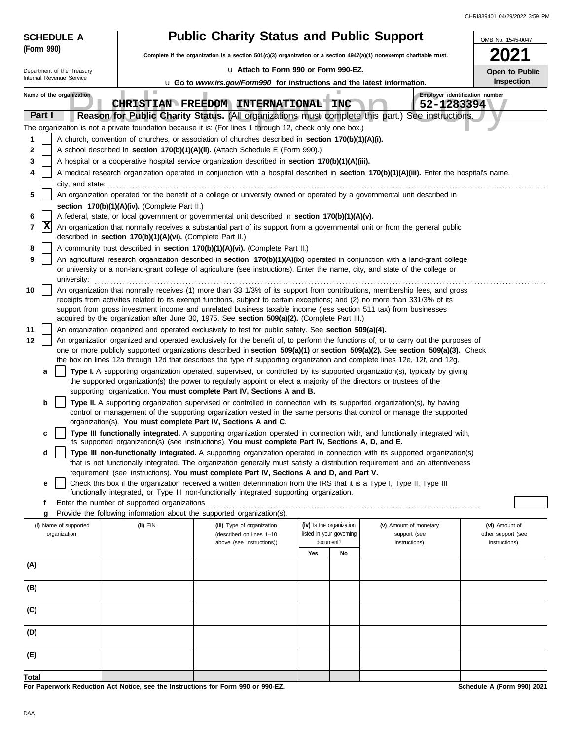**SCHEDULE A (Form 990)**

Department of the Treasury
Internal Revenue Service

# Public Charity Status and Public Support

**Complete if the organization is a section 501(c)(3) organization or a section 4947(a)(1) nonexempt charitable trust.**

u **Attach to Form 990 or Form 990-EZ.**

u **Go to *www.irs.gov/Form990* for instructions and the latest information.**

OMB No. 1545-0047

**2021**

**Open to Public Inspection**

Name of the organization: **CHRISTIAN FREEDOM INTERNATIONAL INC**

Employer identification number: **52-1283394**

## Part I — Reason for Public Charity Status. (All organizations must complete this part.) See instructions.

The organization is not a private foundation because it is: (For lines 1 through 12, check only one box.)

1. [ ] A church, convention of churches, or association of churches described in **section 170(b)(1)(A)(i).**
2. [ ] A school described in **section 170(b)(1)(A)(ii).** (Attach Schedule E (Form 990).)
3. [ ] A hospital or a cooperative hospital service organization described in **section 170(b)(1)(A)(iii).**
4. [ ] A medical research organization operated in conjunction with a hospital described in **section 170(b)(1)(A)(iii).** Enter the hospital's name, city, and state: ......
5. [ ] An organization operated for the benefit of a college or university owned or operated by a governmental unit described in **section 170(b)(1)(A)(iv).** (Complete Part II.)
6. [ ] A federal, state, or local government or governmental unit described in **section 170(b)(1)(A)(v).**
7. [X] An organization that normally receives a substantial part of its support from a governmental unit or from the general public described in **section 170(b)(1)(A)(vi).** (Complete Part II.)
8. [ ] A community trust described in **section 170(b)(1)(A)(vi).** (Complete Part II.)
9. [ ] An agricultural research organization described in **section 170(b)(1)(A)(ix)** operated in conjunction with a land-grant college or university or a non-land-grant college of agriculture (see instructions). Enter the name, city, and state of the college or university: ......
10. [ ] An organization that normally receives (1) more than 33 1/3% of its support from contributions, membership fees, and gross receipts from activities related to its exempt functions, subject to certain exceptions; and (2) no more than 331/3% of its support from gross investment income and unrelated business taxable income (less section 511 tax) from businesses acquired by the organization after June 30, 1975. See **section 509(a)(2).** (Complete Part III.)
11. [ ] An organization organized and operated exclusively to test for public safety. See **section 509(a)(4).**
12. [ ] An organization organized and operated exclusively for the benefit of, to perform the functions of, or to carry out the purposes of one or more publicly supported organizations described in **section 509(a)(1)** or **section 509(a)(2).** See **section 509(a)(3).** Check the box on lines 12a through 12d that describes the type of supporting organization and complete lines 12e, 12f, and 12g.
   - **a** [ ] **Type I.** A supporting organization operated, supervised, or controlled by its supported organization(s), typically by giving the supported organization(s) the power to regularly appoint or elect a majority of the directors or trustees of the supporting organization. **You must complete Part IV, Sections A and B.**
   - **b** [ ] **Type II.** A supporting organization supervised or controlled in connection with its supported organization(s), by having control or management of the supporting organization vested in the same persons that control or manage the supported organization(s). **You must complete Part IV, Sections A and C.**
   - **c** [ ] **Type III functionally integrated.** A supporting organization operated in connection with, and functionally integrated with, its supported organization(s) (see instructions). **You must complete Part IV, Sections A, D, and E.**
   - **d** [ ] **Type III non-functionally integrated.** A supporting organization operated in connection with its supported organization(s) that is not functionally integrated. The organization generally must satisfy a distribution requirement and an attentiveness requirement (see instructions). **You must complete Part IV, Sections A and D, and Part V.**
   - **e** [ ] Check this box if the organization received a written determination from the IRS that it is a Type I, Type II, Type III functionally integrated, or Type III non-functionally integrated supporting organization.
   - **f** Enter the number of supported organizations ......
   - **g** Provide the following information about the supported organization(s).

| (i) Name of supported organization | (ii) EIN | (iii) Type of organization (described on lines 1–10 above (see instructions)) | (iv) Is the organization listed in your governing document? Yes | No | (v) Amount of monetary support (see instructions) | (vi) Amount of other support (see instructions) |
|---|---|---|---|---|---|---|
| (A) | | | | | | |
| (B) | | | | | | |
| (C) | | | | | | |
| (D) | | | | | | |
| (E) | | | | | | |
| Total | | | | | | |

**For Paperwork Reduction Act Notice, see the Instructions for Form 990 or 990-EZ.**

**Schedule A (Form 990) 2021**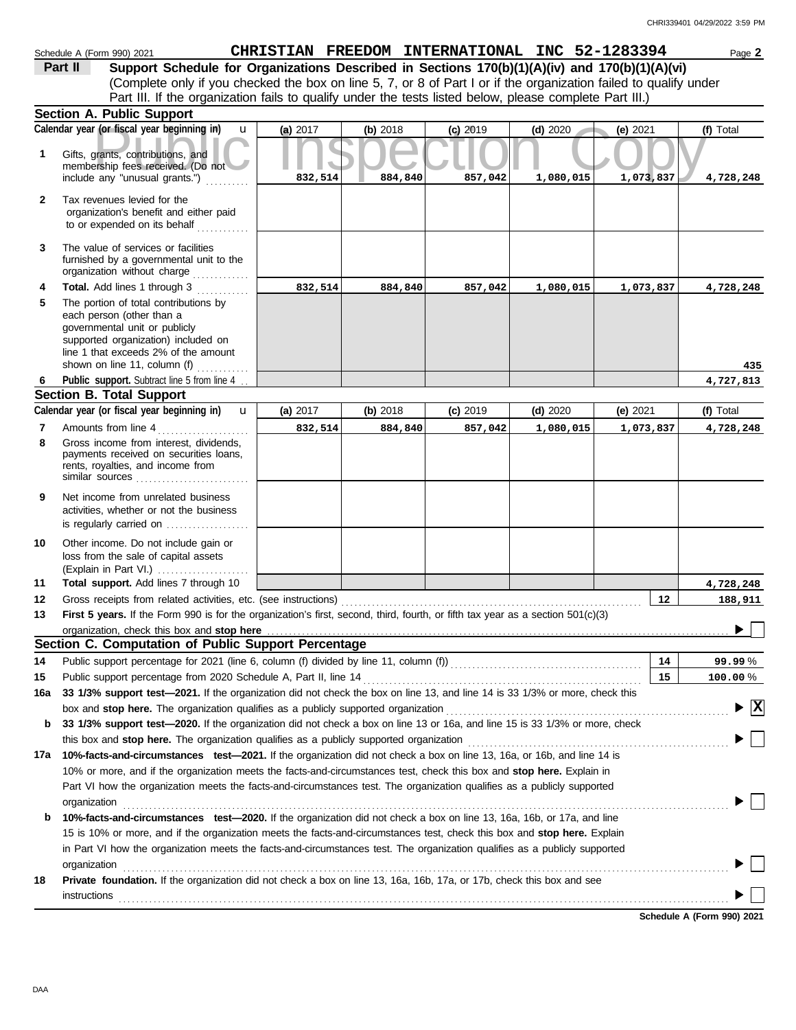Schedule A (Form 990) 2021 **CHRISTIAN FREEDOM INTERNATIONAL INC 52-1283394** Page **2**

**Part II — Support Schedule for Organizations Described in Sections 170(b)(1)(A)(iv) and 170(b)(1)(A)(vi)**

(Complete only if you checked the box on line 5, 7, or 8 of Part I or if the organization failed to qualify under Part III. If the organization fails to qualify under the tests listed below, please complete Part III.)

### Section A. Public Support

| Calendar year (or fiscal year beginning in) | (a) 2017 | (b) 2018 | (c) 2019 | (d) 2020 | (e) 2021 | (f) Total |
|---|---|---|---|---|---|---|
| **1** Gifts, grants, contributions, and membership fees received. (Do not include any "unusual grants.") | 832,514 | 884,840 | 857,042 | 1,080,015 | 1,073,837 | 4,728,248 |
| **2** Tax revenues levied for the organization's benefit and either paid to or expended on its behalf | | | | | | |
| **3** The value of services or facilities furnished by a governmental unit to the organization without charge | | | | | | |
| **4** **Total.** Add lines 1 through 3 | 832,514 | 884,840 | 857,042 | 1,080,015 | 1,073,837 | 4,728,248 |
| **5** The portion of total contributions by each person (other than a governmental unit or publicly supported organization) included on line 1 that exceeds 2% of the amount shown on line 11, column (f) | | | | | | 435 |
| **6** **Public support.** Subtract line 5 from line 4 | | | | | | 4,727,813 |

### Section B. Total Support

| Calendar year (or fiscal year beginning in) | (a) 2017 | (b) 2018 | (c) 2019 | (d) 2020 | (e) 2021 | (f) Total |
|---|---|---|---|---|---|---|
| **7** Amounts from line 4 | 832,514 | 884,840 | 857,042 | 1,080,015 | 1,073,837 | 4,728,248 |
| **8** Gross income from interest, dividends, payments received on securities loans, rents, royalties, and income from similar sources | | | | | | |
| **9** Net income from unrelated business activities, whether or not the business is regularly carried on | | | | | | |
| **10** Other income. Do not include gain or loss from the sale of capital assets (Explain in Part VI.) | | | | | | |
| **11** **Total support.** Add lines 7 through 10 | | | | | | 4,728,248 |

**12** Gross receipts from related activities, etc. (see instructions) — **12** — 188,911

**13** **First 5 years.** If the Form 990 is for the organization's first, second, third, fourth, or fifth tax year as a section 501(c)(3) organization, check this box and **stop here** ☐

### Section C. Computation of Public Support Percentage

**14** Public support percentage for 2021 (line 6, column (f) divided by line 11, column (f)) — **14** — 99.99 %

**15** Public support percentage from 2020 Schedule A, Part II, line 14 — **15** — 100.00 %

**16a** **33 1/3% support test—2021.** If the organization did not check the box on line 13, and line 14 is 33 1/3% or more, check this box and **stop here.** The organization qualifies as a publicly supported organization ☒

**b** **33 1/3% support test—2020.** If the organization did not check a box on line 13 or 16a, and line 15 is 33 1/3% or more, check this box and **stop here.** The organization qualifies as a publicly supported organization ☐

**17a** **10%-facts-and-circumstances test—2021.** If the organization did not check a box on line 13, 16a, or 16b, and line 14 is 10% or more, and if the organization meets the facts-and-circumstances test, check this box and **stop here.** Explain in Part VI how the organization meets the facts-and-circumstances test. The organization qualifies as a publicly supported organization ☐

**b** **10%-facts-and-circumstances test—2020.** If the organization did not check a box on line 13, 16a, 16b, or 17a, and line 15 is 10% or more, and if the organization meets the facts-and-circumstances test, check this box and **stop here.** Explain in Part VI how the organization meets the facts-and-circumstances test. The organization qualifies as a publicly supported organization ☐

**18** **Private foundation.** If the organization did not check a box on line 13, 16a, 16b, 17a, or 17b, check this box and see instructions ☐

**Schedule A (Form 990) 2021**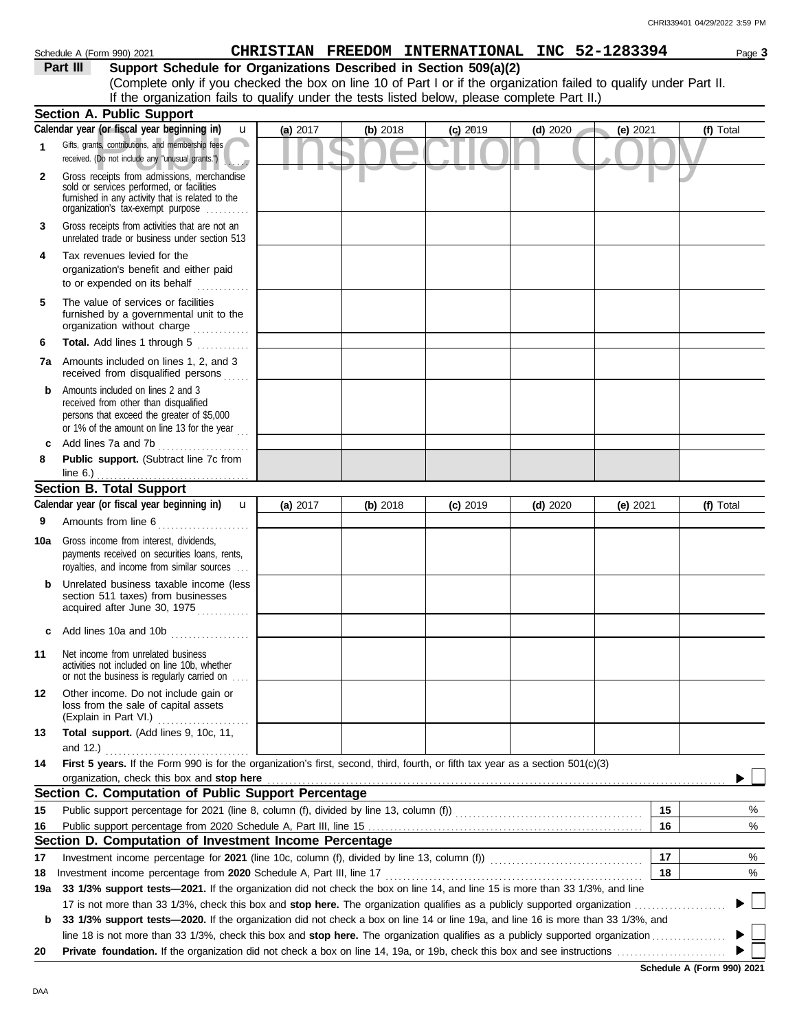Schedule A (Form 990) 2021 **CHRISTIAN FREEDOM INTERNATIONAL INC 52-1283394** Page **3**

**Part III Support Schedule for Organizations Described in Section 509(a)(2)**

(Complete only if you checked the box on line 10 of Part I or if the organization failed to qualify under Part II. If the organization fails to qualify under the tests listed below, please complete Part II.)

## Section A. Public Support

| Calendar year (or fiscal year beginning in) | (a) 2017 | (b) 2018 | (c) 2019 | (d) 2020 | (e) 2021 | (f) Total |
|---|---|---|---|---|---|---|
| **1** Gifts, grants, contributions, and membership fees received. (Do not include any "unusual grants.") | | | | | | |
| **2** Gross receipts from admissions, merchandise sold or services performed, or facilities furnished in any activity that is related to the organization's tax-exempt purpose | | | | | | |
| **3** Gross receipts from activities that are not an unrelated trade or business under section 513 | | | | | | |
| **4** Tax revenues levied for the organization's benefit and either paid to or expended on its behalf | | | | | | |
| **5** The value of services or facilities furnished by a governmental unit to the organization without charge | | | | | | |
| **6** **Total.** Add lines 1 through 5 | | | | | | |
| **7a** Amounts included on lines 1, 2, and 3 received from disqualified persons | | | | | | |
| **b** Amounts included on lines 2 and 3 received from other than disqualified persons that exceed the greater of $5,000 or 1% of the amount on line 13 for the year | | | | | | |
| **c** Add lines 7a and 7b | | | | | | |
| **8** **Public support.** (Subtract line 7c from line 6.) | | | | | | |

## Section B. Total Support

| Calendar year (or fiscal year beginning in) | (a) 2017 | (b) 2018 | (c) 2019 | (d) 2020 | (e) 2021 | (f) Total |
|---|---|---|---|---|---|---|
| **9** Amounts from line 6 | | | | | | |
| **10a** Gross income from interest, dividends, payments received on securities loans, rents, royalties, and income from similar sources | | | | | | |
| **b** Unrelated business taxable income (less section 511 taxes) from businesses acquired after June 30, 1975 | | | | | | |
| **c** Add lines 10a and 10b | | | | | | |
| **11** Net income from unrelated business activities not included on line 10b, whether or not the business is regularly carried on | | | | | | |
| **12** Other income. Do not include gain or loss from the sale of capital assets (Explain in Part VI.) | | | | | | |
| **13** **Total support.** (Add lines 9, 10c, 11, and 12.) | | | | | | |

**14** **First 5 years.** If the Form 990 is for the organization's first, second, third, fourth, or fifth tax year as a section 501(c)(3) organization, check this box and **stop here** ☐

## Section C. Computation of Public Support Percentage

| | | | |
|---|---|---|---|
| **15** | Public support percentage for 2021 (line 8, column (f), divided by line 13, column (f)) | **15** | % |
| **16** | Public support percentage from 2020 Schedule A, Part III, line 15 | **16** | % |

## Section D. Computation of Investment Income Percentage

| | | | |
|---|---|---|---|
| **17** | Investment income percentage for **2021** (line 10c, column (f), divided by line 13, column (f)) | **17** | % |
| **18** | Investment income percentage from **2020** Schedule A, Part III, line 17 | **18** | % |

**19a** **33 1/3% support tests—2021.** If the organization did not check the box on line 14, and line 15 is more than 33 1/3%, and line 17 is not more than 33 1/3%, check this box and **stop here.** The organization qualifies as a publicly supported organization ☐

**b** **33 1/3% support tests—2020.** If the organization did not check a box on line 14 or line 19a, and line 16 is more than 33 1/3%, and line 18 is not more than 33 1/3%, check this box and **stop here.** The organization qualifies as a publicly supported organization ☐

**20** **Private foundation.** If the organization did not check a box on line 14, 19a, or 19b, check this box and see instructions ☐

**Schedule A (Form 990) 2021**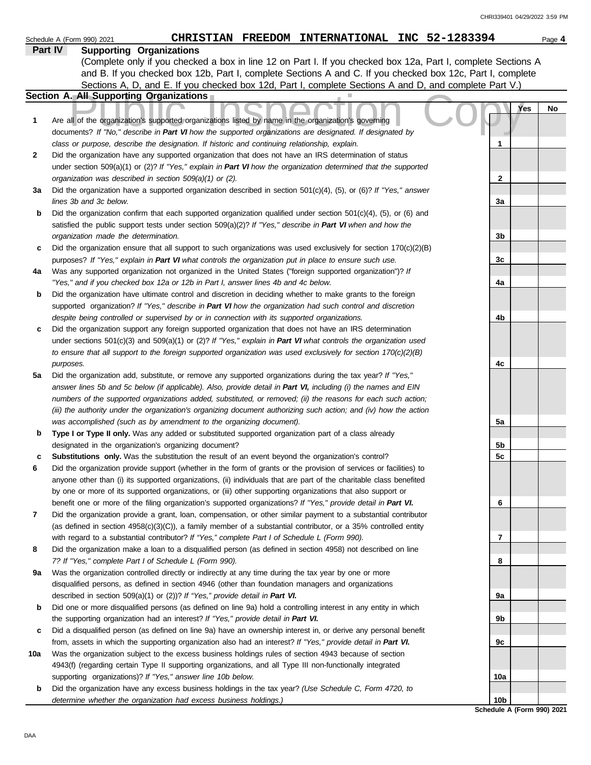Schedule A (Form 990) 2021 **CHRISTIAN FREEDOM INTERNATIONAL INC 52-1283394** Page **4**

## Part IV Supporting Organizations

(Complete only if you checked a box in line 12 on Part I. If you checked box 12a, Part I, complete Sections A and B. If you checked box 12b, Part I, complete Sections A and C. If you checked box 12c, Part I, complete Sections A, D, and E. If you checked box 12d, Part I, complete Sections A and D, and complete Part V.)

### Section A. All Supporting Organizations

| | | | Yes | No |
|---|---|---|---|---|
| **1** | Are all of the organization's supported organizations listed by name in the organization's governing documents? *If "No," describe in* ***Part VI*** *how the supported organizations are designated. If designated by class or purpose, describe the designation. If historic and continuing relationship, explain.* | 1 | | |
| **2** | Did the organization have any supported organization that does not have an IRS determination of status under section 509(a)(1) or (2)? *If "Yes," explain in* ***Part VI*** *how the organization determined that the supported organization was described in section 509(a)(1) or (2).* | 2 | | |
| **3a** | Did the organization have a supported organization described in section 501(c)(4), (5), or (6)? *If "Yes," answer lines 3b and 3c below.* | 3a | | |
| **b** | Did the organization confirm that each supported organization qualified under section 501(c)(4), (5), or (6) and satisfied the public support tests under section 509(a)(2)? *If "Yes," describe in* ***Part VI*** *when and how the organization made the determination.* | 3b | | |
| **c** | Did the organization ensure that all support to such organizations was used exclusively for section 170(c)(2)(B) purposes? *If "Yes," explain in* ***Part VI*** *what controls the organization put in place to ensure such use.* | 3c | | |
| **4a** | Was any supported organization not organized in the United States ("foreign supported organization")? *If "Yes," and if you checked box 12a or 12b in Part I, answer lines 4b and 4c below.* | 4a | | |
| **b** | Did the organization have ultimate control and discretion in deciding whether to make grants to the foreign supported organization? *If "Yes," describe in* ***Part VI*** *how the organization had such control and discretion despite being controlled or supervised by or in connection with its supported organizations.* | 4b | | |
| **c** | Did the organization support any foreign supported organization that does not have an IRS determination under sections 501(c)(3) and 509(a)(1) or (2)? *If "Yes," explain in* ***Part VI*** *what controls the organization used to ensure that all support to the foreign supported organization was used exclusively for section 170(c)(2)(B) purposes.* | 4c | | |
| **5a** | Did the organization add, substitute, or remove any supported organizations during the tax year? *If "Yes," answer lines 5b and 5c below (if applicable). Also, provide detail in* ***Part VI,*** *including (i) the names and EIN numbers of the supported organizations added, substituted, or removed; (ii) the reasons for each such action; (iii) the authority under the organization's organizing document authorizing such action; and (iv) how the action was accomplished (such as by amendment to the organizing document).* | 5a | | |
| **b** | **Type I or Type II only.** Was any added or substituted supported organization part of a class already designated in the organization's organizing document? | 5b | | |
| **c** | **Substitutions only.** Was the substitution the result of an event beyond the organization's control? | 5c | | |
| **6** | Did the organization provide support (whether in the form of grants or the provision of services or facilities) to anyone other than (i) its supported organizations, (ii) individuals that are part of the charitable class benefited by one or more of its supported organizations, or (iii) other supporting organizations that also support or benefit one or more of the filing organization's supported organizations? *If "Yes," provide detail in* ***Part VI.*** | 6 | | |
| **7** | Did the organization provide a grant, loan, compensation, or other similar payment to a substantial contributor (as defined in section 4958(c)(3)(C)), a family member of a substantial contributor, or a 35% controlled entity with regard to a substantial contributor? *If "Yes," complete Part I of Schedule L (Form 990).* | 7 | | |
| **8** | Did the organization make a loan to a disqualified person (as defined in section 4958) not described on line 7? *If "Yes," complete Part I of Schedule L (Form 990).* | 8 | | |
| **9a** | Was the organization controlled directly or indirectly at any time during the tax year by one or more disqualified persons, as defined in section 4946 (other than foundation managers and organizations described in section 509(a)(1) or (2))? *If "Yes," provide detail in* ***Part VI.*** | 9a | | |
| **b** | Did one or more disqualified persons (as defined on line 9a) hold a controlling interest in any entity in which the supporting organization had an interest? *If "Yes," provide detail in* ***Part VI.*** | 9b | | |
| **c** | Did a disqualified person (as defined on line 9a) have an ownership interest in, or derive any personal benefit from, assets in which the supporting organization also had an interest? *If "Yes," provide detail in* ***Part VI.*** | 9c | | |
| **10a** | Was the organization subject to the excess business holdings rules of section 4943 because of section 4943(f) (regarding certain Type II supporting organizations, and all Type III non-functionally integrated supporting organizations)? *If "Yes," answer line 10b below.* | 10a | | |
| **b** | Did the organization have any excess business holdings in the tax year? *(Use Schedule C, Form 4720, to determine whether the organization had excess business holdings.)* | 10b | | |

**Schedule A (Form 990) 2021**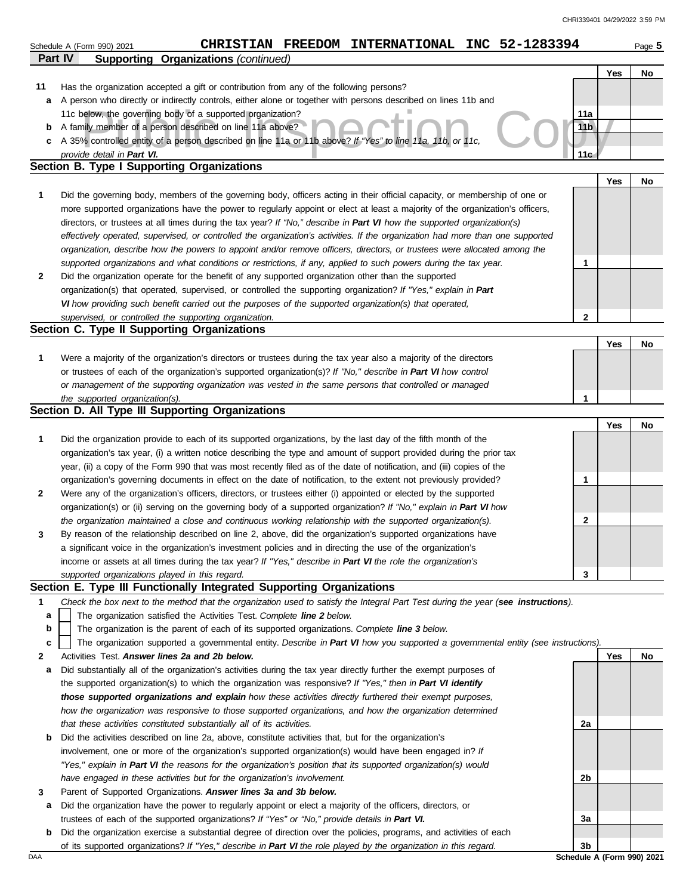Schedule A (Form 990) 2021 **CHRISTIAN FREEDOM INTERNATIONAL INC 52-1283394** Page **5**

**Part IV Supporting Organizations** *(continued)*

| | | | Yes | No |
|---|---|---|---|---|
| **11** | Has the organization accepted a gift or contribution from any of the following persons? | | | |
| **a** | A person who directly or indirectly controls, either alone or together with persons described on lines 11b and 11c below, the governing body of a supported organization? | 11a | | |
| **b** | A family member of a person described on line 11a above? | 11b | | |
| **c** | A 35% controlled entity of a person described on line 11a or 11b above? *If "Yes" to line 11a, 11b, or 11c, provide detail in **Part VI.*** | 11c | | |

## Section B. Type I Supporting Organizations

| | | | Yes | No |
|---|---|---|---|---|
| **1** | Did the governing body, members of the governing body, officers acting in their official capacity, or membership of one or more supported organizations have the power to regularly appoint or elect at least a majority of the organization's officers, directors, or trustees at all times during the tax year? *If "No," describe in **Part VI** how the supported organization(s) effectively operated, supervised, or controlled the organization's activities. If the organization had more than one supported organization, describe how the powers to appoint and/or remove officers, directors, or trustees were allocated among the supported organizations and what conditions or restrictions, if any, applied to such powers during the tax year.* | 1 | | |
| **2** | Did the organization operate for the benefit of any supported organization other than the supported organization(s) that operated, supervised, or controlled the supporting organization? *If "Yes," explain in **Part VI** how providing such benefit carried out the purposes of the supported organization(s) that operated, supervised, or controlled the supporting organization.* | 2 | | |

## Section C. Type II Supporting Organizations

| | | | Yes | No |
|---|---|---|---|---|
| **1** | Were a majority of the organization's directors or trustees during the tax year also a majority of the directors or trustees of each of the organization's supported organization(s)? *If "No," describe in **Part VI** how control or management of the supporting organization was vested in the same persons that controlled or managed the supported organization(s).* | 1 | | |

## Section D. All Type III Supporting Organizations

| | | | Yes | No |
|---|---|---|---|---|
| **1** | Did the organization provide to each of its supported organizations, by the last day of the fifth month of the organization's tax year, (i) a written notice describing the type and amount of support provided during the prior tax year, (ii) a copy of the Form 990 that was most recently filed as of the date of notification, and (iii) copies of the organization's governing documents in effect on the date of notification, to the extent not previously provided? | 1 | | |
| **2** | Were any of the organization's officers, directors, or trustees either (i) appointed or elected by the supported organization(s) or (ii) serving on the governing body of a supported organization? *If "No," explain in **Part VI** how the organization maintained a close and continuous working relationship with the supported organization(s).* | 2 | | |
| **3** | By reason of the relationship described on line 2, above, did the organization's supported organizations have a significant voice in the organization's investment policies and in directing the use of the organization's income or assets at all times during the tax year? *If "Yes," describe in **Part VI** the role the organization's supported organizations played in this regard.* | 3 | | |

## Section E. Type III Functionally Integrated Supporting Organizations

**1** *Check the box next to the method that the organization used to satisfy the Integral Part Test during the year (**see instructions**).*

- **a** ☐ The organization satisfied the Activities Test. *Complete **line 2** below.*
- **b** ☐ The organization is the parent of each of its supported organizations. *Complete **line 3** below.*
- **c** ☐ The organization supported a governmental entity. *Describe in **Part VI** how you supported a governmental entity (see instructions).*

| | | | Yes | No |
|---|---|---|---|---|
| **2** | Activities Test. ***Answer lines 2a and 2b below.*** | | | |
| **a** | Did substantially all of the organization's activities during the tax year directly further the exempt purposes of the supported organization(s) to which the organization was responsive? *If "Yes," then in **Part VI identify those supported organizations and explain** how these activities directly furthered their exempt purposes, how the organization was responsive to those supported organizations, and how the organization determined that these activities constituted substantially all of its activities.* | 2a | | |
| **b** | Did the activities described on line 2a, above, constitute activities that, but for the organization's involvement, one or more of the organization's supported organization(s) would have been engaged in? *If "Yes," explain in **Part VI** the reasons for the organization's position that its supported organization(s) would have engaged in these activities but for the organization's involvement.* | 2b | | |
| **3** | Parent of Supported Organizations. ***Answer lines 3a and 3b below.*** | | | |
| **a** | Did the organization have the power to regularly appoint or elect a majority of the officers, directors, or trustees of each of the supported organizations? *If "Yes" or "No," provide details in **Part VI.*** | 3a | | |
| **b** | Did the organization exercise a substantial degree of direction over the policies, programs, and activities of each of its supported organizations? *If "Yes," describe in **Part VI** the role played by the organization in this regard.* | 3b | | |

DAA **Schedule A (Form 990) 2021**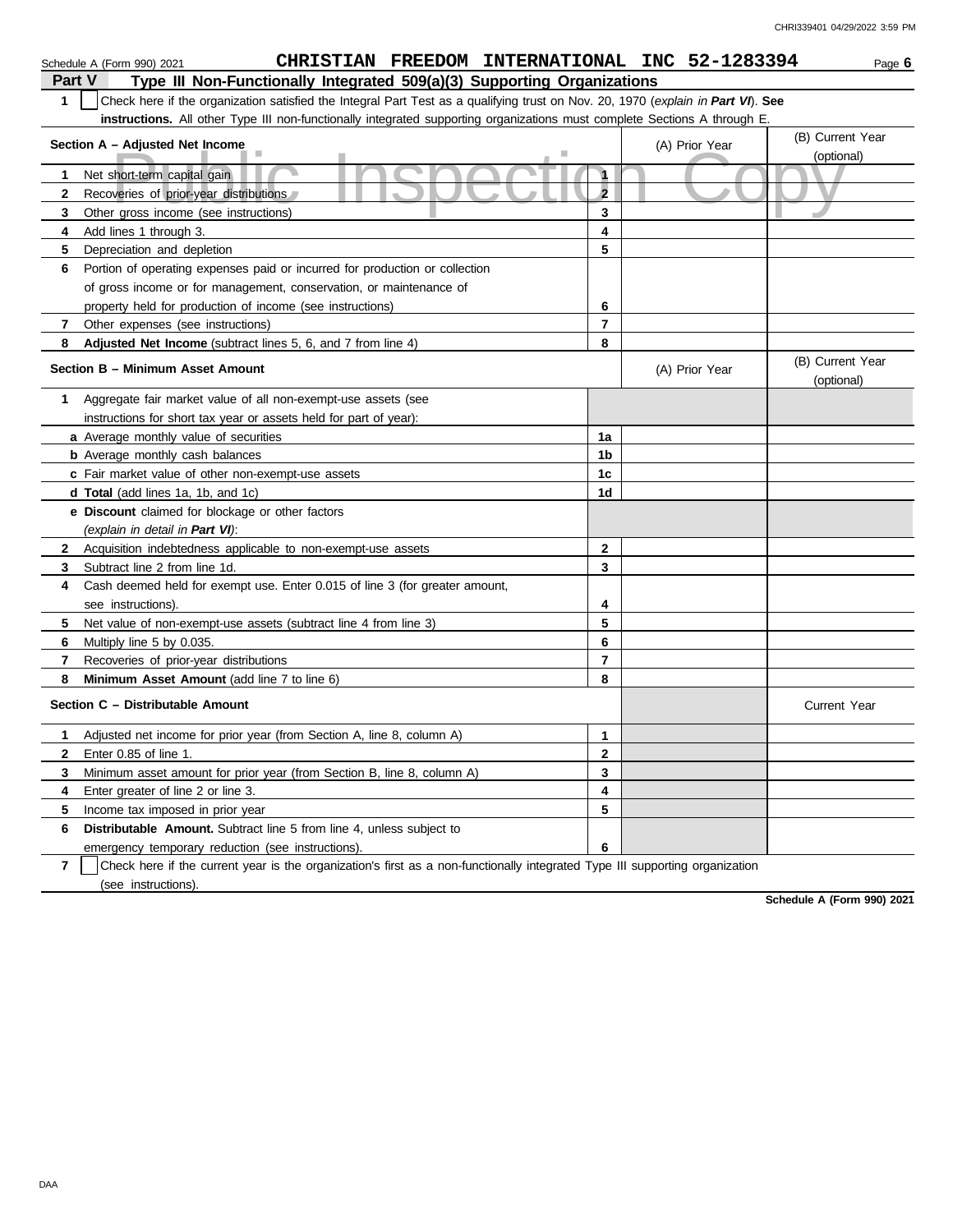Schedule A (Form 990) 2021 **CHRISTIAN FREEDOM INTERNATIONAL INC 52-1283394** Page **6**

## Part V Type III Non-Functionally Integrated 509(a)(3) Supporting Organizations

**1** ☐ Check here if the organization satisfied the Integral Part Test as a qualifying trust on Nov. 20, 1970 (*explain in **Part VI***). **See instructions.** All other Type III non-functionally integrated supporting organizations must complete Sections A through E.

| **Section A – Adjusted Net Income** | | (A) Prior Year | (B) Current Year (optional) |
|---|---|---|---|
| **1** Net short-term capital gain | **1** | | |
| **2** Recoveries of prior-year distributions | **2** | | |
| **3** Other gross income (see instructions) | **3** | | |
| **4** Add lines 1 through 3. | **4** | | |
| **5** Depreciation and depletion | **5** | | |
| **6** Portion of operating expenses paid or incurred for production or collection of gross income or for management, conservation, or maintenance of property held for production of income (see instructions) | **6** | | |
| **7** Other expenses (see instructions) | **7** | | |
| **8** **Adjusted Net Income** (subtract lines 5, 6, and 7 from line 4) | **8** | | |

| **Section B – Minimum Asset Amount** | | (A) Prior Year | (B) Current Year (optional) |
|---|---|---|---|
| **1** Aggregate fair market value of all non-exempt-use assets (see instructions for short tax year or assets held for part of year): | | | |
| **a** Average monthly value of securities | **1a** | | |
| **b** Average monthly cash balances | **1b** | | |
| **c** Fair market value of other non-exempt-use assets | **1c** | | |
| **d** **Total** (add lines 1a, 1b, and 1c) | **1d** | | |
| **e** **Discount** claimed for blockage or other factors (*explain in detail in **Part VI***): | | | |
| **2** Acquisition indebtedness applicable to non-exempt-use assets | **2** | | |
| **3** Subtract line 2 from line 1d. | **3** | | |
| **4** Cash deemed held for exempt use. Enter 0.015 of line 3 (for greater amount, see instructions). | **4** | | |
| **5** Net value of non-exempt-use assets (subtract line 4 from line 3) | **5** | | |
| **6** Multiply line 5 by 0.035. | **6** | | |
| **7** Recoveries of prior-year distributions | **7** | | |
| **8** **Minimum Asset Amount** (add line 7 to line 6) | **8** | | |

| **Section C – Distributable Amount** | | | Current Year |
|---|---|---|---|
| **1** Adjusted net income for prior year (from Section A, line 8, column A) | **1** | | |
| **2** Enter 0.85 of line 1. | **2** | | |
| **3** Minimum asset amount for prior year (from Section B, line 8, column A) | **3** | | |
| **4** Enter greater of line 2 or line 3. | **4** | | |
| **5** Income tax imposed in prior year | **5** | | |
| **6** **Distributable Amount.** Subtract line 5 from line 4, unless subject to emergency temporary reduction (see instructions). | **6** | | |

**7** ☐ Check here if the current year is the organization's first as a non-functionally integrated Type III supporting organization (see instructions).

**Schedule A (Form 990) 2021**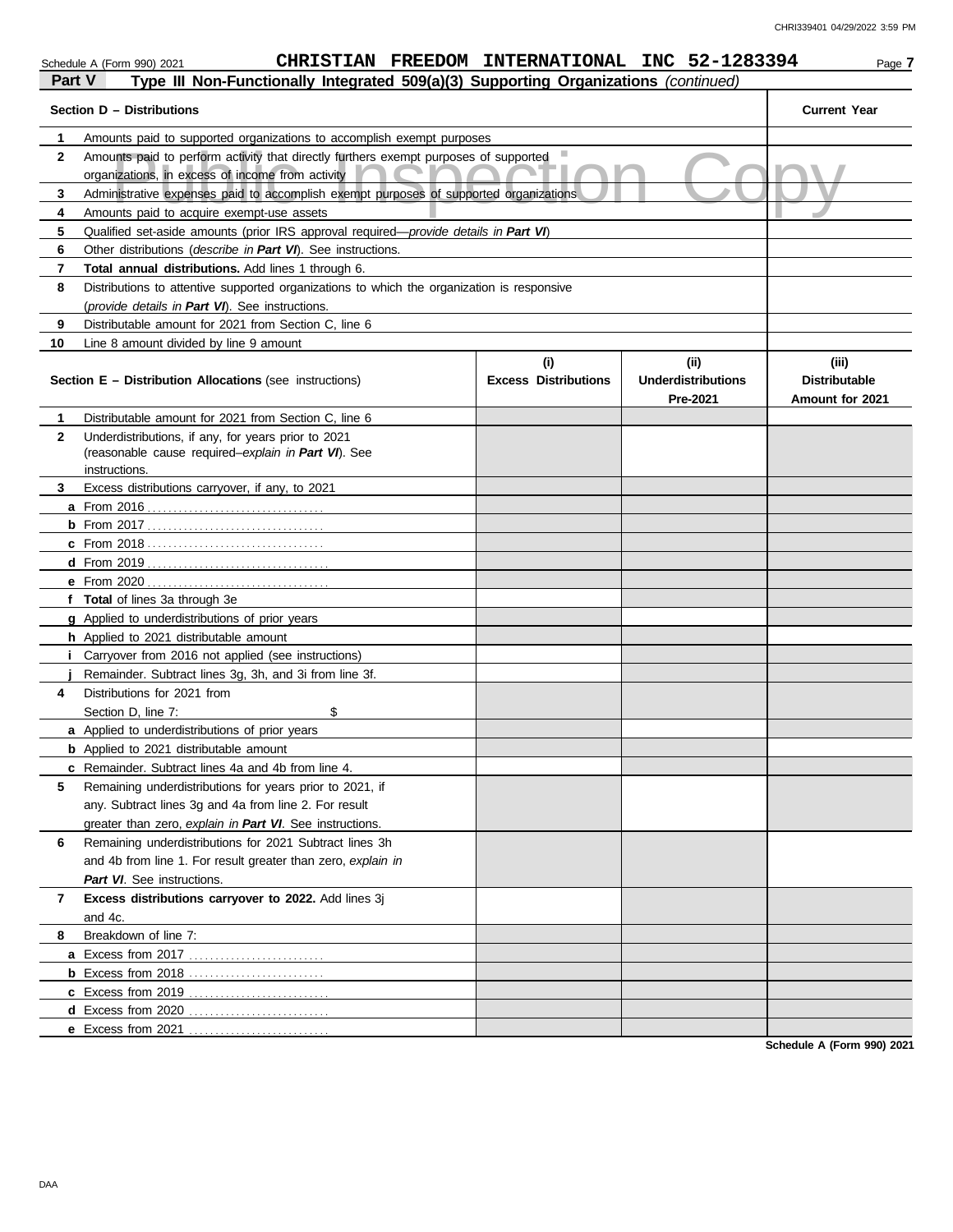Schedule A (Form 990) 2021 **CHRISTIAN FREEDOM INTERNATIONAL INC 52-1283394** Page **7**

**Part V** **Type III Non-Functionally Integrated 509(a)(3) Supporting Organizations** *(continued)*

| **Section D – Distributions** | | **Current Year** |
|---|---|---|
| **1** | Amounts paid to supported organizations to accomplish exempt purposes | |
| **2** | Amounts paid to perform activity that directly furthers exempt purposes of supported organizations, in excess of income from activity | |
| **3** | Administrative expenses paid to accomplish exempt purposes of supported organizations | |
| **4** | Amounts paid to acquire exempt-use assets | |
| **5** | Qualified set-aside amounts (prior IRS approval required—*provide details in **Part VI***) | |
| **6** | Other distributions (*describe in **Part VI***). See instructions. | |
| **7** | **Total annual distributions.** Add lines 1 through 6. | |
| **8** | Distributions to attentive supported organizations to which the organization is responsive (*provide details in **Part VI***). See instructions. | |
| **9** | Distributable amount for 2021 from Section C, line 6 | |
| **10** | Line 8 amount divided by line 9 amount | |

| **Section E – Distribution Allocations** (see instructions) | | **(i)** **Excess Distributions** | **(ii)** **Underdistributions Pre-2021** | **(iii)** **Distributable Amount for 2021** |
|---|---|---|---|---|
| **1** | Distributable amount for 2021 from Section C, line 6 | | | |
| **2** | Underdistributions, if any, for years prior to 2021 (reasonable cause required–*explain in **Part VI***). See instructions. | | | |
| **3** | Excess distributions carryover, if any, to 2021 | | | |
| **a** | From 2016 | | | |
| **b** | From 2017 | | | |
| **c** | From 2018 | | | |
| **d** | From 2019 | | | |
| **e** | From 2020 | | | |
| **f** | **Total** of lines 3a through 3e | | | |
| **g** | Applied to underdistributions of prior years | | | |
| **h** | Applied to 2021 distributable amount | | | |
| **i** | Carryover from 2016 not applied (see instructions) | | | |
| **j** | Remainder. Subtract lines 3g, 3h, and 3i from line 3f. | | | |
| **4** | Distributions for 2021 from Section D, line 7: $ | | | |
| **a** | Applied to underdistributions of prior years | | | |
| **b** | Applied to 2021 distributable amount | | | |
| **c** | Remainder. Subtract lines 4a and 4b from line 4. | | | |
| **5** | Remaining underdistributions for years prior to 2021, if any. Subtract lines 3g and 4a from line 2. For result greater than zero, *explain in **Part VI***. See instructions. | | | |
| **6** | Remaining underdistributions for 2021 Subtract lines 3h and 4b from line 1. For result greater than zero, *explain in **Part VI***. See instructions. | | | |
| **7** | **Excess distributions carryover to 2022.** Add lines 3j and 4c. | | | |
| **8** | Breakdown of line 7: | | | |
| **a** | Excess from 2017 | | | |
| **b** | Excess from 2018 | | | |
| **c** | Excess from 2019 | | | |
| **d** | Excess from 2020 | | | |
| **e** | Excess from 2021 | | | |

**Schedule A (Form 990) 2021**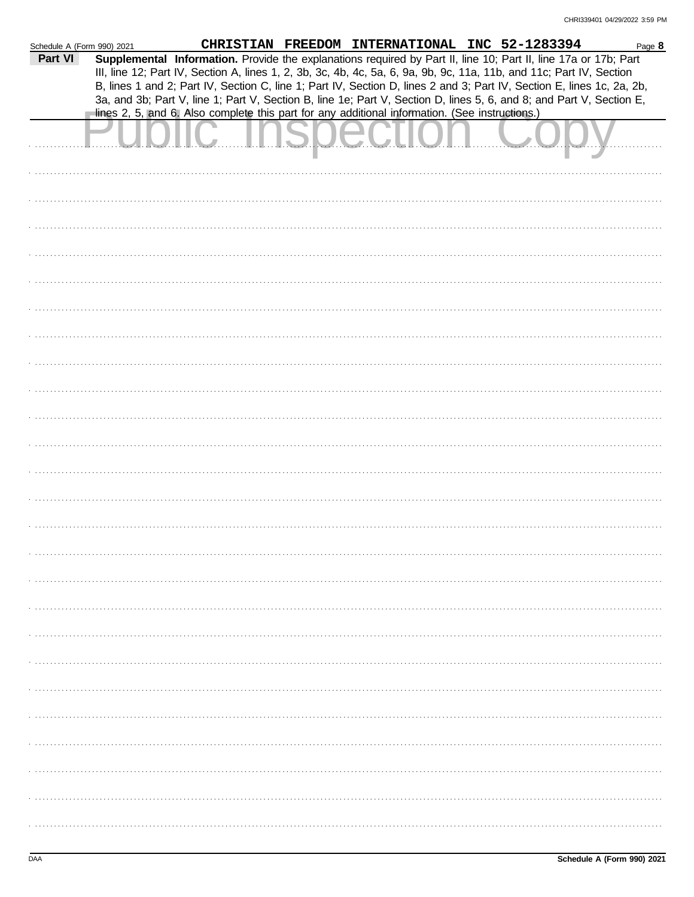Schedule A (Form 990) 2021 **CHRISTIAN FREEDOM INTERNATIONAL INC 52-1283394** Page **8**

**Part VI** **Supplemental Information.** Provide the explanations required by Part II, line 10; Part II, line 17a or 17b; Part III, line 12; Part IV, Section A, lines 1, 2, 3b, 3c, 4b, 4c, 5a, 6, 9a, 9b, 9c, 11a, 11b, and 11c; Part IV, Section B, lines 1 and 2; Part IV, Section C, line 1; Part IV, Section D, lines 2 and 3; Part IV, Section E, lines 1c, 2a, 2b, 3a, and 3b; Part V, line 1; Part V, Section B, line 1e; Part V, Section D, lines 5, 6, and 8; and Part V, Section E, lines 2, 5, and 6. Also complete this part for any additional information. (See instructions.)

Public Inspection Copy

Schedule A (Form 990) 2021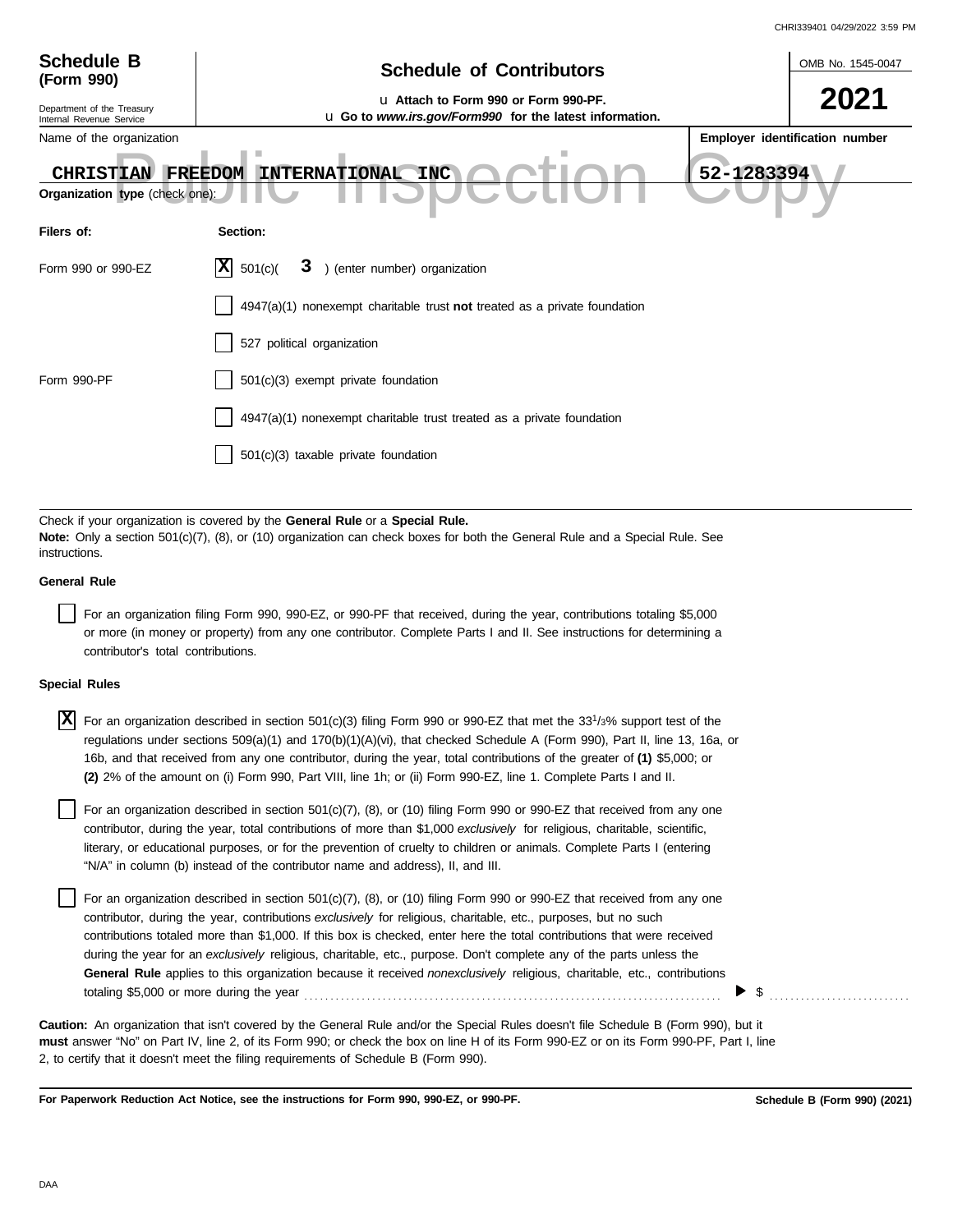**Schedule B (Form 990)**

Department of the Treasury
Internal Revenue Service

# Schedule of Contributors

u Attach to Form 990 or Form 990-PF.
u Go to *www.irs.gov/Form990* for the latest information.

OMB No. 1545-0047

**2021**

Name of the organization: CHRISTIAN FREEDOM INTERNATIONAL INC

**Employer identification number**: 52-1283394

Public Inspection Copy

**Organization type** (check one):

| **Filers of:** | **Section:** |
|---|---|
| Form 990 or 990-EZ | [X] 501(c)( 3 ) (enter number) organization |
| | [ ] 4947(a)(1) nonexempt charitable trust **not** treated as a private foundation |
| | [ ] 527 political organization |
| Form 990-PF | [ ] 501(c)(3) exempt private foundation |
| | [ ] 4947(a)(1) nonexempt charitable trust treated as a private foundation |
| | [ ] 501(c)(3) taxable private foundation |

Check if your organization is covered by the **General Rule** or a **Special Rule.**
**Note:** Only a section 501(c)(7), (8), or (10) organization can check boxes for both the General Rule and a Special Rule. See instructions.

**General Rule**

[ ] For an organization filing Form 990, 990-EZ, or 990-PF that received, during the year, contributions totaling $5,000 or more (in money or property) from any one contributor. Complete Parts I and II. See instructions for determining a contributor's total contributions.

**Special Rules**

[X] For an organization described in section 501(c)(3) filing Form 990 or 990-EZ that met the 33 1/3% support test of the regulations under sections 509(a)(1) and 170(b)(1)(A)(vi), that checked Schedule A (Form 990), Part II, line 13, 16a, or 16b, and that received from any one contributor, during the year, total contributions of the greater of **(1)** $5,000; or **(2)** 2% of the amount on (i) Form 990, Part VIII, line 1h; or (ii) Form 990-EZ, line 1. Complete Parts I and II.

[ ] For an organization described in section 501(c)(7), (8), or (10) filing Form 990 or 990-EZ that received from any one contributor, during the year, total contributions of more than $1,000 *exclusively* for religious, charitable, scientific, literary, or educational purposes, or for the prevention of cruelty to children or animals. Complete Parts I (entering "N/A" in column (b) instead of the contributor name and address), II, and III.

[ ] For an organization described in section 501(c)(7), (8), or (10) filing Form 990 or 990-EZ that received from any one contributor, during the year, contributions *exclusively* for religious, charitable, etc., purposes, but no such contributions totaled more than $1,000. If this box is checked, enter here the total contributions that were received during the year for an *exclusively* religious, charitable, etc., purpose. Don't complete any of the parts unless the **General Rule** applies to this organization because it received *nonexclusively* religious, charitable, etc., contributions totaling $5,000 or more during the year ▶ $ ..........

**Caution:** An organization that isn't covered by the General Rule and/or the Special Rules doesn't file Schedule B (Form 990), but it **must** answer "No" on Part IV, line 2, of its Form 990; or check the box on line H of its Form 990-EZ or on its Form 990-PF, Part I, line 2, to certify that it doesn't meet the filing requirements of Schedule B (Form 990).

**For Paperwork Reduction Act Notice, see the instructions for Form 990, 990-EZ, or 990-PF.** **Schedule B (Form 990) (2021)**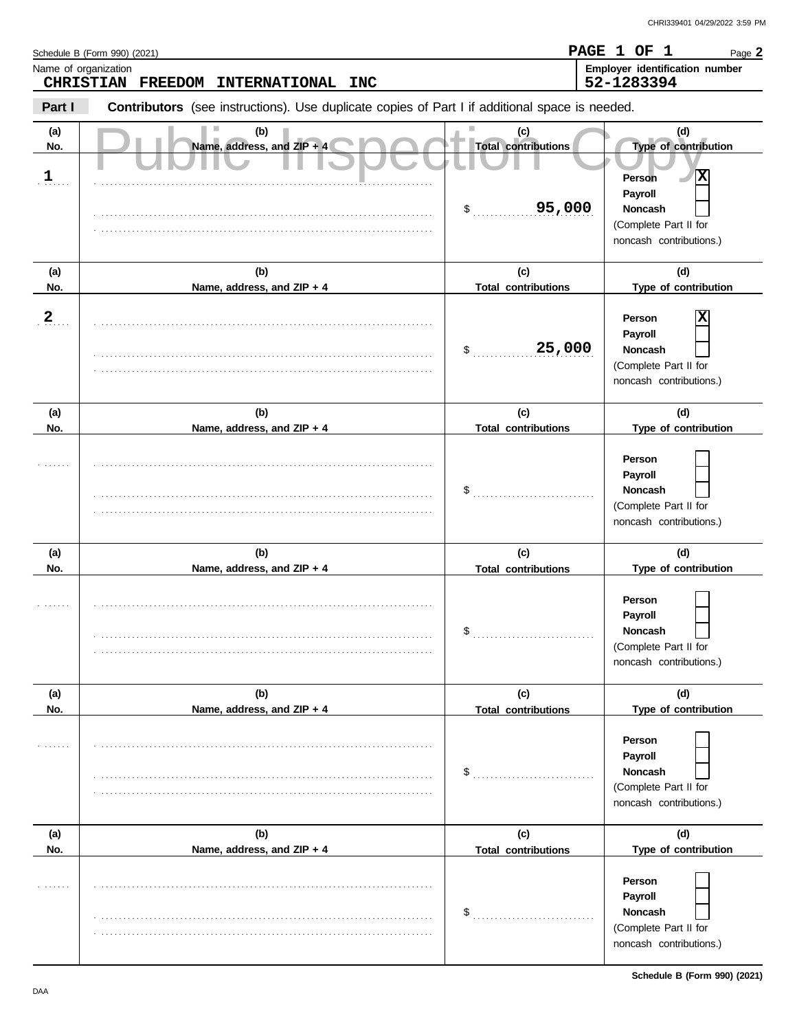Schedule B (Form 990) (2021)

**PAGE 1 OF 1**

Page **2**

Name of organization
**CHRISTIAN FREEDOM INTERNATIONAL INC**

**Employer identification number**
**52-1283394**

**Part I** **Contributors** (see instructions). Use duplicate copies of Part I if additional space is needed.

| (a) No. | (b) Name, address, and ZIP + 4 | (c) Total contributions | (d) Type of contribution |
|---|---|---|---|
| 1 | | $ 95,000 | Person [X] Payroll [ ] Noncash [ ] (Complete Part II for noncash contributions.) |
| 2 | | $ 25,000 | Person [X] Payroll [ ] Noncash [ ] (Complete Part II for noncash contributions.) |
| | | $ | Person [ ] Payroll [ ] Noncash [ ] (Complete Part II for noncash contributions.) |
| | | $ | Person [ ] Payroll [ ] Noncash [ ] (Complete Part II for noncash contributions.) |
| | | $ | Person [ ] Payroll [ ] Noncash [ ] (Complete Part II for noncash contributions.) |
| | | $ | Person [ ] Payroll [ ] Noncash [ ] (Complete Part II for noncash contributions.) |

Schedule B (Form 990) (2021)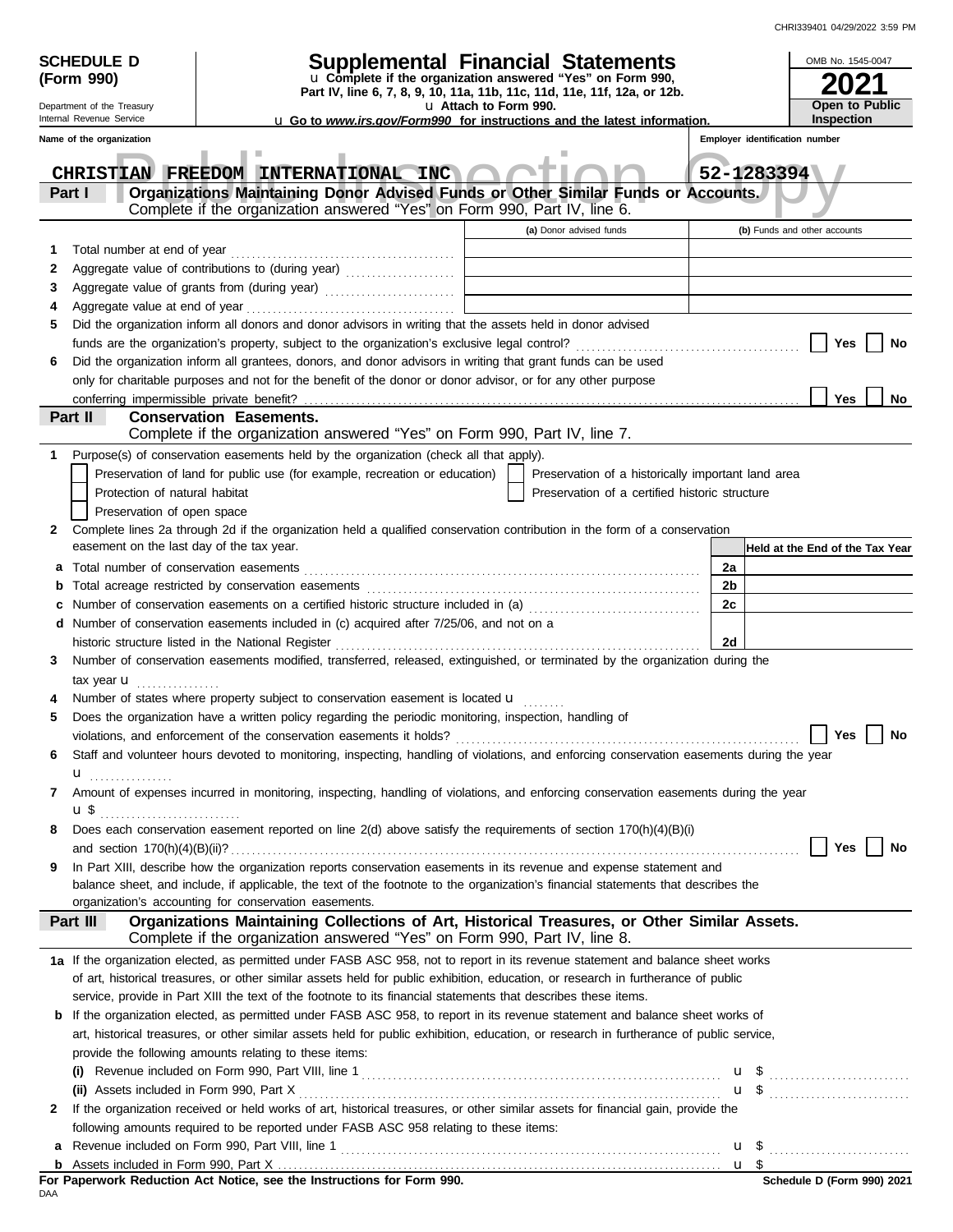**SCHEDULE D (Form 990)**

Department of the Treasury
Internal Revenue Service

# Supplemental Financial Statements

u Complete if the organization answered "Yes" on Form 990, Part IV, line 6, 7, 8, 9, 10, 11a, 11b, 11c, 11d, 11e, 11f, 12a, or 12b.
u Attach to Form 990.
u Go to *www.irs.gov/Form990* for instructions and the latest information.

OMB No. 1545-0047
**2021**
**Open to Public Inspection**

Name of the organization: CHRISTIAN FREEDOM INTERNATIONAL INC
Employer identification number: 52-1283394

## Part I — Organizations Maintaining Donor Advised Funds or Other Similar Funds or Accounts.

Complete if the organization answered "Yes" on Form 990, Part IV, line 6.

| | | (a) Donor advised funds | (b) Funds and other accounts |
|---|---|---|---|
| 1 | Total number at end of year | | |
| 2 | Aggregate value of contributions to (during year) | | |
| 3 | Aggregate value of grants from (during year) | | |
| 4 | Aggregate value at end of year | | |

5 Did the organization inform all donors and donor advisors in writing that the assets held in donor advised funds are the organization's property, subject to the organization's exclusive legal control? ☐ Yes ☐ No

6 Did the organization inform all grantees, donors, and donor advisors in writing that grant funds can be used only for charitable purposes and not for the benefit of the donor or donor advisor, or for any other purpose conferring impermissible private benefit? ☐ Yes ☐ No

## Part II — Conservation Easements.

Complete if the organization answered "Yes" on Form 990, Part IV, line 7.

1 Purpose(s) of conservation easements held by the organization (check all that apply).

- ☐ Preservation of land for public use (for example, recreation or education)
- ☐ Preservation of a historically important land area
- ☐ Protection of natural habitat
- ☐ Preservation of a certified historic structure
- ☐ Preservation of open space

2 Complete lines 2a through 2d if the organization held a qualified conservation contribution in the form of a conservation easement on the last day of the tax year.

| | | | Held at the End of the Tax Year |
|---|---|---|---|
| a | Total number of conservation easements | 2a | |
| b | Total acreage restricted by conservation easements | 2b | |
| c | Number of conservation easements on a certified historic structure included in (a) | 2c | |
| d | Number of conservation easements included in (c) acquired after 7/25/06, and not on a historic structure listed in the National Register | 2d | |

3 Number of conservation easements modified, transferred, released, extinguished, or terminated by the organization during the tax year u

4 Number of states where property subject to conservation easement is located u

5 Does the organization have a written policy regarding the periodic monitoring, inspection, handling of violations, and enforcement of the conservation easements it holds? ☐ Yes ☐ No

6 Staff and volunteer hours devoted to monitoring, inspecting, handling of violations, and enforcing conservation easements during the year u

7 Amount of expenses incurred in monitoring, inspecting, handling of violations, and enforcing conservation easements during the year u $

8 Does each conservation easement reported on line 2(d) above satisfy the requirements of section 170(h)(4)(B)(i) and section 170(h)(4)(B)(ii)? ☐ Yes ☐ No

9 In Part XIII, describe how the organization reports conservation easements in its revenue and expense statement and balance sheet, and include, if applicable, the text of the footnote to the organization's financial statements that describes the organization's accounting for conservation easements.

## Part III — Organizations Maintaining Collections of Art, Historical Treasures, or Other Similar Assets.

Complete if the organization answered "Yes" on Form 990, Part IV, line 8.

1a If the organization elected, as permitted under FASB ASC 958, not to report in its revenue statement and balance sheet works of art, historical treasures, or other similar assets held for public exhibition, education, or research in furtherance of public service, provide in Part XIII the text of the footnote to its financial statements that describes these items.

b If the organization elected, as permitted under FASB ASC 958, to report in its revenue statement and balance sheet works of art, historical treasures, or other similar assets held for public exhibition, education, or research in furtherance of public service, provide the following amounts relating to these items:

(i) Revenue included on Form 990, Part VIII, line 1 u $

(ii) Assets included in Form 990, Part X u $

2 If the organization received or held works of art, historical treasures, or other similar assets for financial gain, provide the following amounts required to be reported under FASB ASC 958 relating to these items:

a Revenue included on Form 990, Part VIII, line 1 u $

b Assets included in Form 990, Part X u $

**For Paperwork Reduction Act Notice, see the Instructions for Form 990.** **Schedule D (Form 990) 2021**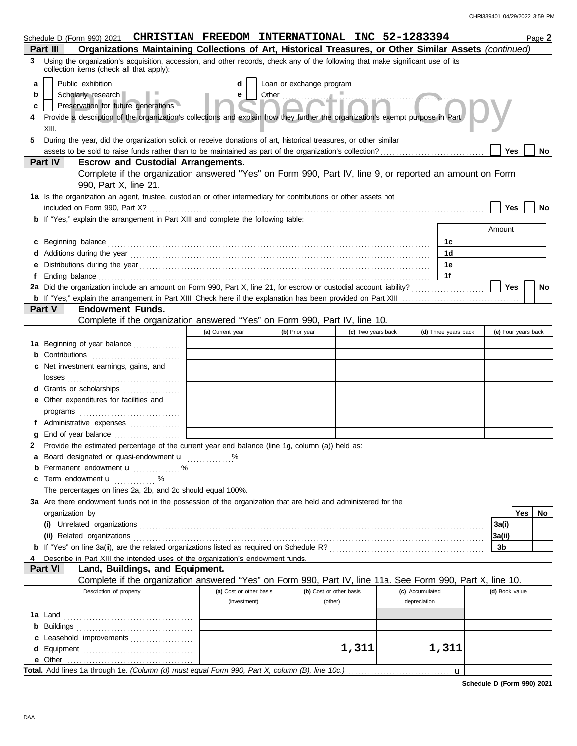Schedule D (Form 990) 2021 **CHRISTIAN FREEDOM INTERNATIONAL INC 52-1283394** Page **2**

## Part III Organizations Maintaining Collections of Art, Historical Treasures, or Other Similar Assets *(continued)*

**3** Using the organization's acquisition, accession, and other records, check any of the following that make significant use of its collection items (check all that apply):

- **a** ☐ Public exhibition
- **b** ☐ Scholarly research
- **c** ☐ Preservation for future generations
- **d** ☐ Loan or exchange program
- **e** ☐ Other

**4** Provide a description of the organization's collections and explain how they further the organization's exempt purpose in Part XIII.

**5** During the year, did the organization solicit or receive donations of art, historical treasures, or other similar assets to be sold to raise funds rather than to be maintained as part of the organization's collection? ☐ Yes ☐ No

## Part IV Escrow and Custodial Arrangements.

Complete if the organization answered "Yes" on Form 990, Part IV, line 9, or reported an amount on Form 990, Part X, line 21.

**1a** Is the organization an agent, trustee, custodian or other intermediary for contributions or other assets not included on Form 990, Part X? ☐ Yes ☐ No

**b** If "Yes," explain the arrangement in Part XIII and complete the following table:

| | | Amount |
|---|---|---|
| **c** Beginning balance | 1c | |
| **d** Additions during the year | 1d | |
| **e** Distributions during the year | 1e | |
| **f** Ending balance | 1f | |

**2a** Did the organization include an amount on Form 990, Part X, line 21, for escrow or custodial account liability? ☐ Yes ☐ No

**b** If "Yes," explain the arrangement in Part XIII. Check here if the explanation has been provided on Part XIII ☐

## Part V Endowment Funds.

Complete if the organization answered "Yes" on Form 990, Part IV, line 10.

| | (a) Current year | (b) Prior year | (c) Two years back | (d) Three years back | (e) Four years back |
|---|---|---|---|---|---|
| **1a** Beginning of year balance | | | | | |
| **b** Contributions | | | | | |
| **c** Net investment earnings, gains, and losses | | | | | |
| **d** Grants or scholarships | | | | | |
| **e** Other expenditures for facilities and programs | | | | | |
| **f** Administrative expenses | | | | | |
| **g** End of year balance | | | | | |

**2** Provide the estimated percentage of the current year end balance (line 1g, column (a)) held as:

- **a** Board designated or quasi-endowment u ______ %
- **b** Permanent endowment u ______ %
- **c** Term endowment u ______ %

The percentages on lines 2a, 2b, and 2c should equal 100%.

**3a** Are there endowment funds not in the possession of the organization that are held and administered for the organization by:

| | | Yes | No |
|---|---|---|---|
| **(i)** Unrelated organizations | 3a(i) | | |
| **(ii)** Related organizations | 3a(ii) | | |
| **b** If "Yes" on line 3a(ii), are the related organizations listed as required on Schedule R? | 3b | | |

**4** Describe in Part XIII the intended uses of the organization's endowment funds.

## Part VI Land, Buildings, and Equipment.

Complete if the organization answered "Yes" on Form 990, Part IV, line 11a. See Form 990, Part X, line 10.

| Description of property | (a) Cost or other basis (investment) | (b) Cost or other basis (other) | (c) Accumulated depreciation | (d) Book value |
|---|---|---|---|---|
| **1a** Land | | | | |
| **b** Buildings | | | | |
| **c** Leasehold improvements | | | | |
| **d** Equipment | | 1,311 | 1,311 | |
| **e** Other | | | | |

**Total.** Add lines 1a through 1e. *(Column (d) must equal Form 990, Part X, column (B), line 10c.)* u

**Schedule D (Form 990) 2021**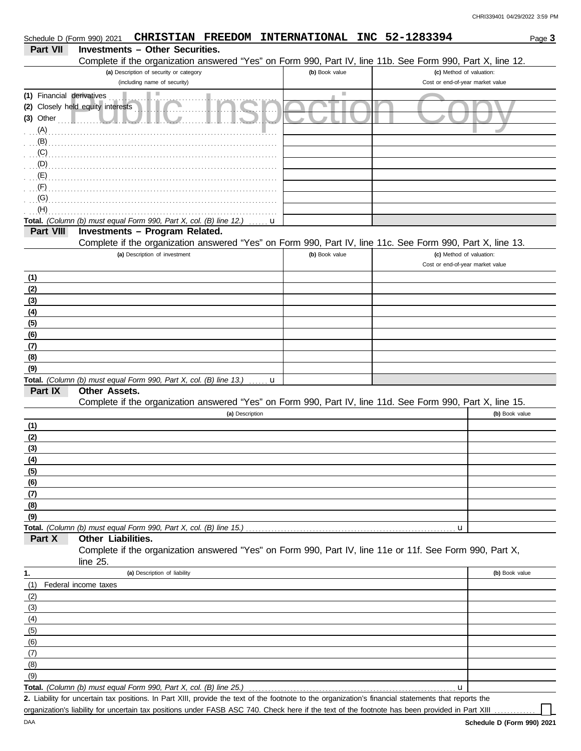Schedule D (Form 990) 2021 **CHRISTIAN FREEDOM INTERNATIONAL INC 52-1283394** Page **3**

## Part VII Investments – Other Securities.

Complete if the organization answered "Yes" on Form 990, Part IV, line 11b. See Form 990, Part X, line 12.

| (a) Description of security or category (including name of security) | (b) Book value | (c) Method of valuation: Cost or end-of-year market value |
|---|---|---|
| (1) Financial derivatives | | |
| (2) Closely held equity interests | | |
| (3) Other | | |
| (A) | | |
| (B) | | |
| (C) | | |
| (D) | | |
| (E) | | |
| (F) | | |
| (G) | | |
| (H) | | |
| **Total.** *(Column (b) must equal Form 990, Part X, col. (B) line 12.)* u | | |

## Part VIII Investments – Program Related.

Complete if the organization answered "Yes" on Form 990, Part IV, line 11c. See Form 990, Part X, line 13.

| (a) Description of investment | (b) Book value | (c) Method of valuation: Cost or end-of-year market value |
|---|---|---|
| (1) | | |
| (2) | | |
| (3) | | |
| (4) | | |
| (5) | | |
| (6) | | |
| (7) | | |
| (8) | | |
| (9) | | |
| **Total.** *(Column (b) must equal Form 990, Part X, col. (B) line 13.)* u | | |

## Part IX Other Assets.

Complete if the organization answered "Yes" on Form 990, Part IV, line 11d. See Form 990, Part X, line 15.

| (a) Description | (b) Book value |
|---|---|
| (1) | |
| (2) | |
| (3) | |
| (4) | |
| (5) | |
| (6) | |
| (7) | |
| (8) | |
| (9) | |
| **Total.** *(Column (b) must equal Form 990, Part X, col. (B) line 15.)* u | |

## Part X Other Liabilities.

Complete if the organization answered "Yes" on Form 990, Part IV, line 11e or 11f. See Form 990, Part X, line 25.

| 1. (a) Description of liability | (b) Book value |
|---|---|
| (1) Federal income taxes | |
| (2) | |
| (3) | |
| (4) | |
| (5) | |
| (6) | |
| (7) | |
| (8) | |
| (9) | |
| **Total.** *(Column (b) must equal Form 990, Part X, col. (B) line 25.)* u | |

**2.** Liability for uncertain tax positions. In Part XIII, provide the text of the footnote to the organization's financial statements that reports the organization's liability for uncertain tax positions under FASB ASC 740. Check here if the text of the footnote has been provided in Part XIII ☐

DAA **Schedule D (Form 990) 2021**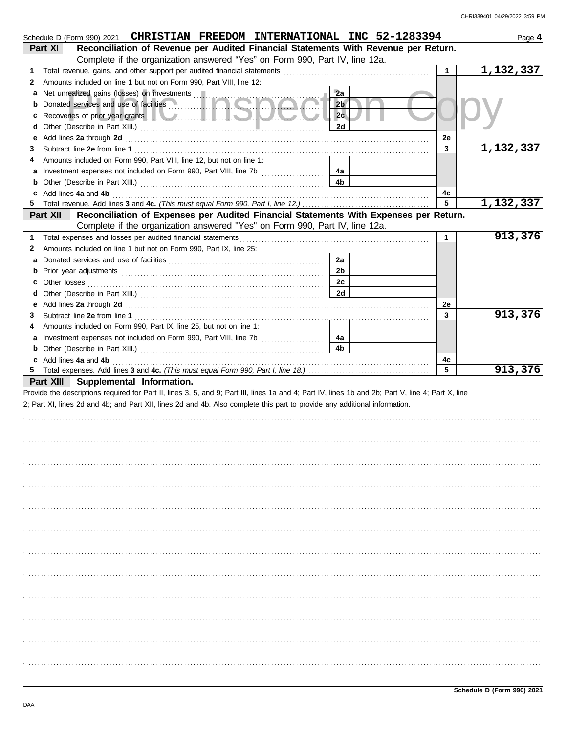Schedule D (Form 990) 2021 **CHRISTIAN FREEDOM INTERNATIONAL INC 52-1283394** Page **4**

## Part XI Reconciliation of Revenue per Audited Financial Statements With Revenue per Return.

Complete if the organization answered "Yes" on Form 990, Part IV, line 12a.

| | | | | | |
|---|---|---|---|---|---|
| **1** | Total revenue, gains, and other support per audited financial statements | | | 1 | 1,132,337 |
| **2** | Amounts included on line 1 but not on Form 990, Part VIII, line 12: | | | | |
| **a** | Net unrealized gains (losses) on investments | 2a | | | |
| **b** | Donated services and use of facilities | 2b | | | |
| **c** | Recoveries of prior year grants | 2c | | | |
| **d** | Other (Describe in Part XIII.) | 2d | | | |
| **e** | Add lines **2a** through **2d** | | | 2e | |
| **3** | Subtract line **2e** from line **1** | | | 3 | 1,132,337 |
| **4** | Amounts included on Form 990, Part VIII, line 12, but not on line 1: | | | | |
| **a** | Investment expenses not included on Form 990, Part VIII, line 7b | 4a | | | |
| **b** | Other (Describe in Part XIII.) | 4b | | | |
| **c** | Add lines **4a** and **4b** | | | 4c | |
| **5** | Total revenue. Add lines **3** and **4c.** *(This must equal Form 990, Part I, line 12.)* | | | 5 | 1,132,337 |

## Part XII Reconciliation of Expenses per Audited Financial Statements With Expenses per Return.

Complete if the organization answered "Yes" on Form 990, Part IV, line 12a.

| | | | | | |
|---|---|---|---|---|---|
| **1** | Total expenses and losses per audited financial statements | | | 1 | 913,376 |
| **2** | Amounts included on line 1 but not on Form 990, Part IX, line 25: | | | | |
| **a** | Donated services and use of facilities | 2a | | | |
| **b** | Prior year adjustments | 2b | | | |
| **c** | Other losses | 2c | | | |
| **d** | Other (Describe in Part XIII.) | 2d | | | |
| **e** | Add lines **2a** through **2d** | | | 2e | |
| **3** | Subtract line **2e** from line **1** | | | 3 | 913,376 |
| **4** | Amounts included on Form 990, Part IX, line 25, but not on line 1: | | | | |
| **a** | Investment expenses not included on Form 990, Part VIII, line 7b | 4a | | | |
| **b** | Other (Describe in Part XIII.) | 4b | | | |
| **c** | Add lines **4a** and **4b** | | | 4c | |
| **5** | Total expenses. Add lines **3** and **4c.** *(This must equal Form 990, Part I, line 18.)* | | | 5 | 913,376 |

## Part XIII Supplemental Information.

Provide the descriptions required for Part II, lines 3, 5, and 9; Part III, lines 1a and 4; Part IV, lines 1b and 2b; Part V, line 4; Part X, line 2; Part XI, lines 2d and 4b; and Part XII, lines 2d and 4b. Also complete this part to provide any additional information.

**Schedule D (Form 990) 2021**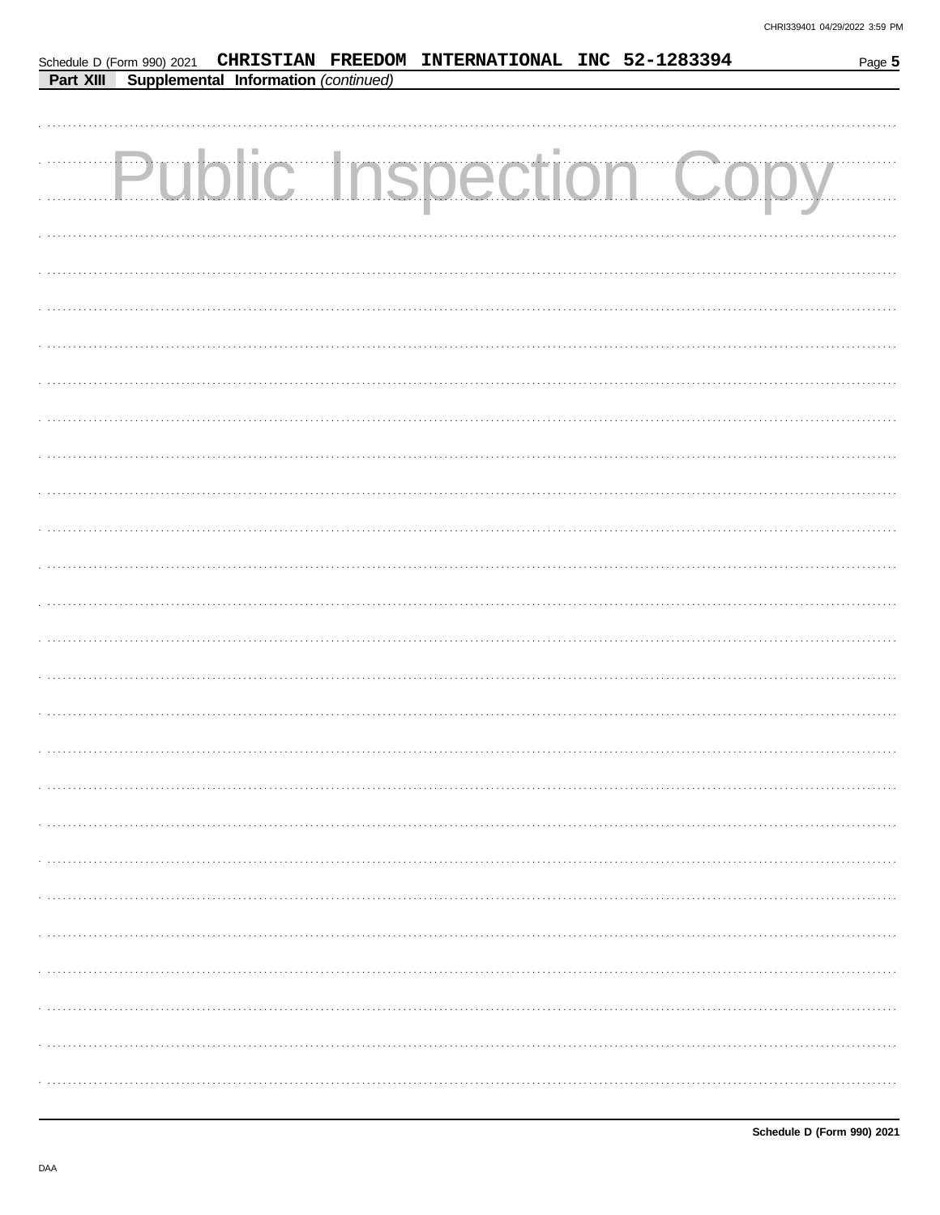Schedule D (Form 990) 2021 CHRISTIAN FREEDOM INTERNATIONAL INC 52-1283394

**Part XIII** **Supplemental Information** *(continued)*

Public Inspection Copy

**Schedule D (Form 990) 2021**

DAA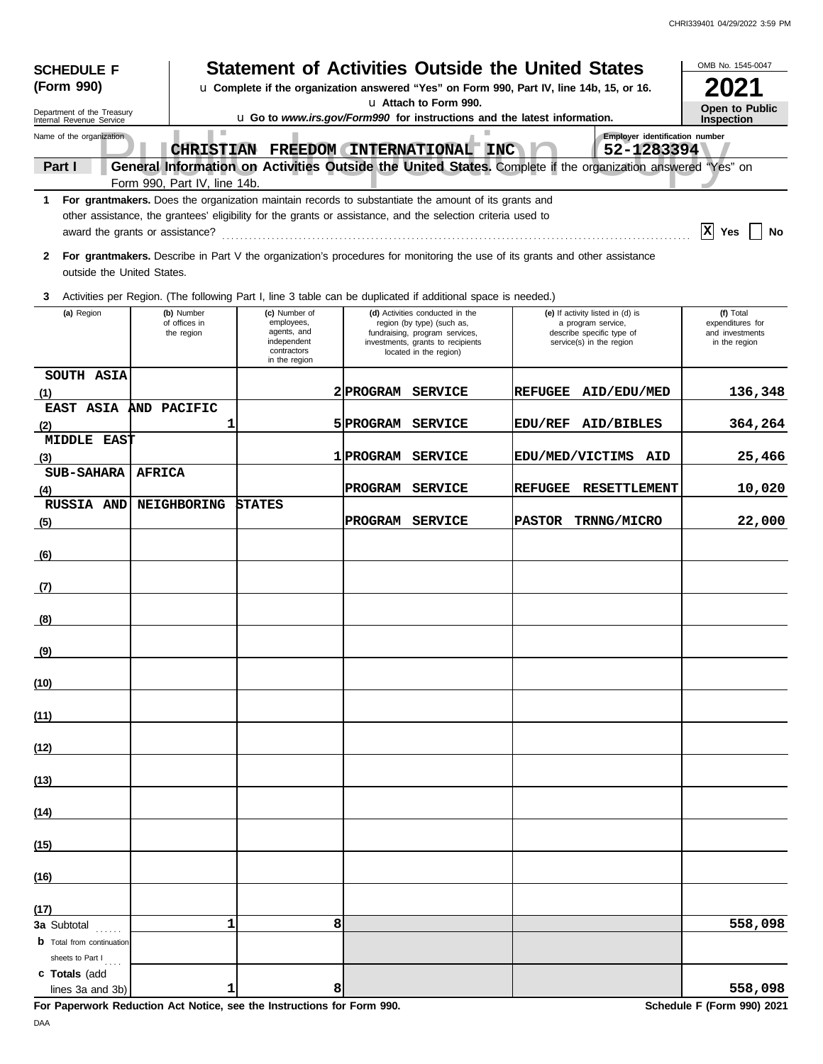**SCHEDULE F (Form 990)**

Department of the Treasury
Internal Revenue Service

# Statement of Activities Outside the United States

u Complete if the organization answered "Yes" on Form 990, Part IV, line 14b, 15, or 16.
u Attach to Form 990.
u Go to *www.irs.gov/Form990* for instructions and the latest information.

OMB No. 1545-0047

**2021**

**Open to Public Inspection**

Name of the organization: CHRISTIAN FREEDOM INTERNATIONAL INC

Employer identification number: 52-1283394

**Part I** **General Information on Activities Outside the United States.** Complete if the organization answered "Yes" on Form 990, Part IV, line 14b.

**1** **For grantmakers.** Does the organization maintain records to substantiate the amount of its grants and other assistance, the grantees' eligibility for the grants or assistance, and the selection criteria used to award the grants or assistance? .......... [X] Yes [ ] No

**2** **For grantmakers.** Describe in Part V the organization's procedures for monitoring the use of its grants and other assistance outside the United States.

**3** Activities per Region. (The following Part I, line 3 table can be duplicated if additional space is needed.)

| | (a) Region | (b) Number of offices in the region | (c) Number of employees, agents, and independent contractors in the region | (d) Activities conducted in the region (by type) (such as, fundraising, program services, investments, grants to recipients located in the region) | (e) If activity listed in (d) is a program service, describe specific type of service(s) in the region | (f) Total expenditures for and investments in the region |
|---|---|---|---|---|---|---|
| (1) | SOUTH ASIA | | 2 | PROGRAM SERVICE | REFUGEE AID/EDU/MED | 136,348 |
| (2) | EAST ASIA AND PACIFIC | 1 | 5 | PROGRAM SERVICE | EDU/REF AID/BIBLES | 364,264 |
| (3) | MIDDLE EAST | | 1 | PROGRAM SERVICE | EDU/MED/VICTIMS AID | 25,466 |
| (4) | SUB-SAHARA AFRICA | | | PROGRAM SERVICE | REFUGEE RESETTLEMENT | 10,020 |
| (5) | RUSSIA AND NEIGHBORING STATES | | | PROGRAM SERVICE | PASTOR TRNNG/MICRO | 22,000 |
| (6) | | | | | | |
| (7) | | | | | | |
| (8) | | | | | | |
| (9) | | | | | | |
| (10) | | | | | | |
| (11) | | | | | | |
| (12) | | | | | | |
| (13) | | | | | | |
| (14) | | | | | | |
| (15) | | | | | | |
| (16) | | | | | | |
| (17) | | | | | | |
| **3a** | Subtotal | 1 | 8 | | | 558,098 |
| **b** | Total from continuation sheets to Part I | | | | | |
| **c** | **Totals** (add lines 3a and 3b) | 1 | 8 | | | 558,098 |

**For Paperwork Reduction Act Notice, see the Instructions for Form 990.** **Schedule F (Form 990) 2021**

DAA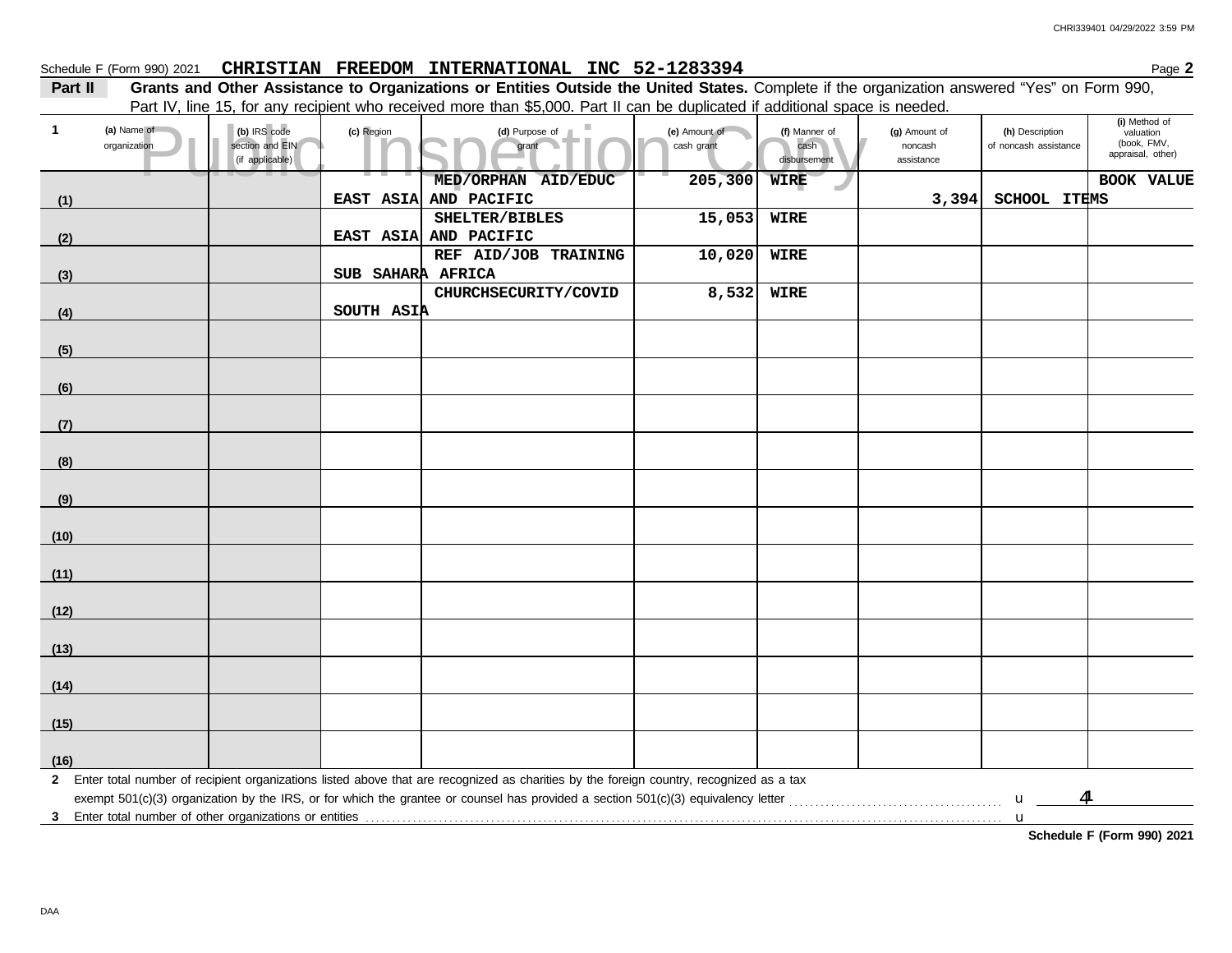Schedule F (Form 990) 2021 **CHRISTIAN FREEDOM INTERNATIONAL INC 52-1283394** Page **2**

**Part II** **Grants and Other Assistance to Organizations or Entities Outside the United States.** Complete if the organization answered "Yes" on Form 990, Part IV, line 15, for any recipient who received more than $5,000. Part II can be duplicated if additional space is needed.

| 1 | (a) Name of organization | (b) IRS code section and EIN (if applicable) | (c) Region | (d) Purpose of grant | (e) Amount of cash grant | (f) Manner of cash disbursement | (g) Amount of noncash assistance | (h) Description of noncash assistance | (i) Method of valuation (book, FMV, appraisal, other) |
|---|---|---|---|---|---|---|---|---|---|
| (1) | | | EAST ASIA AND PACIFIC | MED/ORPHAN AID/EDUC | 205,300 | WIRE | 3,394 | SCHOOL ITEMS | BOOK VALUE |
| (2) | | | EAST ASIA AND PACIFIC | SHELTER/BIBLES | 15,053 | WIRE | | | |
| (3) | | | SUB SAHARA AFRICA | REF AID/JOB TRAINING | 10,020 | WIRE | | | |
| (4) | | | SOUTH ASIA | CHURCHSECURITY/COVID | 8,532 | WIRE | | | |
| (5) | | | | | | | | | |
| (6) | | | | | | | | | |
| (7) | | | | | | | | | |
| (8) | | | | | | | | | |
| (9) | | | | | | | | | |
| (10) | | | | | | | | | |
| (11) | | | | | | | | | |
| (12) | | | | | | | | | |
| (13) | | | | | | | | | |
| (14) | | | | | | | | | |
| (15) | | | | | | | | | |
| (16) | | | | | | | | | |

**2** Enter total number of recipient organizations listed above that are recognized as charities by the foreign country, recognized as a tax exempt 501(c)(3) organization by the IRS, or for which the grantee or counsel has provided a section 501(c)(3) equivalency letter ..... 4

**3** Enter total number of other organizations or entities .....

**Schedule F (Form 990) 2021**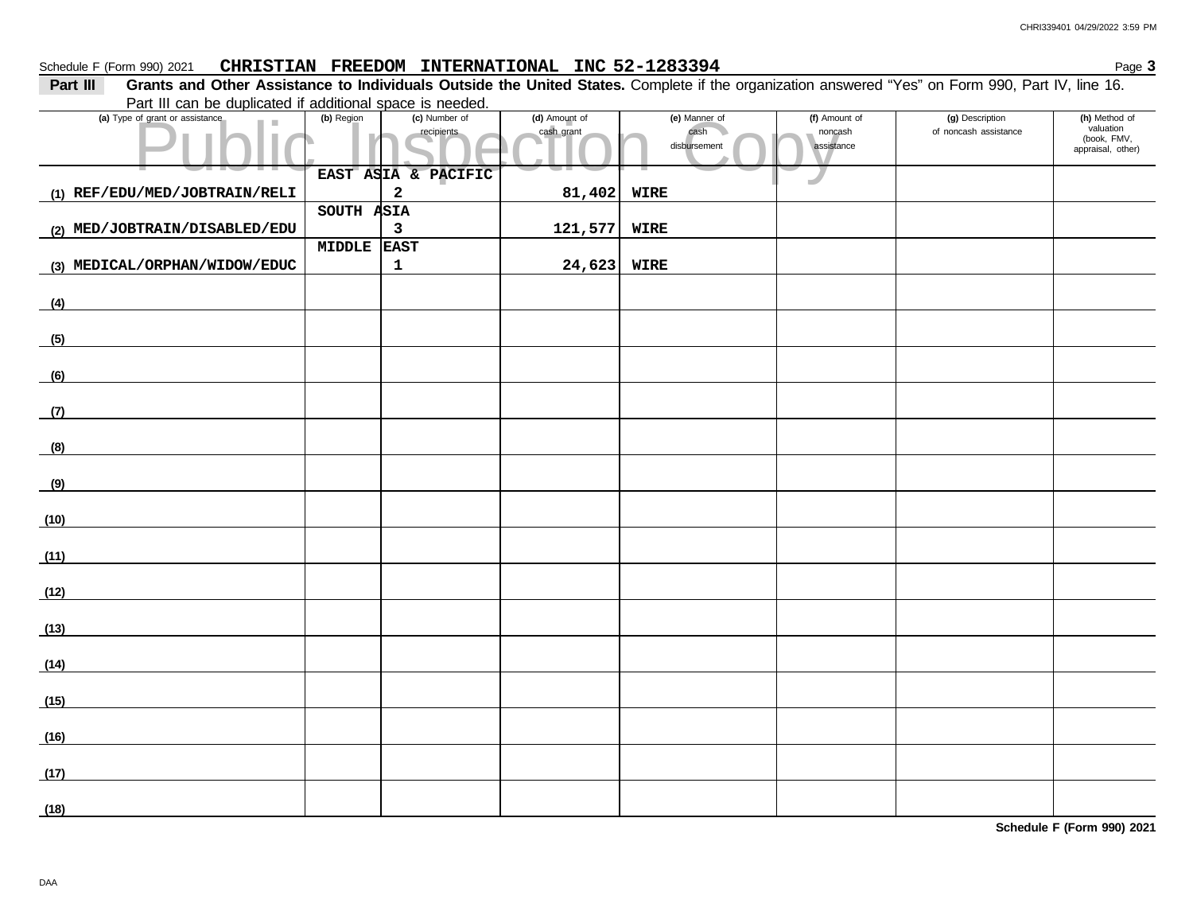Schedule F (Form 990) 2021 **CHRISTIAN FREEDOM INTERNATIONAL INC 52-1283394** Page **3**

**Part III** **Grants and Other Assistance to Individuals Outside the United States.** Complete if the organization answered "Yes" on Form 990, Part IV, line 16. Part III can be duplicated if additional space is needed.

Public Inspection Copy

| (a) Type of grant or assistance | (b) Region | (c) Number of recipients | (d) Amount of cash grant | (e) Manner of cash disbursement | (f) Amount of noncash assistance | (g) Description of noncash assistance | (h) Method of valuation (book, FMV, appraisal, other) |
|---|---|---|---|---|---|---|---|
| (1) REF/EDU/MED/JOBTRAIN/RELI | EAST ASIA & PACIFIC | 2 | 81,402 | WIRE | | | |
| (2) MED/JOBTRAIN/DISABLED/EDU | SOUTH ASIA | 3 | 121,577 | WIRE | | | |
| (3) MEDICAL/ORPHAN/WIDOW/EDUC | MIDDLE EAST | 1 | 24,623 | WIRE | | | |
| (4) | | | | | | | |
| (5) | | | | | | | |
| (6) | | | | | | | |
| (7) | | | | | | | |
| (8) | | | | | | | |
| (9) | | | | | | | |
| (10) | | | | | | | |
| (11) | | | | | | | |
| (12) | | | | | | | |
| (13) | | | | | | | |
| (14) | | | | | | | |
| (15) | | | | | | | |
| (16) | | | | | | | |
| (17) | | | | | | | |
| (18) | | | | | | | |

**Schedule F (Form 990) 2021**

DAA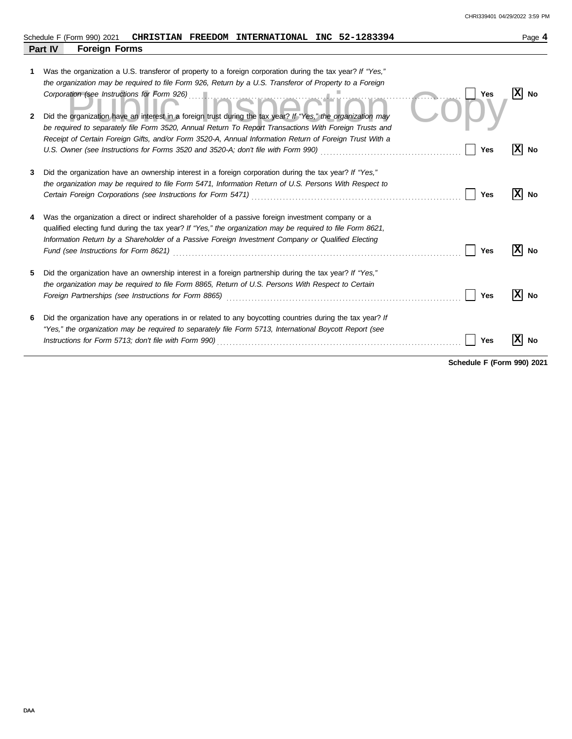Schedule F (Form 990) 2021 **CHRISTIAN FREEDOM INTERNATIONAL INC 52-1283394** Page **4**

## Part IV Foreign Forms

| | | | |
|---|---|---|---|
| **1** | Was the organization a U.S. transferor of property to a foreign corporation during the tax year? *If "Yes," the organization may be required to file Form 926, Return by a U.S. Transferor of Property to a Foreign Corporation (see Instructions for Form 926)* | Yes | [X] No |
| **2** | Did the organization have an interest in a foreign trust during the tax year? *If "Yes," the organization may be required to separately file Form 3520, Annual Return To Report Transactions With Foreign Trusts and Receipt of Certain Foreign Gifts, and/or Form 3520-A, Annual Information Return of Foreign Trust With a U.S. Owner (see Instructions for Forms 3520 and 3520-A; don't file with Form 990)* | Yes | [X] No |
| **3** | Did the organization have an ownership interest in a foreign corporation during the tax year? *If "Yes," the organization may be required to file Form 5471, Information Return of U.S. Persons With Respect to Certain Foreign Corporations (see Instructions for Form 5471)* | Yes | [X] No |
| **4** | Was the organization a direct or indirect shareholder of a passive foreign investment company or a qualified electing fund during the tax year? *If "Yes," the organization may be required to file Form 8621, Information Return by a Shareholder of a Passive Foreign Investment Company or Qualified Electing Fund (see Instructions for Form 8621)* | Yes | [X] No |
| **5** | Did the organization have an ownership interest in a foreign partnership during the tax year? *If "Yes," the organization may be required to file Form 8865, Return of U.S. Persons With Respect to Certain Foreign Partnerships (see Instructions for Form 8865)* | Yes | [X] No |
| **6** | Did the organization have any operations in or related to any boycotting countries during the tax year? *If "Yes," the organization may be required to separately file Form 5713, International Boycott Report (see Instructions for Form 5713; don't file with Form 990)* | Yes | [X] No |

**Schedule F (Form 990) 2021**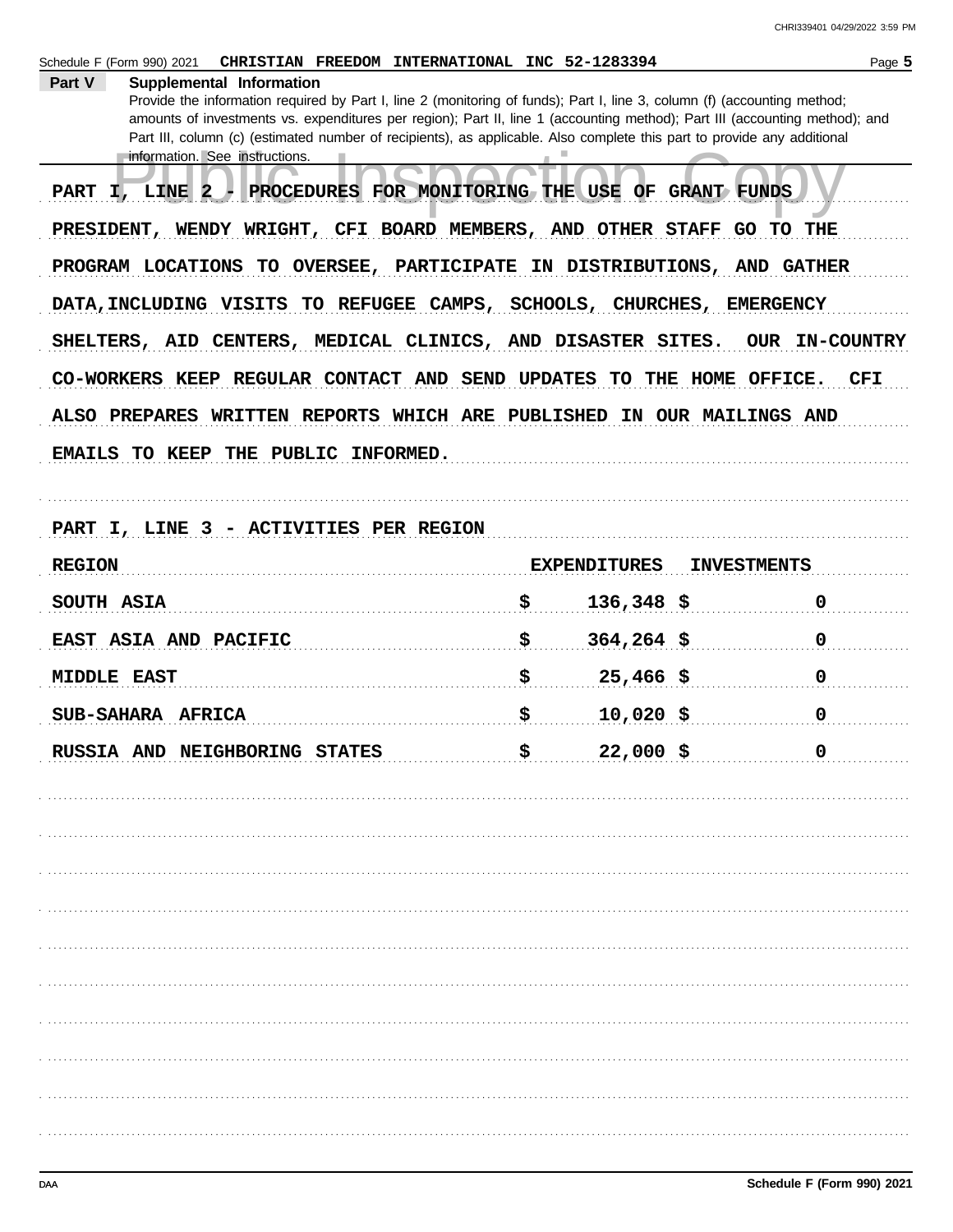Schedule F (Form 990) 2021 CHRISTIAN FREEDOM INTERNATIONAL INC 52-1283394

## Part V Supplemental Information

Provide the information required by Part I, line 2 (monitoring of funds); Part I, line 3, column (f) (accounting method; amounts of investments vs. expenditures per region); Part II, line 1 (accounting method); Part III (accounting method); and Part III, column (c) (estimated number of recipients), as applicable. Also complete this part to provide any additional information. See instructions.

PART I, LINE 2 - PROCEDURES FOR MONITORING THE USE OF GRANT FUNDS

PRESIDENT, WENDY WRIGHT, CFI BOARD MEMBERS, AND OTHER STAFF GO TO THE PROGRAM LOCATIONS TO OVERSEE, PARTICIPATE IN DISTRIBUTIONS, AND GATHER DATA,INCLUDING VISITS TO REFUGEE CAMPS, SCHOOLS, CHURCHES, EMERGENCY SHELTERS, AID CENTERS, MEDICAL CLINICS, AND DISASTER SITES. OUR IN-COUNTRY CO-WORKERS KEEP REGULAR CONTACT AND SEND UPDATES TO THE HOME OFFICE. CFI ALSO PREPARES WRITTEN REPORTS WHICH ARE PUBLISHED IN OUR MAILINGS AND EMAILS TO KEEP THE PUBLIC INFORMED.

PART I, LINE 3 - ACTIVITIES PER REGION

| REGION | EXPENDITURES | INVESTMENTS |
|---|---|---|
| SOUTH ASIA | $ 136,348 | $ 0 |
| EAST ASIA AND PACIFIC | $ 364,264 | $ 0 |
| MIDDLE EAST | $ 25,466 | $ 0 |
| SUB-SAHARA AFRICA | $ 10,020 | $ 0 |
| RUSSIA AND NEIGHBORING STATES | $ 22,000 | $ 0 |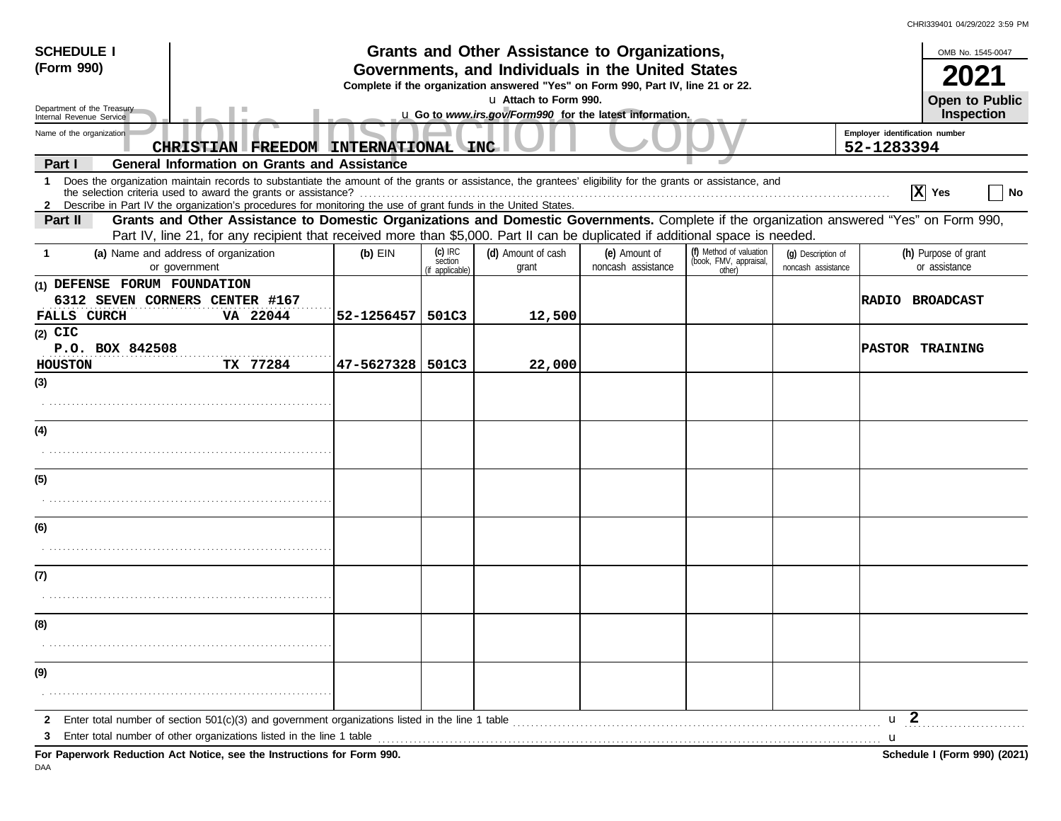CHRI339401 04/29/2022 3:59 PM

**SCHEDULE I (Form 990)**

Department of the Treasury
Internal Revenue Service

# Grants and Other Assistance to Organizations, Governments, and Individuals in the United States

**Complete if the organization answered "Yes" on Form 990, Part IV, line 21 or 22.**

u Attach to Form 990.

u **Go to *www.irs.gov/Form990* for the latest information.**

OMB No. 1545-0047

**2021**

**Open to Public Inspection**

Public Inspection Copy

Name of the organization: **CHRISTIAN FREEDOM INTERNATIONAL INC**

Employer identification number: **52-1283394**

**Part I General Information on Grants and Assistance**

**1** Does the organization maintain records to substantiate the amount of the grants or assistance, the grantees' eligibility for the grants or assistance, and the selection criteria used to award the grants or assistance? ..... [X] **Yes** [ ] **No**

**2** Describe in Part IV the organization's procedures for monitoring the use of grant funds in the United States.

**Part II Grants and Other Assistance to Domestic Organizations and Domestic Governments.** Complete if the organization answered "Yes" on Form 990, Part IV, line 21, for any recipient that received more than $5,000. Part II can be duplicated if additional space is needed.

| 1 | (a) Name and address of organization or government | (b) EIN | (c) IRC section (if applicable) | (d) Amount of cash grant | (e) Amount of noncash assistance | (f) Method of valuation (book, FMV, appraisal, other) | (g) Description of noncash assistance | (h) Purpose of grant or assistance |
|---|---|---|---|---|---|---|---|---|
| (1) | DEFENSE FORUM FOUNDATION<br>6312 SEVEN CORNERS CENTER #167<br>FALLS CURCH VA 22044 | 52-1256457 | 501C3 | 12,500 | | | | RADIO BROADCAST |
| (2) | CIC<br>P.O. BOX 842508<br>HOUSTON TX 77284 | 47-5627328 | 501C3 | 22,000 | | | | PASTOR TRAINING |
| (3) | | | | | | | | |
| (4) | | | | | | | | |
| (5) | | | | | | | | |
| (6) | | | | | | | | |
| (7) | | | | | | | | |
| (8) | | | | | | | | |
| (9) | | | | | | | | |

**2** Enter total number of section 501(c)(3) and government organizations listed in the line 1 table ..... u **2**

**3** Enter total number of other organizations listed in the line 1 table ..... u

**For Paperwork Reduction Act Notice, see the Instructions for Form 990.**

**Schedule I (Form 990) (2021)**

DAA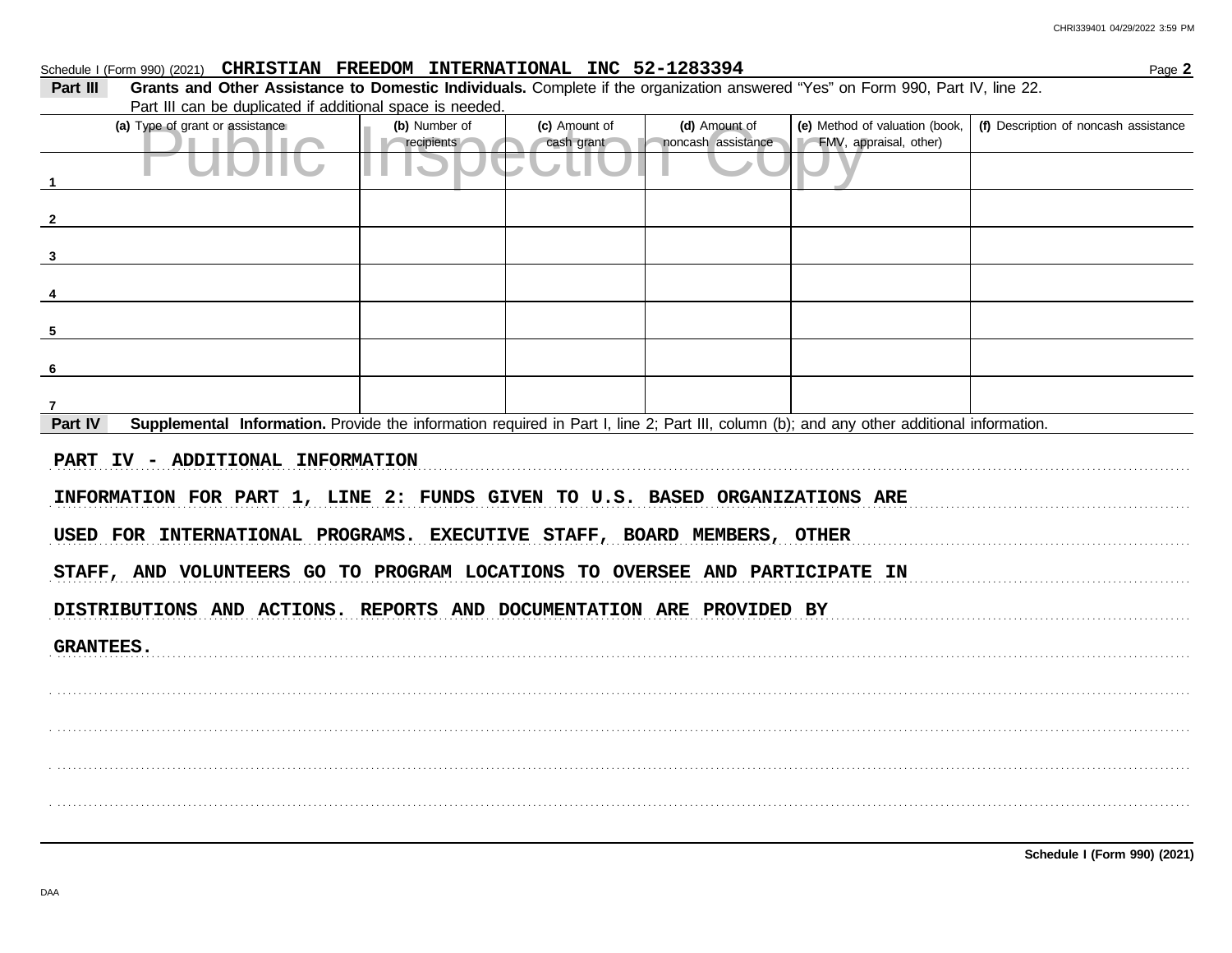Schedule I (Form 990) (2021) **CHRISTIAN FREEDOM INTERNATIONAL INC 52-1283394** Page **2**

**Part III** **Grants and Other Assistance to Domestic Individuals.** Complete if the organization answered "Yes" on Form 990, Part IV, line 22. Part III can be duplicated if additional space is needed.

| (a) Type of grant or assistance | (b) Number of recipients | (c) Amount of cash grant | (d) Amount of noncash assistance | (e) Method of valuation (book, FMV, appraisal, other) | (f) Description of noncash assistance |
|---|---|---|---|---|---|
| 1 | | | | | |
| 2 | | | | | |
| 3 | | | | | |
| 4 | | | | | |
| 5 | | | | | |
| 6 | | | | | |
| 7 | | | | | |

**Part IV** **Supplemental Information.** Provide the information required in Part I, line 2; Part III, column (b); and any other additional information.

PART IV - ADDITIONAL INFORMATION

INFORMATION FOR PART 1, LINE 2: FUNDS GIVEN TO U.S. BASED ORGANIZATIONS ARE USED FOR INTERNATIONAL PROGRAMS. EXECUTIVE STAFF, BOARD MEMBERS, OTHER STAFF, AND VOLUNTEERS GO TO PROGRAM LOCATIONS TO OVERSEE AND PARTICIPATE IN DISTRIBUTIONS AND ACTIONS. REPORTS AND DOCUMENTATION ARE PROVIDED BY GRANTEES.

**Schedule I (Form 990) (2021)**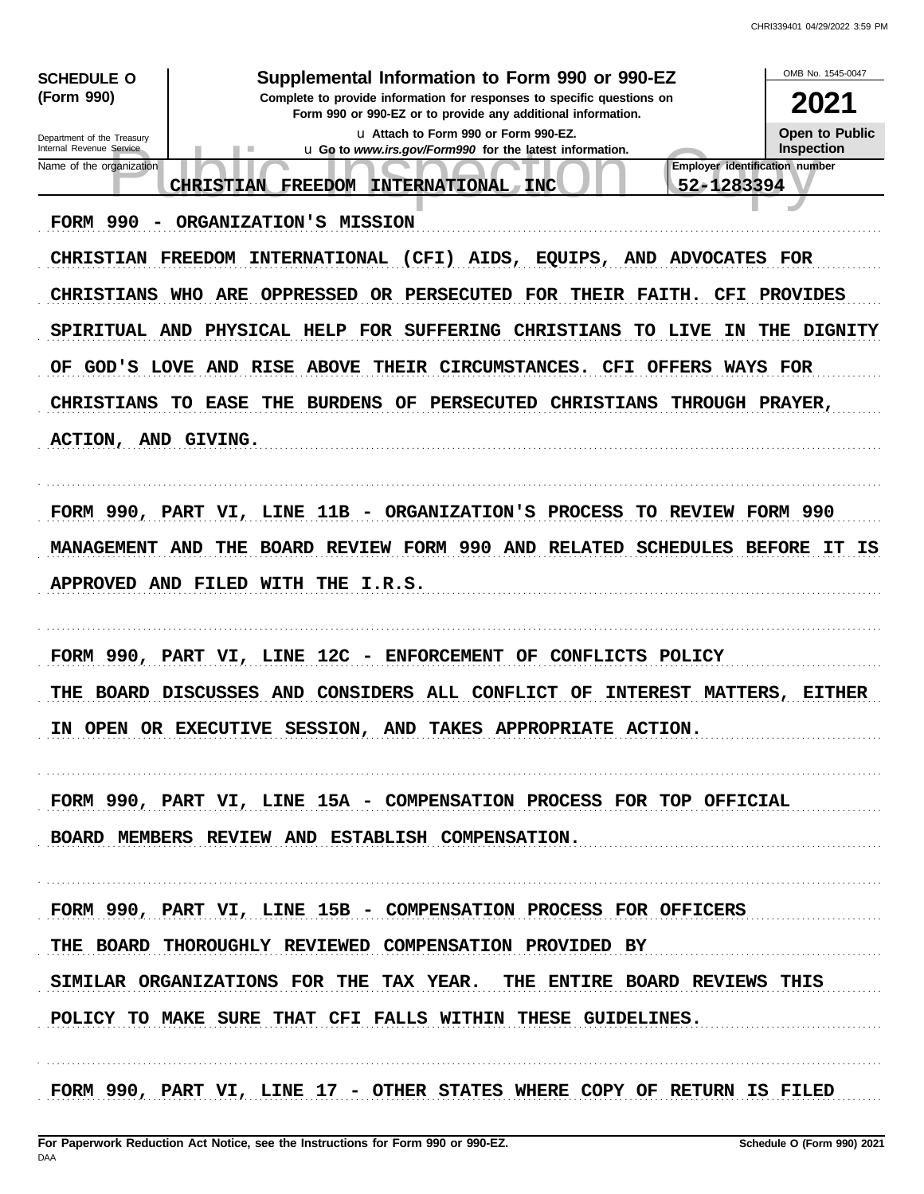**SCHEDULE O (Form 990)**

Department of the Treasury
Internal Revenue Service

# Supplemental Information to Form 990 or 990-EZ

**Complete to provide information for responses to specific questions on Form 990 or 990-EZ or to provide any additional information.**

u Attach to Form 990 or Form 990-EZ.

u Go to *www.irs.gov/Form990* for the latest information.

OMB No. 1545-0047

**2021**

**Open to Public Inspection**

Name of the organization: CHRISTIAN FREEDOM INTERNATIONAL INC

Employer identification number: 52-1283394

FORM 990 - ORGANIZATION'S MISSION

CHRISTIAN FREEDOM INTERNATIONAL (CFI) AIDS, EQUIPS, AND ADVOCATES FOR CHRISTIANS WHO ARE OPPRESSED OR PERSECUTED FOR THEIR FAITH. CFI PROVIDES SPIRITUAL AND PHYSICAL HELP FOR SUFFERING CHRISTIANS TO LIVE IN THE DIGNITY OF GOD'S LOVE AND RISE ABOVE THEIR CIRCUMSTANCES. CFI OFFERS WAYS FOR CHRISTIANS TO EASE THE BURDENS OF PERSECUTED CHRISTIANS THROUGH PRAYER, ACTION, AND GIVING.

FORM 990, PART VI, LINE 11B - ORGANIZATION'S PROCESS TO REVIEW FORM 990

MANAGEMENT AND THE BOARD REVIEW FORM 990 AND RELATED SCHEDULES BEFORE IT IS APPROVED AND FILED WITH THE I.R.S.

FORM 990, PART VI, LINE 12C - ENFORCEMENT OF CONFLICTS POLICY

THE BOARD DISCUSSES AND CONSIDERS ALL CONFLICT OF INTEREST MATTERS, EITHER IN OPEN OR EXECUTIVE SESSION, AND TAKES APPROPRIATE ACTION.

FORM 990, PART VI, LINE 15A - COMPENSATION PROCESS FOR TOP OFFICIAL

BOARD MEMBERS REVIEW AND ESTABLISH COMPENSATION.

FORM 990, PART VI, LINE 15B - COMPENSATION PROCESS FOR OFFICERS

THE BOARD THOROUGHLY REVIEWED COMPENSATION PROVIDED BY SIMILAR ORGANIZATIONS FOR THE TAX YEAR. THE ENTIRE BOARD REVIEWS THIS POLICY TO MAKE SURE THAT CFI FALLS WITHIN THESE GUIDELINES.

FORM 990, PART VI, LINE 17 - OTHER STATES WHERE COPY OF RETURN IS FILED

For Paperwork Reduction Act Notice, see the Instructions for Form 990 or 990-EZ.

Schedule O (Form 990) 2021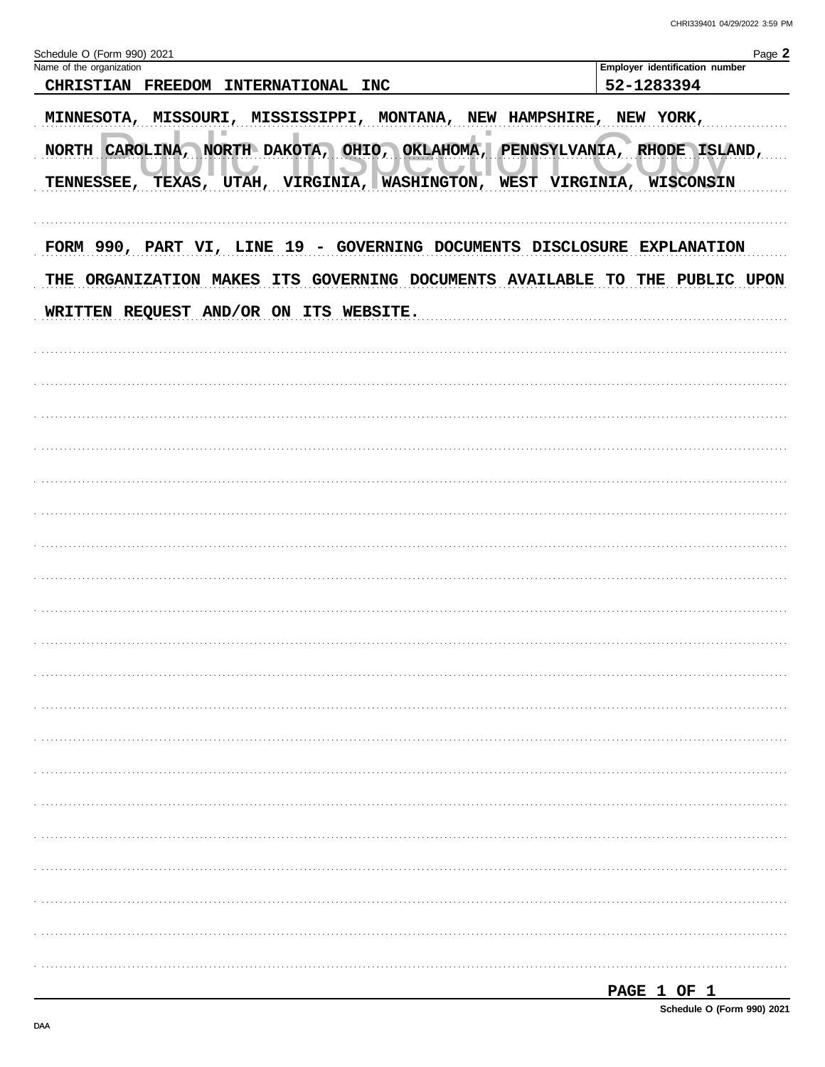Schedule O (Form 990) 2021

| Name of the organization | Employer identification number |
| --- | --- |
| CHRISTIAN FREEDOM INTERNATIONAL INC | 52-1283394 |

MINNESOTA, MISSOURI, MISSISSIPPI, MONTANA, NEW HAMPSHIRE, NEW YORK, NORTH CAROLINA, NORTH DAKOTA, OHIO, OKLAHOMA, PENNSYLVANIA, RHODE ISLAND, TENNESSEE, TEXAS, UTAH, VIRGINIA, WASHINGTON, WEST VIRGINIA, WISCONSIN

FORM 990, PART VI, LINE 19 - GOVERNING DOCUMENTS DISCLOSURE EXPLANATION

THE ORGANIZATION MAKES ITS GOVERNING DOCUMENTS AVAILABLE TO THE PUBLIC UPON WRITTEN REQUEST AND/OR ON ITS WEBSITE.

PAGE 1 OF 1

Schedule O (Form 990) 2021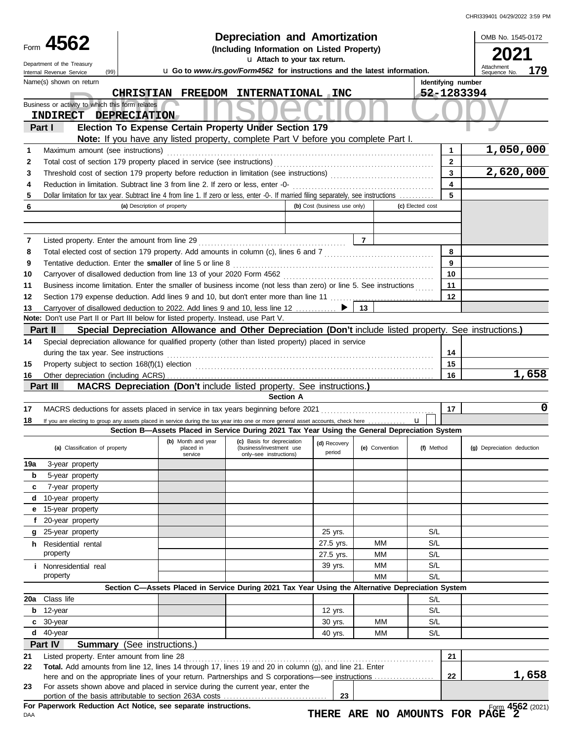CHRI339401 04/29/2022 3:59 PM

# Form 4562 — Depreciation and Amortization

**(Including Information on Listed Property)**

u Attach to your tax return.

Department of the Treasury
Internal Revenue Service (99)

u Go to *www.irs.gov/Form4562* for instructions and the latest information.

OMB No. 1545-0172

**2021**

Attachment Sequence No. **179**

Public Inspection Copy

| Name(s) shown on return | Identifying number |
|---|---|
| CHRISTIAN FREEDOM INTERNATIONAL INC | 52-1283394 |

Business or activity to which this form relates
INDIRECT DEPRECIATION

## Part I — Election To Expense Certain Property Under Section 179

**Note:** If you have any listed property, complete Part V before you complete Part I.

| | | | |
|---|---|---|---|
| 1 | Maximum amount (see instructions) | 1 | 1,050,000 |
| 2 | Total cost of section 179 property placed in service (see instructions) | 2 | |
| 3 | Threshold cost of section 179 property before reduction in limitation (see instructions) | 3 | 2,620,000 |
| 4 | Reduction in limitation. Subtract line 3 from line 2. If zero or less, enter -0- | 4 | |
| 5 | Dollar limitation for tax year. Subtract line 4 from line 1. If zero or less, enter -0-. If married filing separately, see instructions | 5 | |

| 6 | (a) Description of property | (b) Cost (business use only) | (c) Elected cost |
|---|---|---|---|
| | | | |
| | | | |

| | | | |
|---|---|---|---|
| 7 | Listed property. Enter the amount from line 29 | 7 | |
| 8 | Total elected cost of section 179 property. Add amounts in column (c), lines 6 and 7 | 8 | |
| 9 | Tentative deduction. Enter the **smaller** of line 5 or line 8 | 9 | |
| 10 | Carryover of disallowed deduction from line 13 of your 2020 Form 4562 | 10 | |
| 11 | Business income limitation. Enter the smaller of business income (not less than zero) or line 5. See instructions | 11 | |
| 12 | Section 179 expense deduction. Add lines 9 and 10, but don't enter more than line 11 | 12 | |
| 13 | Carryover of disallowed deduction to 2022. Add lines 9 and 10, less line 12 ▶ | 13 | |

**Note:** Don't use Part II or Part III below for listed property. Instead, use Part V.

## Part II — Special Depreciation Allowance and Other Depreciation (Don't include listed property. See instructions.)

| | | | |
|---|---|---|---|
| 14 | Special depreciation allowance for qualified property (other than listed property) placed in service during the tax year. See instructions | 14 | |
| 15 | Property subject to section 168(f)(1) election | 15 | |
| 16 | Other depreciation (including ACRS) | 16 | 1,658 |

## Part III — MACRS Depreciation (Don't include listed property. See instructions.)

### Section A

| | | | |
|---|---|---|---|
| 17 | MACRS deductions for assets placed in service in tax years beginning before 2021 | 17 | 0 |
| 18 | If you are electing to group any assets placed in service during the tax year into one or more general asset accounts, check here u | | |

### Section B—Assets Placed in Service During 2021 Tax Year Using the General Depreciation System

| | (a) Classification of property | (b) Month and year placed in service | (c) Basis for depreciation (business/investment use only–see instructions) | (d) Recovery period | (e) Convention | (f) Method | (g) Depreciation deduction |
|---|---|---|---|---|---|---|---|
| 19a | 3-year property | | | | | | |
| b | 5-year property | | | | | | |
| c | 7-year property | | | | | | |
| d | 10-year property | | | | | | |
| e | 15-year property | | | | | | |
| f | 20-year property | | | | | | |
| g | 25-year property | | | 25 yrs. | | S/L | |
| h | Residential rental property | | | 27.5 yrs. | MM | S/L | |
| | | | | 27.5 yrs. | MM | S/L | |
| i | Nonresidential real property | | | 39 yrs. | MM | S/L | |
| | | | | | MM | S/L | |

### Section C—Assets Placed in Service During 2021 Tax Year Using the Alternative Depreciation System

| | (a) Classification of property | (b) Month and year placed in service | (c) Basis for depreciation | (d) Recovery period | (e) Convention | (f) Method | (g) Depreciation deduction |
|---|---|---|---|---|---|---|---|
| 20a | Class life | | | | | S/L | |
| b | 12-year | | | 12 yrs. | | S/L | |
| c | 30-year | | | 30 yrs. | MM | S/L | |
| d | 40-year | | | 40 yrs. | MM | S/L | |

## Part IV — Summary (See instructions.)

| | | | |
|---|---|---|---|
| 21 | Listed property. Enter amount from line 28 | 21 | |
| 22 | **Total.** Add amounts from line 12, lines 14 through 17, lines 19 and 20 in column (g), and line 21. Enter here and on the appropriate lines of your return. Partnerships and S corporations—see instructions | 22 | 1,658 |
| 23 | For assets shown above and placed in service during the current year, enter the portion of the basis attributable to section 263A costs | 23 | |

**For Paperwork Reduction Act Notice, see separate instructions.**

DAA

**THERE ARE NO AMOUNTS FOR PAGE 2**

Form **4562** (2021)